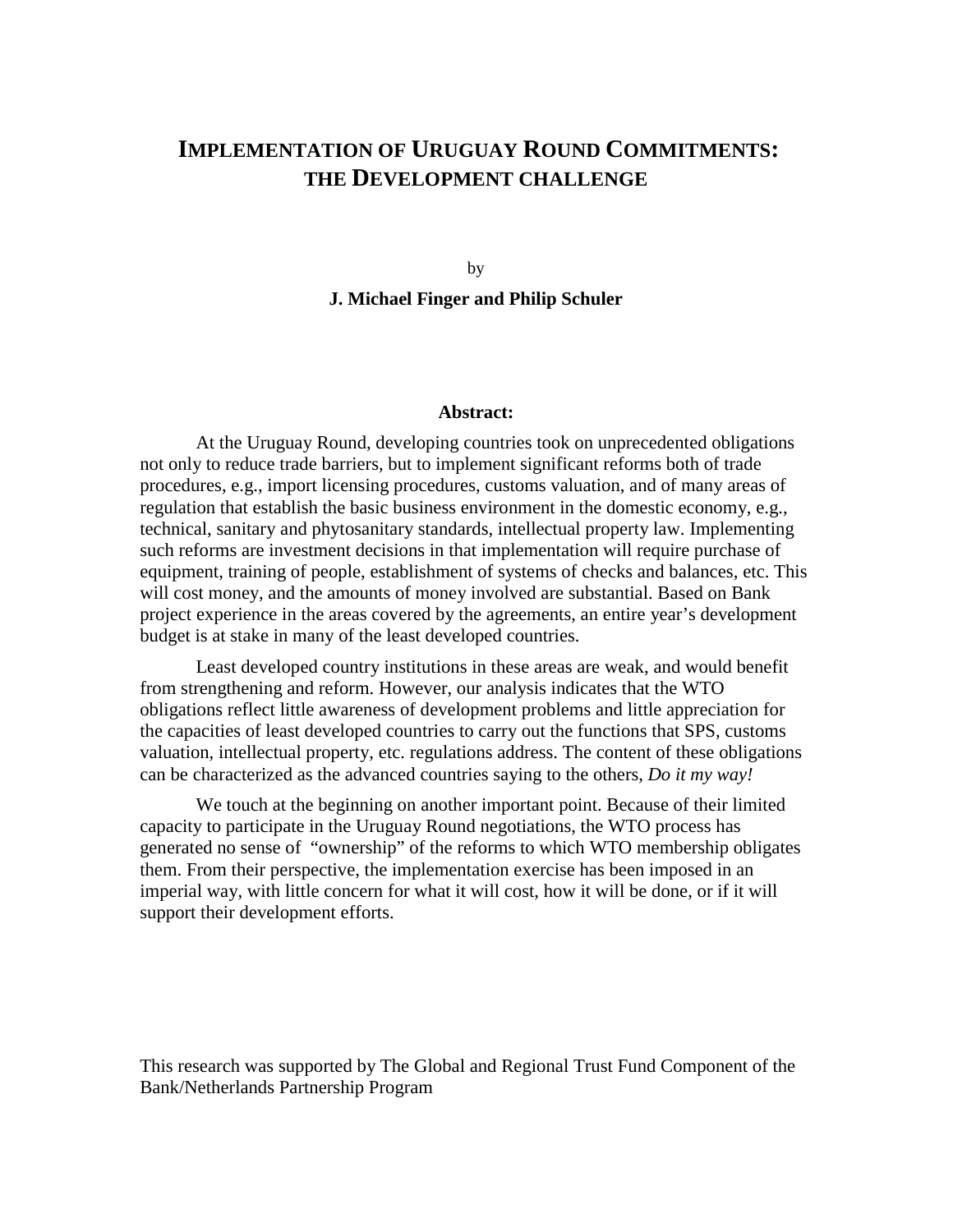# IMPLEMENTATION OF URUGUAY ROUND COMMITMENTS: THE DEVELOPMENT CHALLENGE

by

**J. Michael Finger and Philip Schuler**

**Abstract:**

At the Uruguay Round, developing countries took on unprecedented obligations not only to reduce trade barriers, but to implement significant reforms both of trade procedures, e.g., import licensing procedures, customs valuation, and of many areas of regulation that establish the basic business environment in the domestic economy, e.g., technical, sanitary and phytosanitary standards, intellectual property law. Implementing such reforms are investment decisions in that implementation will require purchase of equipment, training of people, establishment of systems of checks and balances, etc. This will cost money, and the amounts of money involved are substantial. Based on Bank project experience in the areas covered by the agreements, an entire year's development budget is at stake in many of the least developed countries.

Least developed country institutions in these areas are weak, and would benefit from strengthening and reform. However, our analysis indicates that the WTO obligations reflect little awareness of development problems and little appreciation for the capacities of least developed countries to carry out the functions that SPS, customs valuation, intellectual property, etc. regulations address. The content of these obligations can be characterized as the advanced countries saying to the others, *Do it my way!*

We touch at the beginning on another important point. Because of their limited capacity to participate in the Uruguay Round negotiations, the WTO process has generated no sense of "ownership" of the reforms to which WTO membership obligates them. From their perspective, the implementation exercise has been imposed in an imperial way, with little concern for what it will cost, how it will be done, or if it will support their development efforts.

This research was supported by The Global and Regional Trust Fund Component of the Bank/Netherlands Partnership Program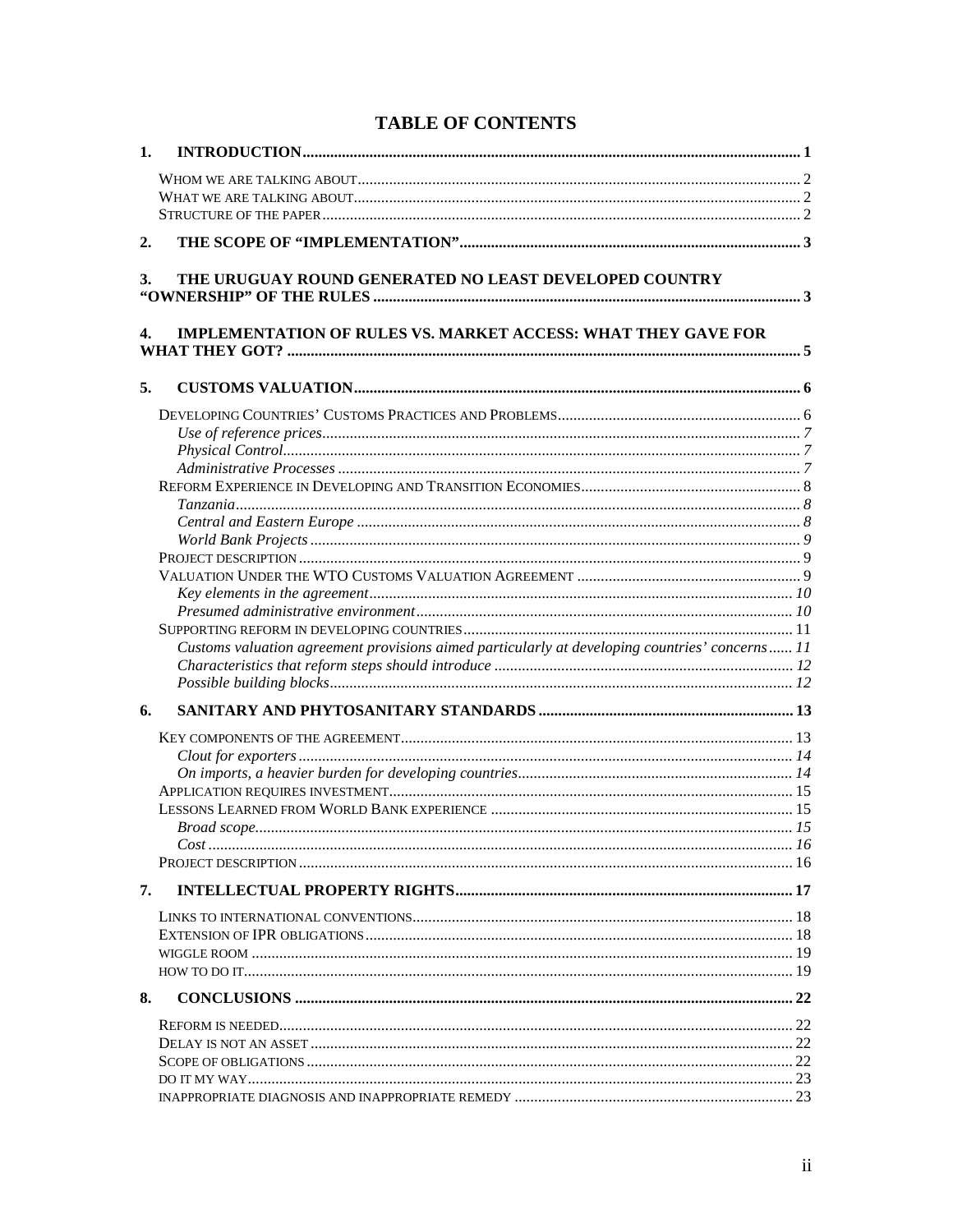# TABLE OF CONTENTS

**1. INTRODUCTION** ..... 1

- WHOM WE ARE TALKING ABOUT ..... 2
- WHAT WE ARE TALKING ABOUT ..... 2
- STRUCTURE OF THE PAPER ..... 2

**2. THE SCOPE OF "IMPLEMENTATION"** ..... 3

**3. THE URUGUAY ROUND GENERATED NO LEAST DEVELOPED COUNTRY "OWNERSHIP" OF THE RULES** ..... 3

**4. IMPLEMENTATION OF RULES VS. MARKET ACCESS: WHAT THEY GAVE FOR WHAT THEY GOT?** ..... 5

**5. CUSTOMS VALUATION** ..... 6

- DEVELOPING COUNTRIES' CUSTOMS PRACTICES AND PROBLEMS ..... 6
  - *Use of reference prices* ..... 7
  - *Physical Control* ..... 7
  - *Administrative Processes* ..... 7
- REFORM EXPERIENCE IN DEVELOPING AND TRANSITION ECONOMIES ..... 8
  - *Tanzania* ..... 8
  - *Central and Eastern Europe* ..... 8
  - *World Bank Projects* ..... 9
- PROJECT DESCRIPTION ..... 9
- VALUATION UNDER THE WTO CUSTOMS VALUATION AGREEMENT ..... 9
  - *Key elements in the agreement* ..... 10
  - *Presumed administrative environment* ..... 10
- SUPPORTING REFORM IN DEVELOPING COUNTRIES ..... 11
  - *Customs valuation agreement provisions aimed particularly at developing countries' concerns* ..... 11
  - *Characteristics that reform steps should introduce* ..... 12
  - *Possible building blocks* ..... 12

**6. SANITARY AND PHYTOSANITARY STANDARDS** ..... 13

- KEY COMPONENTS OF THE AGREEMENT ..... 13
  - *Clout for exporters* ..... 14
  - *On imports, a heavier burden for developing countries* ..... 14
- APPLICATION REQUIRES INVESTMENT ..... 15
- LESSONS LEARNED FROM WORLD BANK EXPERIENCE ..... 15
  - *Broad scope* ..... 15
  - *Cost* ..... 16
- PROJECT DESCRIPTION ..... 16

**7. INTELLECTUAL PROPERTY RIGHTS** ..... 17

- LINKS TO INTERNATIONAL CONVENTIONS ..... 18
- EXTENSION OF IPR OBLIGATIONS ..... 18
- WIGGLE ROOM ..... 19
- HOW TO DO IT ..... 19

**8. CONCLUSIONS** ..... 22

- REFORM IS NEEDED ..... 22
- DELAY IS NOT AN ASSET ..... 22
- SCOPE OF OBLIGATIONS ..... 22
- DO IT MY WAY ..... 23
- INAPPROPRIATE DIAGNOSIS AND INAPPROPRIATE REMEDY ..... 23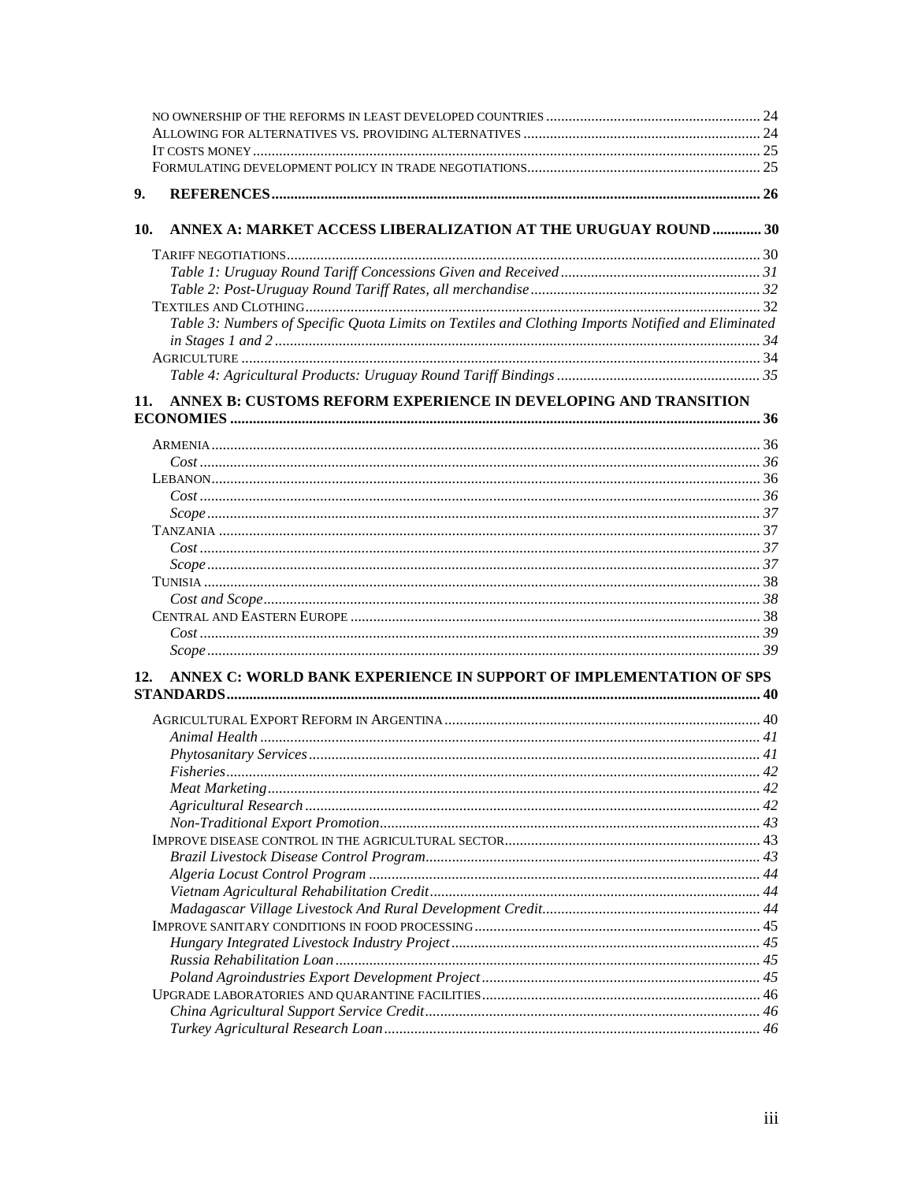NO OWNERSHIP OF THE REFORMS IN LEAST DEVELOPED COUNTRIES ........ 24
ALLOWING FOR ALTERNATIVES VS. PROVIDING ALTERNATIVES ........ 24
IT COSTS MONEY ........ 25
FORMULATING DEVELOPMENT POLICY IN TRADE NEGOTIATIONS ........ 25

**9. REFERENCES ........ 26**

**10. ANNEX A: MARKET ACCESS LIBERALIZATION AT THE URUGUAY ROUND ........ 30**

TARIFF NEGOTIATIONS ........ 30
*Table 1: Uruguay Round Tariff Concessions Given and Received ........ 31*
*Table 2: Post-Uruguay Round Tariff Rates, all merchandise ........ 32*
TEXTILES AND CLOTHING ........ 32
*Table 3: Numbers of Specific Quota Limits on Textiles and Clothing Imports Notified and Eliminated in Stages 1 and 2 ........ 34*
AGRICULTURE ........ 34
*Table 4: Agricultural Products: Uruguay Round Tariff Bindings ........ 35*

**11. ANNEX B: CUSTOMS REFORM EXPERIENCE IN DEVELOPING AND TRANSITION ECONOMIES ........ 36**

ARMENIA ........ 36
*Cost ........ 36*
LEBANON ........ 36
*Cost ........ 36*
*Scope ........ 37*
TANZANIA ........ 37
*Cost ........ 37*
*Scope ........ 37*
TUNISIA ........ 38
*Cost and Scope ........ 38*
CENTRAL AND EASTERN EUROPE ........ 38
*Cost ........ 39*
*Scope ........ 39*

**12. ANNEX C: WORLD BANK EXPERIENCE IN SUPPORT OF IMPLEMENTATION OF SPS STANDARDS ........ 40**

AGRICULTURAL EXPORT REFORM IN ARGENTINA ........ 40
*Animal Health ........ 41*
*Phytosanitary Services ........ 41*
*Fisheries ........ 42*
*Meat Marketing ........ 42*
*Agricultural Research ........ 42*
*Non-Traditional Export Promotion ........ 43*
IMPROVE DISEASE CONTROL IN THE AGRICULTURAL SECTOR ........ 43
*Brazil Livestock Disease Control Program ........ 43*
*Algeria Locust Control Program ........ 44*
*Vietnam Agricultural Rehabilitation Credit ........ 44*
*Madagascar Village Livestock And Rural Development Credit ........ 44*
IMPROVE SANITARY CONDITIONS IN FOOD PROCESSING ........ 45
*Hungary Integrated Livestock Industry Project ........ 45*
*Russia Rehabilitation Loan ........ 45*
*Poland Agroindustries Export Development Project ........ 45*
UPGRADE LABORATORIES AND QUARANTINE FACILITIES ........ 46
*China Agricultural Support Service Credit ........ 46*
*Turkey Agricultural Research Loan ........ 46*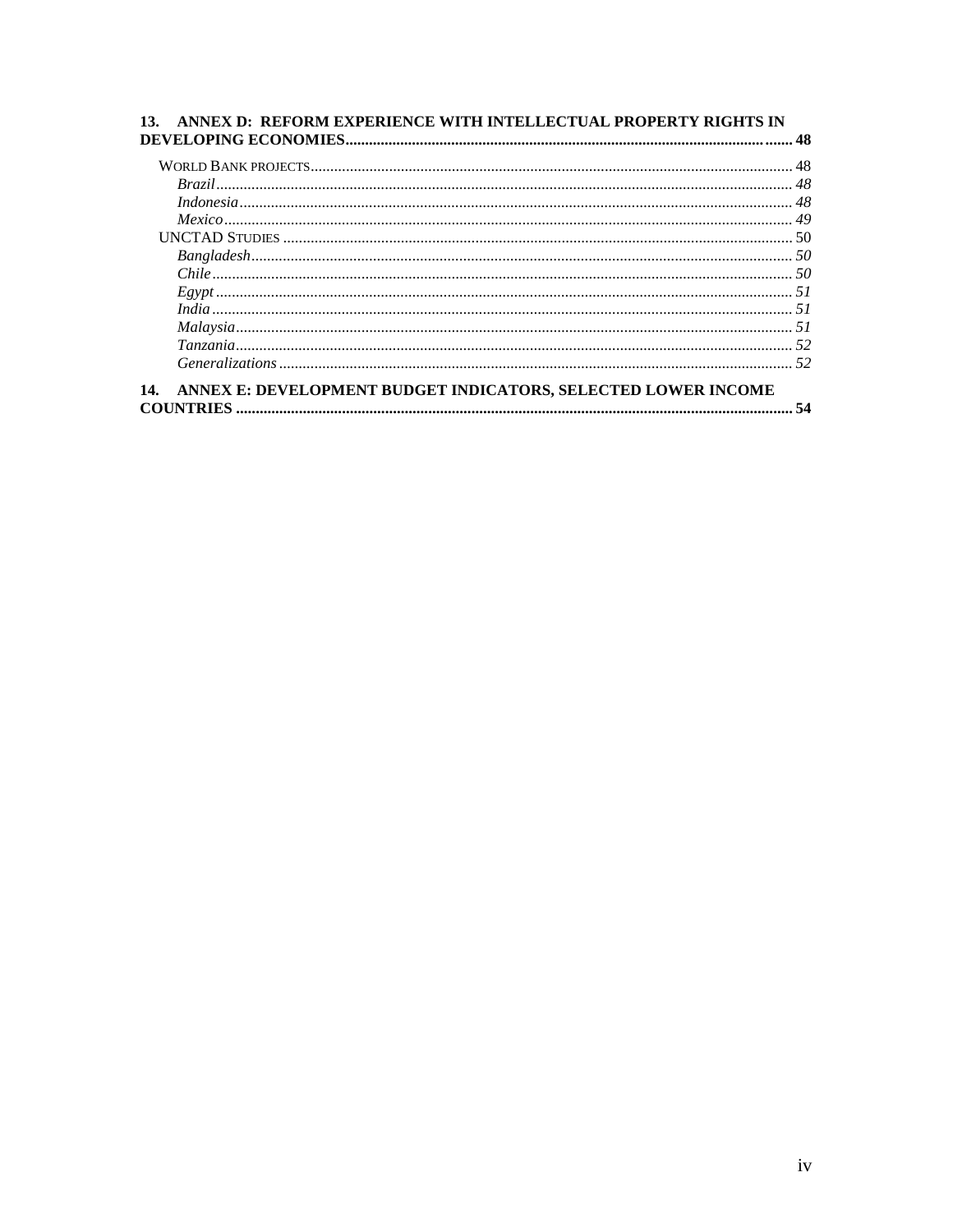**13. ANNEX D: REFORM EXPERIENCE WITH INTELLECTUAL PROPERTY RIGHTS IN DEVELOPING ECONOMIES** ..... 48

- WORLD BANK PROJECTS ..... 48
  - *Brazil* ..... *48*
  - *Indonesia* ..... *48*
  - *Mexico* ..... *49*
- UNCTAD STUDIES ..... 50
  - *Bangladesh* ..... *50*
  - *Chile* ..... *50*
  - *Egypt* ..... *51*
  - *India* ..... *51*
  - *Malaysia* ..... *51*
  - *Tanzania* ..... *52*
  - *Generalizations* ..... *52*

**14. ANNEX E: DEVELOPMENT BUDGET INDICATORS, SELECTED LOWER INCOME COUNTRIES** ..... 54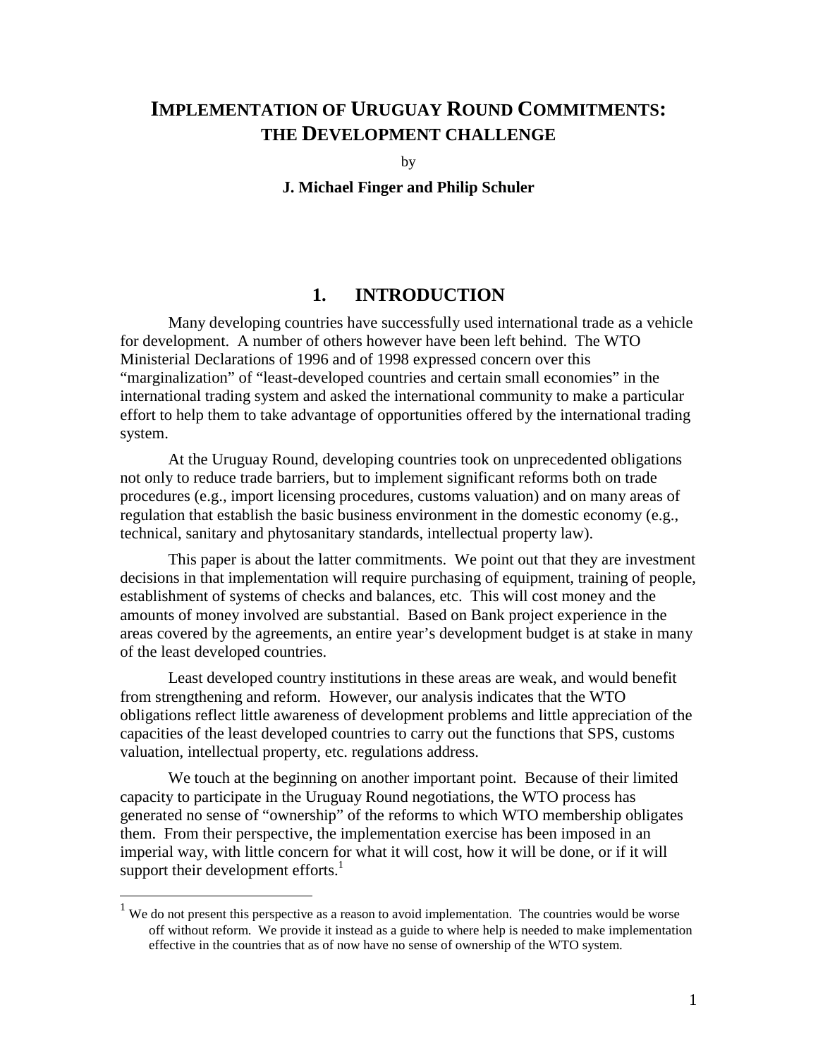# IMPLEMENTATION OF URUGUAY ROUND COMMITMENTS: THE DEVELOPMENT CHALLENGE

by

**J. Michael Finger and Philip Schuler**

## 1. INTRODUCTION

Many developing countries have successfully used international trade as a vehicle for development. A number of others however have been left behind. The WTO Ministerial Declarations of 1996 and of 1998 expressed concern over this "marginalization" of "least-developed countries and certain small economies" in the international trading system and asked the international community to make a particular effort to help them to take advantage of opportunities offered by the international trading system.

At the Uruguay Round, developing countries took on unprecedented obligations not only to reduce trade barriers, but to implement significant reforms both on trade procedures (e.g., import licensing procedures, customs valuation) and on many areas of regulation that establish the basic business environment in the domestic economy (e.g., technical, sanitary and phytosanitary standards, intellectual property law).

This paper is about the latter commitments. We point out that they are investment decisions in that implementation will require purchasing of equipment, training of people, establishment of systems of checks and balances, etc. This will cost money and the amounts of money involved are substantial. Based on Bank project experience in the areas covered by the agreements, an entire year's development budget is at stake in many of the least developed countries.

Least developed country institutions in these areas are weak, and would benefit from strengthening and reform. However, our analysis indicates that the WTO obligations reflect little awareness of development problems and little appreciation of the capacities of the least developed countries to carry out the functions that SPS, customs valuation, intellectual property, etc. regulations address.

We touch at the beginning on another important point. Because of their limited capacity to participate in the Uruguay Round negotiations, the WTO process has generated no sense of "ownership" of the reforms to which WTO membership obligates them. From their perspective, the implementation exercise has been imposed in an imperial way, with little concern for what it will cost, how it will be done, or if it will support their development efforts.[1]

[1] We do not present this perspective as a reason to avoid implementation. The countries would be worse off without reform. We provide it instead as a guide to where help is needed to make implementation effective in the countries that as of now have no sense of ownership of the WTO system.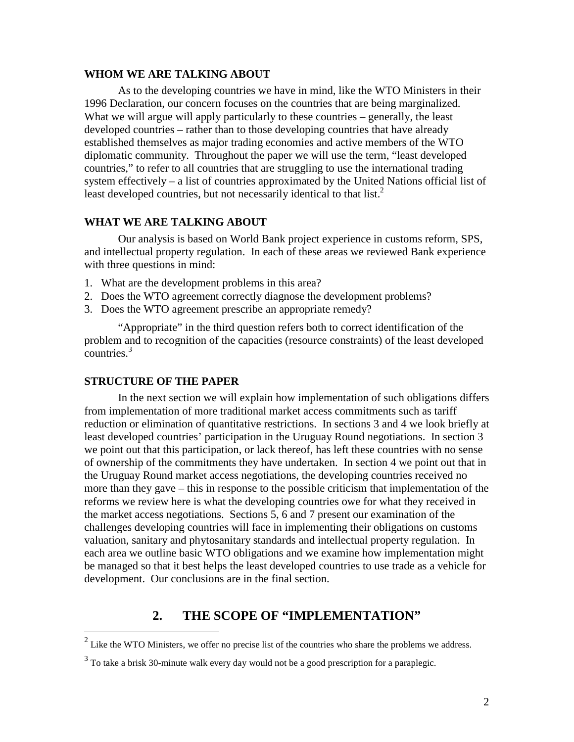### WHOM WE ARE TALKING ABOUT

As to the developing countries we have in mind, like the WTO Ministers in their 1996 Declaration, our concern focuses on the countries that are being marginalized. What we will argue will apply particularly to these countries – generally, the least developed countries – rather than to those developing countries that have already established themselves as major trading economies and active members of the WTO diplomatic community. Throughout the paper we will use the term, "least developed countries," to refer to all countries that are struggling to use the international trading system effectively – a list of countries approximated by the United Nations official list of least developed countries, but not necessarily identical to that list.[2]

### WHAT WE ARE TALKING ABOUT

Our analysis is based on World Bank project experience in customs reform, SPS, and intellectual property regulation. In each of these areas we reviewed Bank experience with three questions in mind:

1. What are the development problems in this area?
2. Does the WTO agreement correctly diagnose the development problems?
3. Does the WTO agreement prescribe an appropriate remedy?

"Appropriate" in the third question refers both to correct identification of the problem and to recognition of the capacities (resource constraints) of the least developed countries.[3]

### STRUCTURE OF THE PAPER

In the next section we will explain how implementation of such obligations differs from implementation of more traditional market access commitments such as tariff reduction or elimination of quantitative restrictions. In sections 3 and 4 we look briefly at least developed countries' participation in the Uruguay Round negotiations. In section 3 we point out that this participation, or lack thereof, has left these countries with no sense of ownership of the commitments they have undertaken. In section 4 we point out that in the Uruguay Round market access negotiations, the developing countries received no more than they gave – this in response to the possible criticism that implementation of the reforms we review here is what the developing countries owe for what they received in the market access negotiations. Sections 5, 6 and 7 present our examination of the challenges developing countries will face in implementing their obligations on customs valuation, sanitary and phytosanitary standards and intellectual property regulation. In each area we outline basic WTO obligations and we examine how implementation might be managed so that it best helps the least developed countries to use trade as a vehicle for development. Our conclusions are in the final section.

## 2. THE SCOPE OF "IMPLEMENTATION"

[2] Like the WTO Ministers, we offer no precise list of the countries who share the problems we address.

[3] To take a brisk 30-minute walk every day would not be a good prescription for a paraplegic.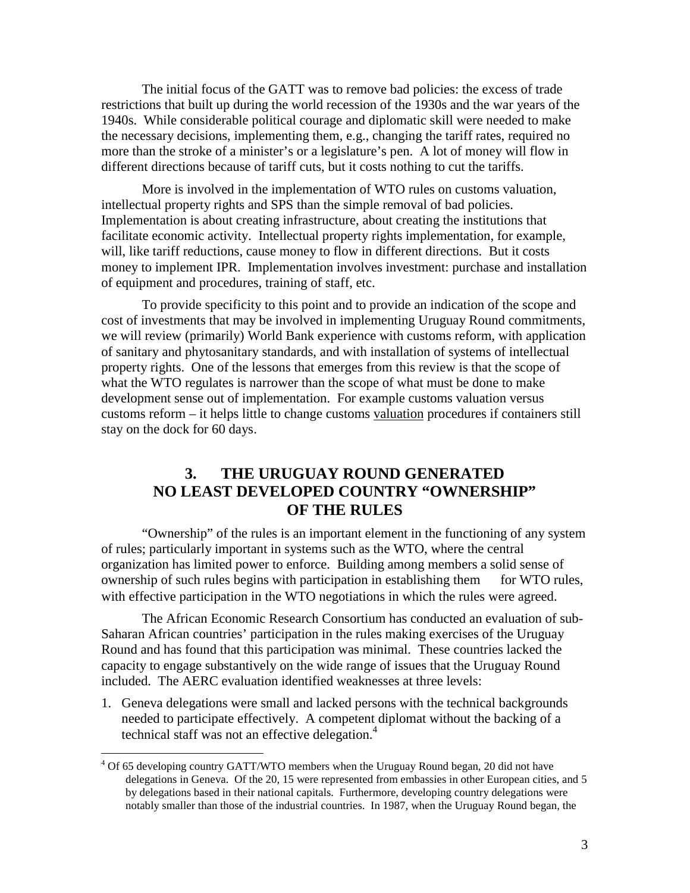The initial focus of the GATT was to remove bad policies: the excess of trade restrictions that built up during the world recession of the 1930s and the war years of the 1940s. While considerable political courage and diplomatic skill were needed to make the necessary decisions, implementing them, e.g., changing the tariff rates, required no more than the stroke of a minister's or a legislature's pen. A lot of money will flow in different directions because of tariff cuts, but it costs nothing to cut the tariffs.

More is involved in the implementation of WTO rules on customs valuation, intellectual property rights and SPS than the simple removal of bad policies. Implementation is about creating infrastructure, about creating the institutions that facilitate economic activity. Intellectual property rights implementation, for example, will, like tariff reductions, cause money to flow in different directions. But it costs money to implement IPR. Implementation involves investment: purchase and installation of equipment and procedures, training of staff, etc.

To provide specificity to this point and to provide an indication of the scope and cost of investments that may be involved in implementing Uruguay Round commitments, we will review (primarily) World Bank experience with customs reform, with application of sanitary and phytosanitary standards, and with installation of systems of intellectual property rights. One of the lessons that emerges from this review is that the scope of what the WTO regulates is narrower than the scope of what must be done to make development sense out of implementation. For example customs valuation versus customs reform – it helps little to change customs valuation procedures if containers still stay on the dock for 60 days.

## 3. THE URUGUAY ROUND GENERATED NO LEAST DEVELOPED COUNTRY "OWNERSHIP" OF THE RULES

"Ownership" of the rules is an important element in the functioning of any system of rules; particularly important in systems such as the WTO, where the central organization has limited power to enforce. Building among members a solid sense of ownership of such rules begins with participation in establishing them — for WTO rules, with effective participation in the WTO negotiations in which the rules were agreed.

The African Economic Research Consortium has conducted an evaluation of sub-Saharan African countries' participation in the rules making exercises of the Uruguay Round and has found that this participation was minimal. These countries lacked the capacity to engage substantively on the wide range of issues that the Uruguay Round included. The AERC evaluation identified weaknesses at three levels:

1. Geneva delegations were small and lacked persons with the technical backgrounds needed to participate effectively. A competent diplomat without the backing of a technical staff was not an effective delegation.[4]

[4] Of 65 developing country GATT/WTO members when the Uruguay Round began, 20 did not have delegations in Geneva. Of the 20, 15 were represented from embassies in other European cities, and 5 by delegations based in their national capitals. Furthermore, developing country delegations were notably smaller than those of the industrial countries. In 1987, when the Uruguay Round began, the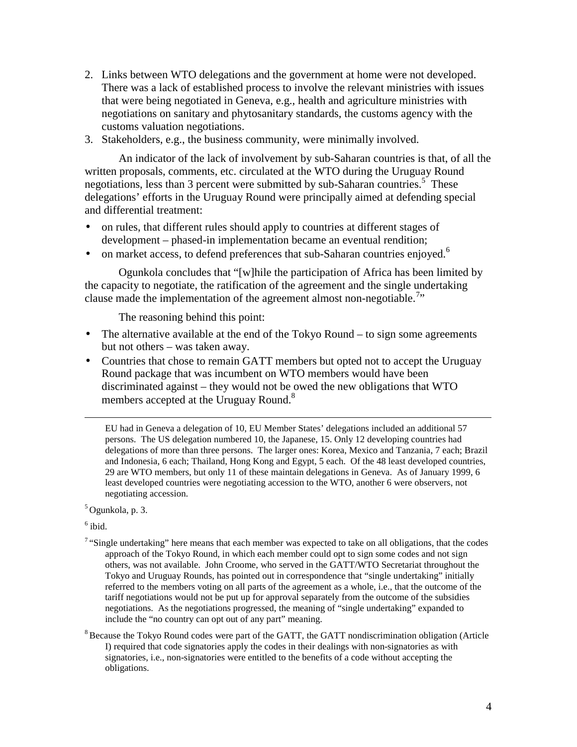2. Links between WTO delegations and the government at home were not developed. There was a lack of established process to involve the relevant ministries with issues that were being negotiated in Geneva, e.g., health and agriculture ministries with negotiations on sanitary and phytosanitary standards, the customs agency with the customs valuation negotiations.
3. Stakeholders, e.g., the business community, were minimally involved.

An indicator of the lack of involvement by sub-Saharan countries is that, of all the written proposals, comments, etc. circulated at the WTO during the Uruguay Round negotiations, less than 3 percent were submitted by sub-Saharan countries.[5] These delegations' efforts in the Uruguay Round were principally aimed at defending special and differential treatment:

- on rules, that different rules should apply to countries at different stages of development – phased-in implementation became an eventual rendition;
- on market access, to defend preferences that sub-Saharan countries enjoyed.[6]

Ogunkola concludes that "[w]hile the participation of Africa has been limited by the capacity to negotiate, the ratification of the agreement and the single undertaking clause made the implementation of the agreement almost non-negotiable.[7]"

The reasoning behind this point:

- The alternative available at the end of the Tokyo Round – to sign some agreements but not others – was taken away.
- Countries that chose to remain GATT members but opted not to accept the Uruguay Round package that was incumbent on WTO members would have been discriminated against – they would not be owed the new obligations that WTO members accepted at the Uruguay Round.[8]

---

EU had in Geneva a delegation of 10, EU Member States' delegations included an additional 57 persons. The US delegation numbered 10, the Japanese, 15. Only 12 developing countries had delegations of more than three persons. The larger ones: Korea, Mexico and Tanzania, 7 each; Brazil and Indonesia, 6 each; Thailand, Hong Kong and Egypt, 5 each. Of the 48 least developed countries, 29 are WTO members, but only 11 of these maintain delegations in Geneva. As of January 1999, 6 least developed countries were negotiating accession to the WTO, another 6 were observers, not negotiating accession.

[5] Ogunkola, p. 3.

[6] ibid.

[7] "Single undertaking" here means that each member was expected to take on all obligations, that the codes approach of the Tokyo Round, in which each member could opt to sign some codes and not sign others, was not available. John Croome, who served in the GATT/WTO Secretariat throughout the Tokyo and Uruguay Rounds, has pointed out in correspondence that "single undertaking" initially referred to the members voting on all parts of the agreement as a whole, i.e., that the outcome of the tariff negotiations would not be put up for approval separately from the outcome of the subsidies negotiations. As the negotiations progressed, the meaning of "single undertaking" expanded to include the "no country can opt out of any part" meaning.

[8] Because the Tokyo Round codes were part of the GATT, the GATT nondiscrimination obligation (Article I) required that code signatories apply the codes in their dealings with non-signatories as with signatories, i.e., non-signatories were entitled to the benefits of a code without accepting the obligations.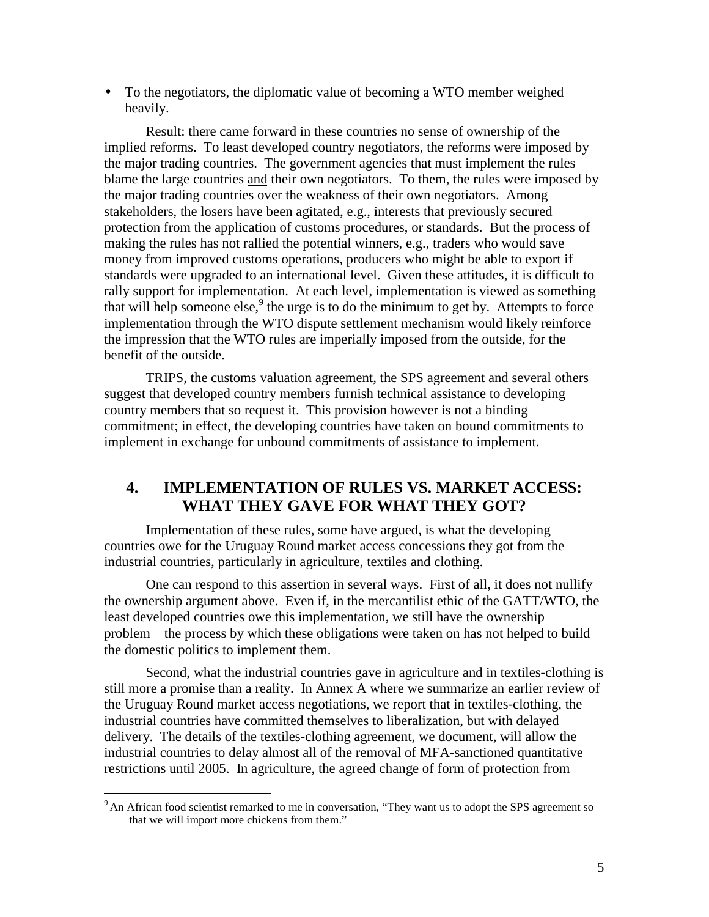- To the negotiators, the diplomatic value of becoming a WTO member weighed heavily.

Result: there came forward in these countries no sense of ownership of the implied reforms. To least developed country negotiators, the reforms were imposed by the major trading countries. The government agencies that must implement the rules blame the large countries and their own negotiators. To them, the rules were imposed by the major trading countries over the weakness of their own negotiators. Among stakeholders, the losers have been agitated, e.g., interests that previously secured protection from the application of customs procedures, or standards. But the process of making the rules has not rallied the potential winners, e.g., traders who would save money from improved customs operations, producers who might be able to export if standards were upgraded to an international level. Given these attitudes, it is difficult to rally support for implementation. At each level, implementation is viewed as something that will help someone else,[9] the urge is to do the minimum to get by. Attempts to force implementation through the WTO dispute settlement mechanism would likely reinforce the impression that the WTO rules are imperially imposed from the outside, for the benefit of the outside.

TRIPS, the customs valuation agreement, the SPS agreement and several others suggest that developed country members furnish technical assistance to developing country members that so request it. This provision however is not a binding commitment; in effect, the developing countries have taken on bound commitments to implement in exchange for unbound commitments of assistance to implement.

## 4. IMPLEMENTATION OF RULES VS. MARKET ACCESS: WHAT THEY GAVE FOR WHAT THEY GOT?

Implementation of these rules, some have argued, is what the developing countries owe for the Uruguay Round market access concessions they got from the industrial countries, particularly in agriculture, textiles and clothing.

One can respond to this assertion in several ways. First of all, it does not nullify the ownership argument above. Even if, in the mercantilist ethic of the GATT/WTO, the least developed countries owe this implementation, we still have the ownership problem the process by which these obligations were taken on has not helped to build the domestic politics to implement them.

Second, what the industrial countries gave in agriculture and in textiles-clothing is still more a promise than a reality. In Annex A where we summarize an earlier review of the Uruguay Round market access negotiations, we report that in textiles-clothing, the industrial countries have committed themselves to liberalization, but with delayed delivery. The details of the textiles-clothing agreement, we document, will allow the industrial countries to delay almost all of the removal of MFA-sanctioned quantitative restrictions until 2005. In agriculture, the agreed change of form of protection from

[9] An African food scientist remarked to me in conversation, "They want us to adopt the SPS agreement so that we will import more chickens from them."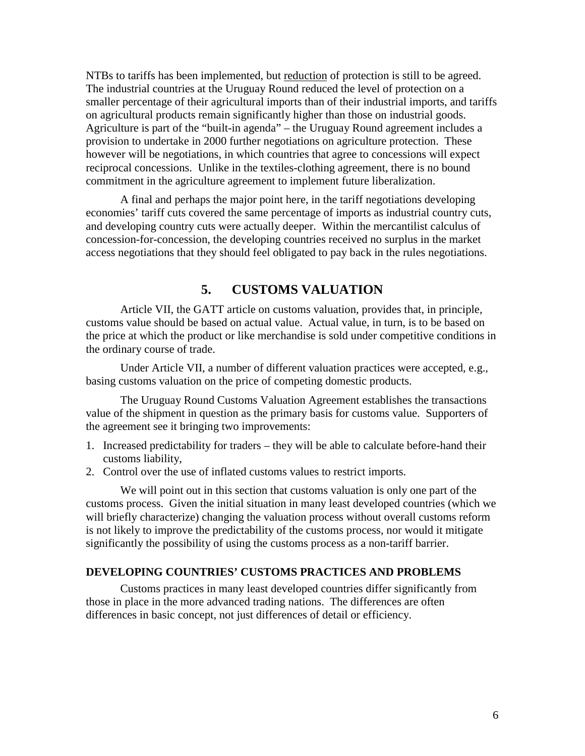NTBs to tariffs has been implemented, but <u>reduction</u> of protection is still to be agreed. The industrial countries at the Uruguay Round reduced the level of protection on a smaller percentage of their agricultural imports than of their industrial imports, and tariffs on agricultural products remain significantly higher than those on industrial goods. Agriculture is part of the "built-in agenda" – the Uruguay Round agreement includes a provision to undertake in 2000 further negotiations on agriculture protection. These however will be negotiations, in which countries that agree to concessions will expect reciprocal concessions. Unlike in the textiles-clothing agreement, there is no bound commitment in the agriculture agreement to implement future liberalization.

A final and perhaps the major point here, in the tariff negotiations developing economies' tariff cuts covered the same percentage of imports as industrial country cuts, and developing country cuts were actually deeper. Within the mercantilist calculus of concession-for-concession, the developing countries received no surplus in the market access negotiations that they should feel obligated to pay back in the rules negotiations.

## 5. CUSTOMS VALUATION

Article VII, the GATT article on customs valuation, provides that, in principle, customs value should be based on actual value. Actual value, in turn, is to be based on the price at which the product or like merchandise is sold under competitive conditions in the ordinary course of trade.

Under Article VII, a number of different valuation practices were accepted, e.g., basing customs valuation on the price of competing domestic products.

The Uruguay Round Customs Valuation Agreement establishes the transactions value of the shipment in question as the primary basis for customs value. Supporters of the agreement see it bringing two improvements:

1. Increased predictability for traders – they will be able to calculate before-hand their customs liability,
2. Control over the use of inflated customs values to restrict imports.

We will point out in this section that customs valuation is only one part of the customs process. Given the initial situation in many least developed countries (which we will briefly characterize) changing the valuation process without overall customs reform is not likely to improve the predictability of the customs process, nor would it mitigate significantly the possibility of using the customs process as a non-tariff barrier.

### DEVELOPING COUNTRIES' CUSTOMS PRACTICES AND PROBLEMS

Customs practices in many least developed countries differ significantly from those in place in the more advanced trading nations. The differences are often differences in basic concept, not just differences of detail or efficiency.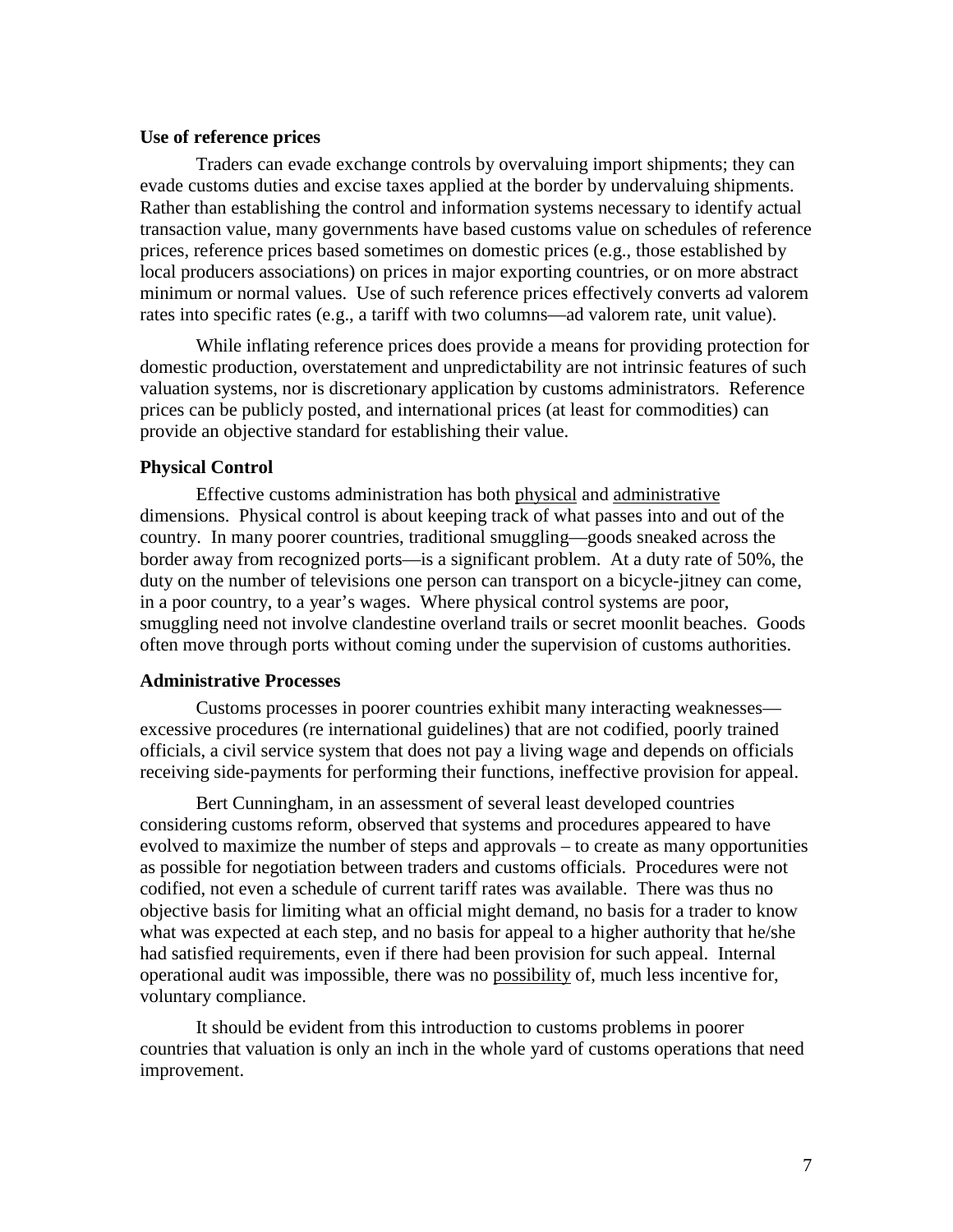**Use of reference prices**

Traders can evade exchange controls by overvaluing import shipments; they can evade customs duties and excise taxes applied at the border by undervaluing shipments. Rather than establishing the control and information systems necessary to identify actual transaction value, many governments have based customs value on schedules of reference prices, reference prices based sometimes on domestic prices (e.g., those established by local producers associations) on prices in major exporting countries, or on more abstract minimum or normal values. Use of such reference prices effectively converts ad valorem rates into specific rates (e.g., a tariff with two columns—ad valorem rate, unit value).

While inflating reference prices does provide a means for providing protection for domestic production, overstatement and unpredictability are not intrinsic features of such valuation systems, nor is discretionary application by customs administrators. Reference prices can be publicly posted, and international prices (at least for commodities) can provide an objective standard for establishing their value.

**Physical Control**

Effective customs administration has both physical and administrative dimensions. Physical control is about keeping track of what passes into and out of the country. In many poorer countries, traditional smuggling—goods sneaked across the border away from recognized ports—is a significant problem. At a duty rate of 50%, the duty on the number of televisions one person can transport on a bicycle-jitney can come, in a poor country, to a year's wages. Where physical control systems are poor, smuggling need not involve clandestine overland trails or secret moonlit beaches. Goods often move through ports without coming under the supervision of customs authorities.

**Administrative Processes**

Customs processes in poorer countries exhibit many interacting weaknesses—excessive procedures (re international guidelines) that are not codified, poorly trained officials, a civil service system that does not pay a living wage and depends on officials receiving side-payments for performing their functions, ineffective provision for appeal.

Bert Cunningham, in an assessment of several least developed countries considering customs reform, observed that systems and procedures appeared to have evolved to maximize the number of steps and approvals – to create as many opportunities as possible for negotiation between traders and customs officials. Procedures were not codified, not even a schedule of current tariff rates was available. There was thus no objective basis for limiting what an official might demand, no basis for a trader to know what was expected at each step, and no basis for appeal to a higher authority that he/she had satisfied requirements, even if there had been provision for such appeal. Internal operational audit was impossible, there was no possibility of, much less incentive for, voluntary compliance.

It should be evident from this introduction to customs problems in poorer countries that valuation is only an inch in the whole yard of customs operations that need improvement.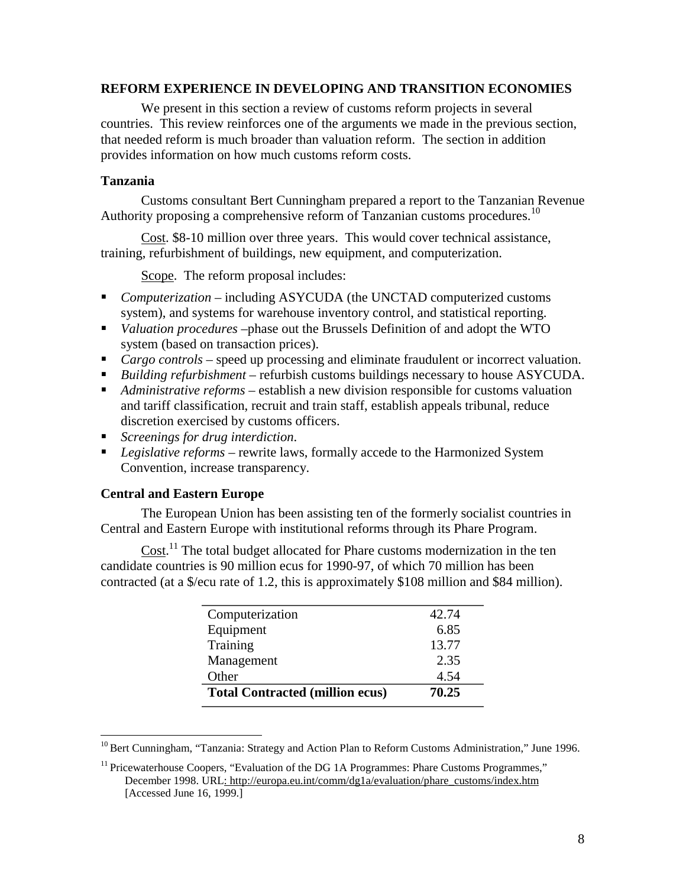## REFORM EXPERIENCE IN DEVELOPING AND TRANSITION ECONOMIES

We present in this section a review of customs reform projects in several countries. This review reinforces one of the arguments we made in the previous section, that needed reform is much broader than valuation reform. The section in addition provides information on how much customs reform costs.

### Tanzania

Customs consultant Bert Cunningham prepared a report to the Tanzanian Revenue Authority proposing a comprehensive reform of Tanzanian customs procedures.[10]

Cost. $8-10 million over three years. This would cover technical assistance, training, refurbishment of buildings, new equipment, and computerization.

Scope. The reform proposal includes:

- *Computerization* – including ASYCUDA (the UNCTAD computerized customs system), and systems for warehouse inventory control, and statistical reporting.
- *Valuation procedures* –phase out the Brussels Definition of and adopt the WTO system (based on transaction prices).
- *Cargo controls* – speed up processing and eliminate fraudulent or incorrect valuation.
- *Building refurbishment* – refurbish customs buildings necessary to house ASYCUDA.
- *Administrative reforms* – establish a new division responsible for customs valuation and tariff classification, recruit and train staff, establish appeals tribunal, reduce discretion exercised by customs officers.
- *Screenings for drug interdiction.*
- *Legislative reforms* – rewrite laws, formally accede to the Harmonized System Convention, increase transparency.

### Central and Eastern Europe

The European Union has been assisting ten of the formerly socialist countries in Central and Eastern Europe with institutional reforms through its Phare Program.

Cost.[11] The total budget allocated for Phare customs modernization in the ten candidate countries is 90 million ecus for 1990-97, of which 70 million has been contracted (at a $/ecu rate of 1.2, this is approximately $108 million and $84 million).

| | |
|---|---|
| Computerization | 42.74 |
| Equipment | 6.85 |
| Training | 13.77 |
| Management | 2.35 |
| Other | 4.54 |
| **Total Contracted (million ecus)** | **70.25** |

[10] Bert Cunningham, "Tanzania: Strategy and Action Plan to Reform Customs Administration," June 1996.

[11] Pricewaterhouse Coopers, "Evaluation of the DG 1A Programmes: Phare Customs Programmes," December 1998. URL: http://europa.eu.int/comm/dg1a/evaluation/phare_customs/index.htm [Accessed June 16, 1999.]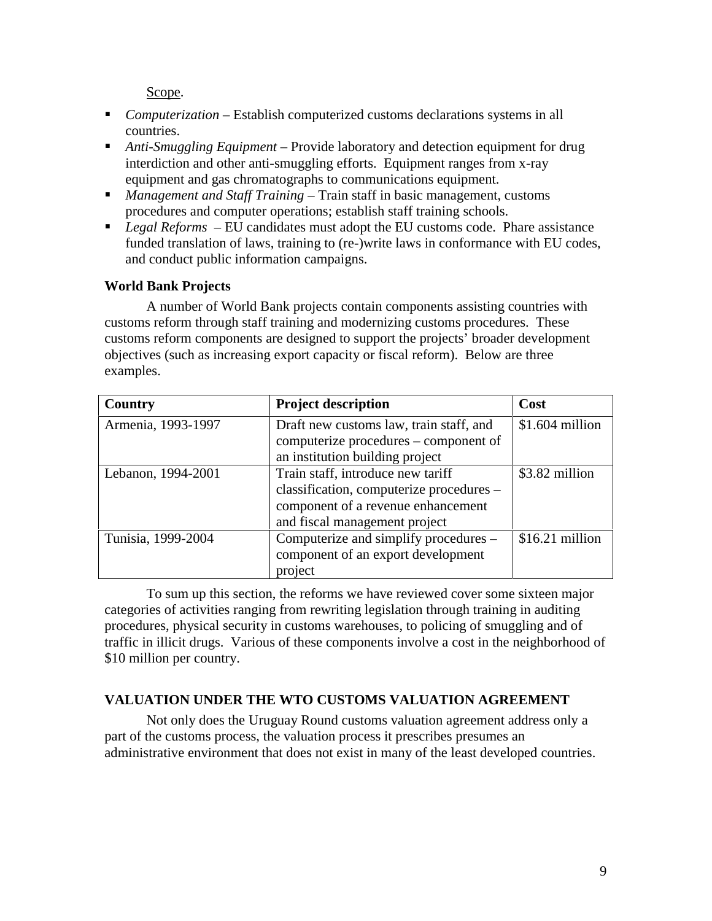Scope.

- *Computerization* – Establish computerized customs declarations systems in all countries.
- *Anti-Smuggling Equipment* – Provide laboratory and detection equipment for drug interdiction and other anti-smuggling efforts. Equipment ranges from x-ray equipment and gas chromatographs to communications equipment.
- *Management and Staff Training* – Train staff in basic management, customs procedures and computer operations; establish staff training schools.
- *Legal Reforms* – EU candidates must adopt the EU customs code. Phare assistance funded translation of laws, training to (re-)write laws in conformance with EU codes, and conduct public information campaigns.

**World Bank Projects**

A number of World Bank projects contain components assisting countries with customs reform through staff training and modernizing customs procedures. These customs reform components are designed to support the projects' broader development objectives (such as increasing export capacity or fiscal reform). Below are three examples.

| Country | Project description | Cost |
|---|---|---|
| Armenia, 1993-1997 | Draft new customs law, train staff, and computerize procedures – component of an institution building project | $1.604 million |
| Lebanon, 1994-2001 | Train staff, introduce new tariff classification, computerize procedures – component of a revenue enhancement and fiscal management project | $3.82 million |
| Tunisia, 1999-2004 | Computerize and simplify procedures – component of an export development project | $16.21 million |

To sum up this section, the reforms we have reviewed cover some sixteen major categories of activities ranging from rewriting legislation through training in auditing procedures, physical security in customs warehouses, to policing of smuggling and of traffic in illicit drugs. Various of these components involve a cost in the neighborhood of $10 million per country.

## VALUATION UNDER THE WTO CUSTOMS VALUATION AGREEMENT

Not only does the Uruguay Round customs valuation agreement address only a part of the customs process, the valuation process it prescribes presumes an administrative environment that does not exist in many of the least developed countries.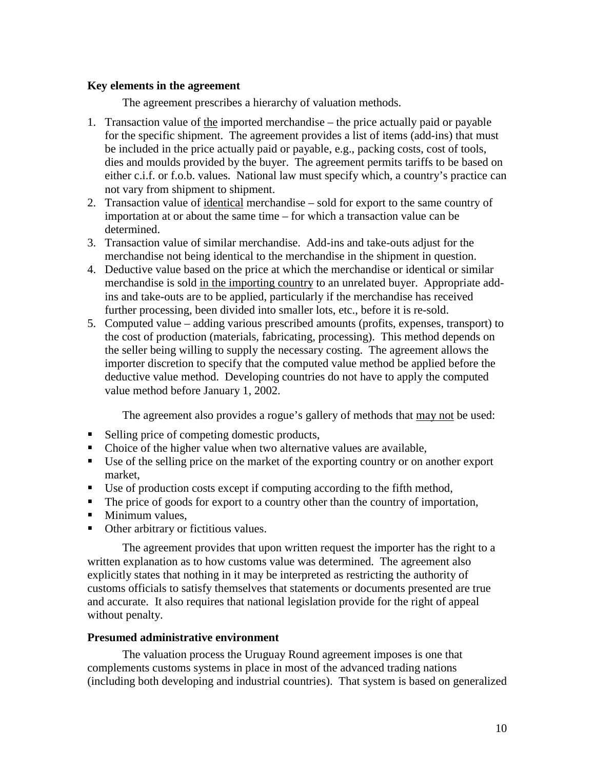**Key elements in the agreement**

The agreement prescribes a hierarchy of valuation methods.

1. Transaction value of <u>the</u> imported merchandise – the price actually paid or payable for the specific shipment. The agreement provides a list of items (add-ins) that must be included in the price actually paid or payable, e.g., packing costs, cost of tools, dies and moulds provided by the buyer. The agreement permits tariffs to be based on either c.i.f. or f.o.b. values. National law must specify which, a country's practice can not vary from shipment to shipment.
2. Transaction value of <u>identical</u> merchandise – sold for export to the same country of importation at or about the same time – for which a transaction value can be determined.
3. Transaction value of similar merchandise. Add-ins and take-outs adjust for the merchandise not being identical to the merchandise in the shipment in question.
4. Deductive value based on the price at which the merchandise or identical or similar merchandise is sold <u>in the importing country</u> to an unrelated buyer. Appropriate add-ins and take-outs are to be applied, particularly if the merchandise has received further processing, been divided into smaller lots, etc., before it is re-sold.
5. Computed value – adding various prescribed amounts (profits, expenses, transport) to the cost of production (materials, fabricating, processing). This method depends on the seller being willing to supply the necessary costing. The agreement allows the importer discretion to specify that the computed value method be applied before the deductive value method. Developing countries do not have to apply the computed value method before January 1, 2002.

The agreement also provides a rogue's gallery of methods that <u>may not</u> be used:

- Selling price of competing domestic products,
- Choice of the higher value when two alternative values are available,
- Use of the selling price on the market of the exporting country or on another export market,
- Use of production costs except if computing according to the fifth method,
- The price of goods for export to a country other than the country of importation,
- Minimum values,
- Other arbitrary or fictitious values.

The agreement provides that upon written request the importer has the right to a written explanation as to how customs value was determined. The agreement also explicitly states that nothing in it may be interpreted as restricting the authority of customs officials to satisfy themselves that statements or documents presented are true and accurate. It also requires that national legislation provide for the right of appeal without penalty.

**Presumed administrative environment**

The valuation process the Uruguay Round agreement imposes is one that complements customs systems in place in most of the advanced trading nations (including both developing and industrial countries). That system is based on generalized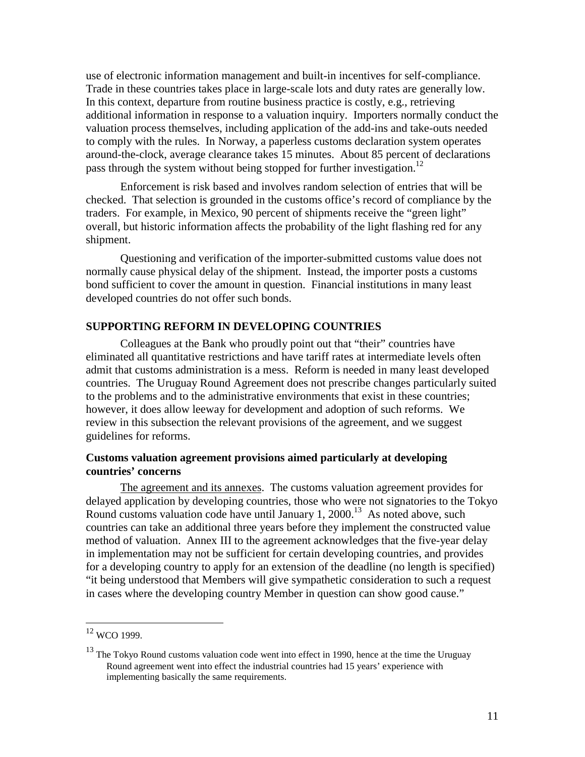use of electronic information management and built-in incentives for self-compliance. Trade in these countries takes place in large-scale lots and duty rates are generally low. In this context, departure from routine business practice is costly, e.g., retrieving additional information in response to a valuation inquiry. Importers normally conduct the valuation process themselves, including application of the add-ins and take-outs needed to comply with the rules. In Norway, a paperless customs declaration system operates around-the-clock, average clearance takes 15 minutes. About 85 percent of declarations pass through the system without being stopped for further investigation.[12]

Enforcement is risk based and involves random selection of entries that will be checked. That selection is grounded in the customs office's record of compliance by the traders. For example, in Mexico, 90 percent of shipments receive the "green light" overall, but historic information affects the probability of the light flashing red for any shipment.

Questioning and verification of the importer-submitted customs value does not normally cause physical delay of the shipment. Instead, the importer posts a customs bond sufficient to cover the amount in question. Financial institutions in many least developed countries do not offer such bonds.

## SUPPORTING REFORM IN DEVELOPING COUNTRIES

Colleagues at the Bank who proudly point out that "their" countries have eliminated all quantitative restrictions and have tariff rates at intermediate levels often admit that customs administration is a mess. Reform is needed in many least developed countries. The Uruguay Round Agreement does not prescribe changes particularly suited to the problems and to the administrative environments that exist in these countries; however, it does allow leeway for development and adoption of such reforms. We review in this subsection the relevant provisions of the agreement, and we suggest guidelines for reforms.

### Customs valuation agreement provisions aimed particularly at developing countries' concerns

The agreement and its annexes. The customs valuation agreement provides for delayed application by developing countries, those who were not signatories to the Tokyo Round customs valuation code have until January 1, 2000.[13] As noted above, such countries can take an additional three years before they implement the constructed value method of valuation. Annex III to the agreement acknowledges that the five-year delay in implementation may not be sufficient for certain developing countries, and provides for a developing country to apply for an extension of the deadline (no length is specified) "it being understood that Members will give sympathetic consideration to such a request in cases where the developing country Member in question can show good cause."

---

[12] WCO 1999.

[13] The Tokyo Round customs valuation code went into effect in 1990, hence at the time the Uruguay Round agreement went into effect the industrial countries had 15 years' experience with implementing basically the same requirements.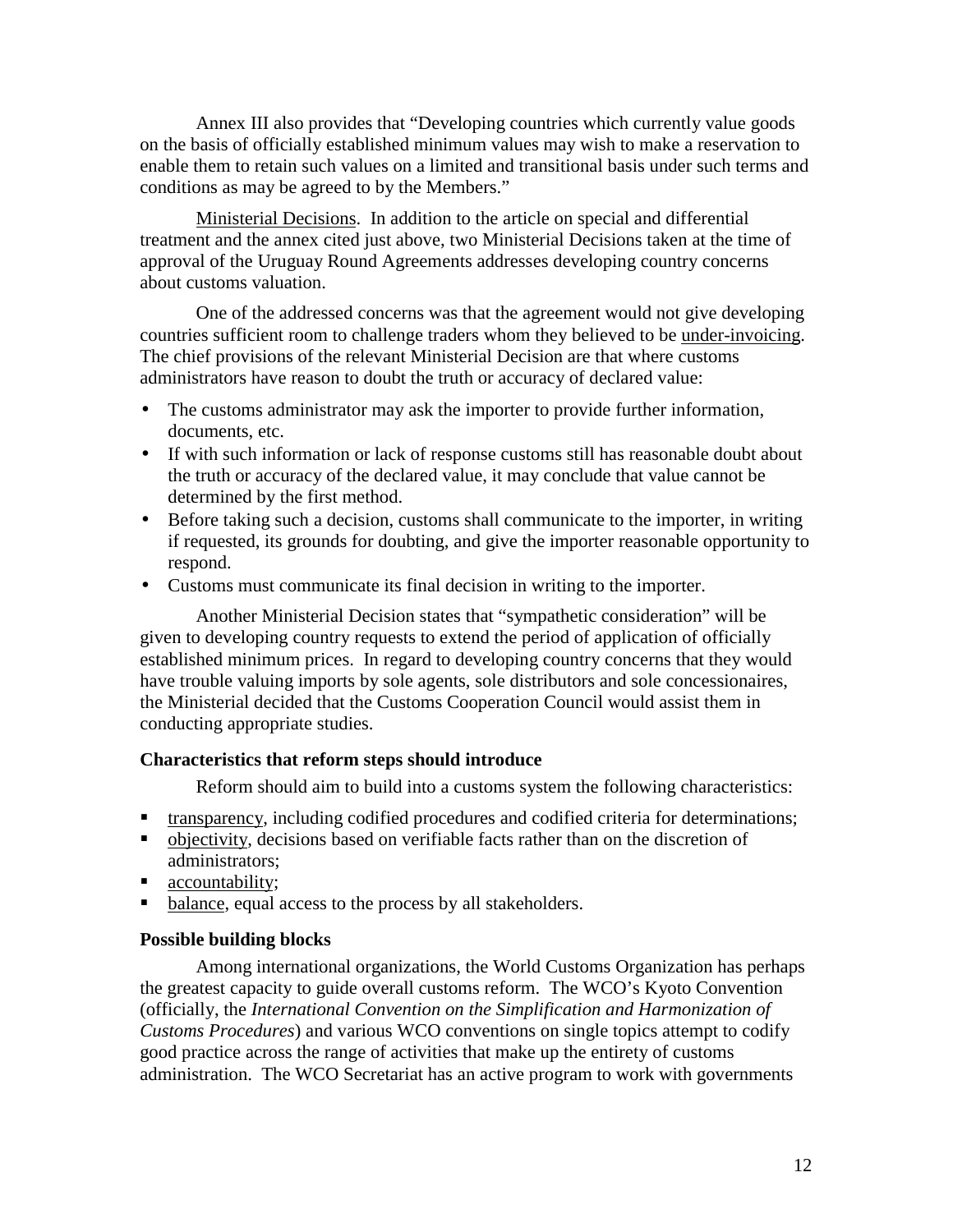Annex III also provides that "Developing countries which currently value goods on the basis of officially established minimum values may wish to make a reservation to enable them to retain such values on a limited and transitional basis under such terms and conditions as may be agreed to by the Members."

Ministerial Decisions. In addition to the article on special and differential treatment and the annex cited just above, two Ministerial Decisions taken at the time of approval of the Uruguay Round Agreements addresses developing country concerns about customs valuation.

One of the addressed concerns was that the agreement would not give developing countries sufficient room to challenge traders whom they believed to be under-invoicing. The chief provisions of the relevant Ministerial Decision are that where customs administrators have reason to doubt the truth or accuracy of declared value:

- The customs administrator may ask the importer to provide further information, documents, etc.
- If with such information or lack of response customs still has reasonable doubt about the truth or accuracy of the declared value, it may conclude that value cannot be determined by the first method.
- Before taking such a decision, customs shall communicate to the importer, in writing if requested, its grounds for doubting, and give the importer reasonable opportunity to respond.
- Customs must communicate its final decision in writing to the importer.

Another Ministerial Decision states that "sympathetic consideration" will be given to developing country requests to extend the period of application of officially established minimum prices. In regard to developing country concerns that they would have trouble valuing imports by sole agents, sole distributors and sole concessionaires, the Ministerial decided that the Customs Cooperation Council would assist them in conducting appropriate studies.

### Characteristics that reform steps should introduce

Reform should aim to build into a customs system the following characteristics:

- transparency, including codified procedures and codified criteria for determinations;
- objectivity, decisions based on verifiable facts rather than on the discretion of administrators;
- accountability;
- balance, equal access to the process by all stakeholders.

### Possible building blocks

Among international organizations, the World Customs Organization has perhaps the greatest capacity to guide overall customs reform. The WCO's Kyoto Convention (officially, the *International Convention on the Simplification and Harmonization of Customs Procedures*) and various WCO conventions on single topics attempt to codify good practice across the range of activities that make up the entirety of customs administration. The WCO Secretariat has an active program to work with governments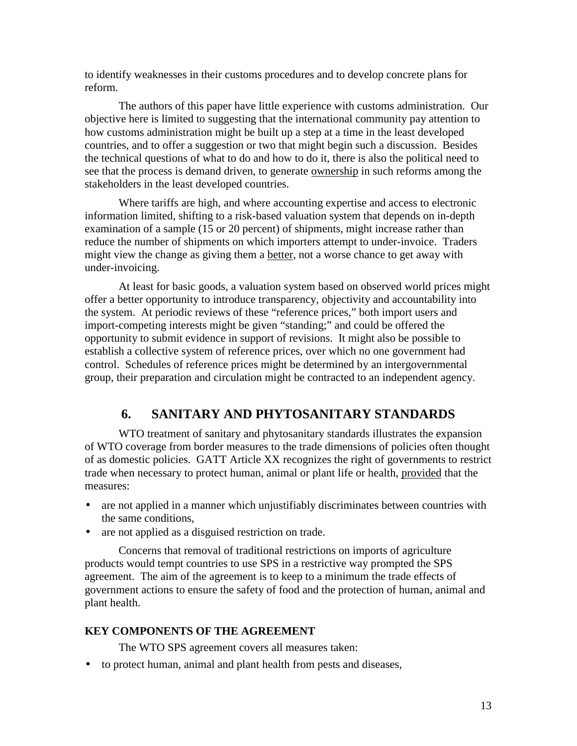to identify weaknesses in their customs procedures and to develop concrete plans for reform.

The authors of this paper have little experience with customs administration. Our objective here is limited to suggesting that the international community pay attention to how customs administration might be built up a step at a time in the least developed countries, and to offer a suggestion or two that might begin such a discussion. Besides the technical questions of what to do and how to do it, there is also the political need to see that the process is demand driven, to generate <u>ownership</u> in such reforms among the stakeholders in the least developed countries.

Where tariffs are high, and where accounting expertise and access to electronic information limited, shifting to a risk-based valuation system that depends on in-depth examination of a sample (15 or 20 percent) of shipments, might increase rather than reduce the number of shipments on which importers attempt to under-invoice. Traders might view the change as giving them a <u>better</u>, not a worse chance to get away with under-invoicing.

At least for basic goods, a valuation system based on observed world prices might offer a better opportunity to introduce transparency, objectivity and accountability into the system. At periodic reviews of these "reference prices," both import users and import-competing interests might be given "standing;" and could be offered the opportunity to submit evidence in support of revisions. It might also be possible to establish a collective system of reference prices, over which no one government had control. Schedules of reference prices might be determined by an intergovernmental group, their preparation and circulation might be contracted to an independent agency.

## 6. SANITARY AND PHYTOSANITARY STANDARDS

WTO treatment of sanitary and phytosanitary standards illustrates the expansion of WTO coverage from border measures to the trade dimensions of policies often thought of as domestic policies. GATT Article XX recognizes the right of governments to restrict trade when necessary to protect human, animal or plant life or health, <u>provided</u> that the measures:

- are not applied in a manner which unjustifiably discriminates between countries with the same conditions,
- are not applied as a disguised restriction on trade.

Concerns that removal of traditional restrictions on imports of agriculture products would tempt countries to use SPS in a restrictive way prompted the SPS agreement. The aim of the agreement is to keep to a minimum the trade effects of government actions to ensure the safety of food and the protection of human, animal and plant health.

### KEY COMPONENTS OF THE AGREEMENT

The WTO SPS agreement covers all measures taken:

- to protect human, animal and plant health from pests and diseases,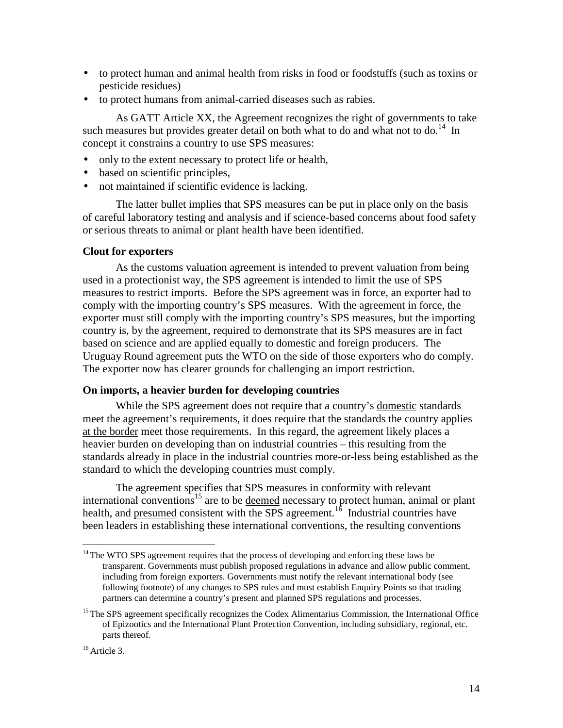- to protect human and animal health from risks in food or foodstuffs (such as toxins or pesticide residues)
- to protect humans from animal-carried diseases such as rabies.

As GATT Article XX, the Agreement recognizes the right of governments to take such measures but provides greater detail on both what to do and what not to do.[14] In concept it constrains a country to use SPS measures:

- only to the extent necessary to protect life or health,
- based on scientific principles,
- not maintained if scientific evidence is lacking.

The latter bullet implies that SPS measures can be put in place only on the basis of careful laboratory testing and analysis and if science-based concerns about food safety or serious threats to animal or plant health have been identified.

**Clout for exporters**

As the customs valuation agreement is intended to prevent valuation from being used in a protectionist way, the SPS agreement is intended to limit the use of SPS measures to restrict imports. Before the SPS agreement was in force, an exporter had to comply with the importing country's SPS measures. With the agreement in force, the exporter must still comply with the importing country's SPS measures, but the importing country is, by the agreement, required to demonstrate that its SPS measures are in fact based on science and are applied equally to domestic and foreign producers. The Uruguay Round agreement puts the WTO on the side of those exporters who do comply. The exporter now has clearer grounds for challenging an import restriction.

**On imports, a heavier burden for developing countries**

While the SPS agreement does not require that a country's domestic standards meet the agreement's requirements, it does require that the standards the country applies at the border meet those requirements. In this regard, the agreement likely places a heavier burden on developing than on industrial countries – this resulting from the standards already in place in the industrial countries more-or-less being established as the standard to which the developing countries must comply.

The agreement specifies that SPS measures in conformity with relevant international conventions[15] are to be deemed necessary to protect human, animal or plant health, and presumed consistent with the SPS agreement.[16] Industrial countries have been leaders in establishing these international conventions, the resulting conventions

---

[14] The WTO SPS agreement requires that the process of developing and enforcing these laws be transparent. Governments must publish proposed regulations in advance and allow public comment, including from foreign exporters. Governments must notify the relevant international body (see following footnote) of any changes to SPS rules and must establish Enquiry Points so that trading partners can determine a country's present and planned SPS regulations and processes.

[15] The SPS agreement specifically recognizes the Codex Alimentarius Commission, the International Office of Epizootics and the International Plant Protection Convention, including subsidiary, regional, etc. parts thereof.

[16] Article 3.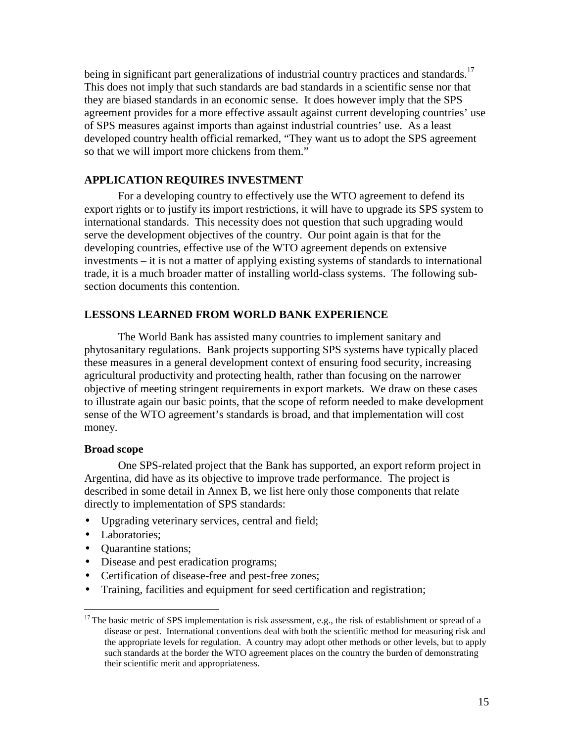being in significant part generalizations of industrial country practices and standards.[17] This does not imply that such standards are bad standards in a scientific sense nor that they are biased standards in an economic sense. It does however imply that the SPS agreement provides for a more effective assault against current developing countries' use of SPS measures against imports than against industrial countries' use. As a least developed country health official remarked, "They want us to adopt the SPS agreement so that we will import more chickens from them."

## APPLICATION REQUIRES INVESTMENT

For a developing country to effectively use the WTO agreement to defend its export rights or to justify its import restrictions, it will have to upgrade its SPS system to international standards. This necessity does not question that such upgrading would serve the development objectives of the country. Our point again is that for the developing countries, effective use of the WTO agreement depends on extensive investments – it is not a matter of applying existing systems of standards to international trade, it is a much broader matter of installing world-class systems. The following sub-section documents this contention.

## LESSONS LEARNED FROM WORLD BANK EXPERIENCE

The World Bank has assisted many countries to implement sanitary and phytosanitary regulations. Bank projects supporting SPS systems have typically placed these measures in a general development context of ensuring food security, increasing agricultural productivity and protecting health, rather than focusing on the narrower objective of meeting stringent requirements in export markets. We draw on these cases to illustrate again our basic points, that the scope of reform needed to make development sense of the WTO agreement's standards is broad, and that implementation will cost money.

### Broad scope

One SPS-related project that the Bank has supported, an export reform project in Argentina, did have as its objective to improve trade performance. The project is described in some detail in Annex B, we list here only those components that relate directly to implementation of SPS standards:

- Upgrading veterinary services, central and field;
- Laboratories;
- Quarantine stations;
- Disease and pest eradication programs;
- Certification of disease-free and pest-free zones;
- Training, facilities and equipment for seed certification and registration;

[17] The basic metric of SPS implementation is risk assessment, e.g., the risk of establishment or spread of a disease or pest. International conventions deal with both the scientific method for measuring risk and the appropriate levels for regulation. A country may adopt other methods or other levels, but to apply such standards at the border the WTO agreement places on the country the burden of demonstrating their scientific merit and appropriateness.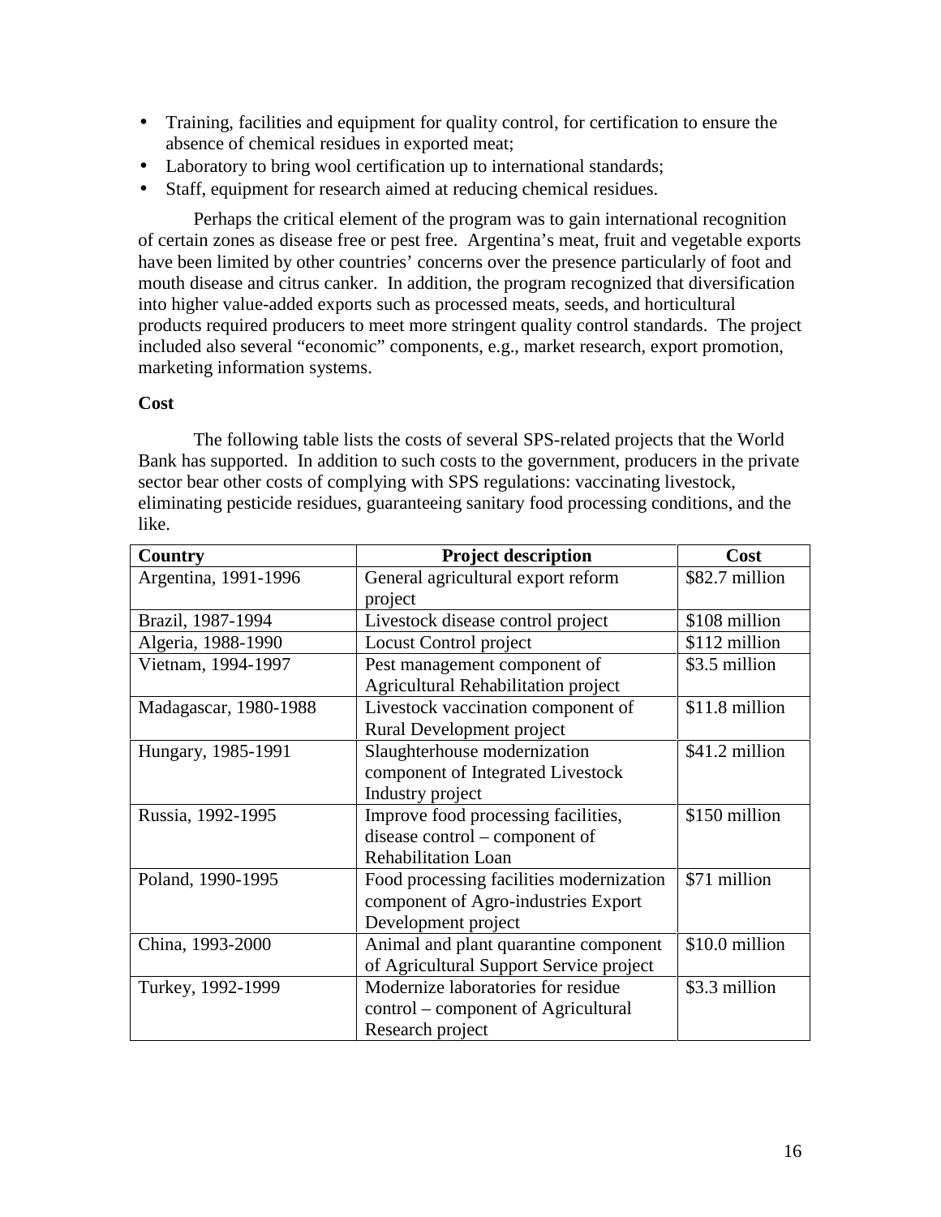- Training, facilities and equipment for quality control, for certification to ensure the absence of chemical residues in exported meat;
- Laboratory to bring wool certification up to international standards;
- Staff, equipment for research aimed at reducing chemical residues.

Perhaps the critical element of the program was to gain international recognition of certain zones as disease free or pest free. Argentina's meat, fruit and vegetable exports have been limited by other countries' concerns over the presence particularly of foot and mouth disease and citrus canker. In addition, the program recognized that diversification into higher value-added exports such as processed meats, seeds, and horticultural products required producers to meet more stringent quality control standards. The project included also several "economic" components, e.g., market research, export promotion, marketing information systems.

**Cost**

The following table lists the costs of several SPS-related projects that the World Bank has supported. In addition to such costs to the government, producers in the private sector bear other costs of complying with SPS regulations: vaccinating livestock, eliminating pesticide residues, guaranteeing sanitary food processing conditions, and the like.

| Country | Project description | Cost |
|---|---|---|
| Argentina, 1991-1996 | General agricultural export reform project | $82.7 million |
| Brazil, 1987-1994 | Livestock disease control project | $108 million |
| Algeria, 1988-1990 | Locust Control project | $112 million |
| Vietnam, 1994-1997 | Pest management component of Agricultural Rehabilitation project | $3.5 million |
| Madagascar, 1980-1988 | Livestock vaccination component of Rural Development project | $11.8 million |
| Hungary, 1985-1991 | Slaughterhouse modernization component of Integrated Livestock Industry project | $41.2 million |
| Russia, 1992-1995 | Improve food processing facilities, disease control – component of Rehabilitation Loan | $150 million |
| Poland, 1990-1995 | Food processing facilities modernization component of Agro-industries Export Development project | $71 million |
| China, 1993-2000 | Animal and plant quarantine component of Agricultural Support Service project | $10.0 million |
| Turkey, 1992-1999 | Modernize laboratories for residue control – component of Agricultural Research project | $3.3 million |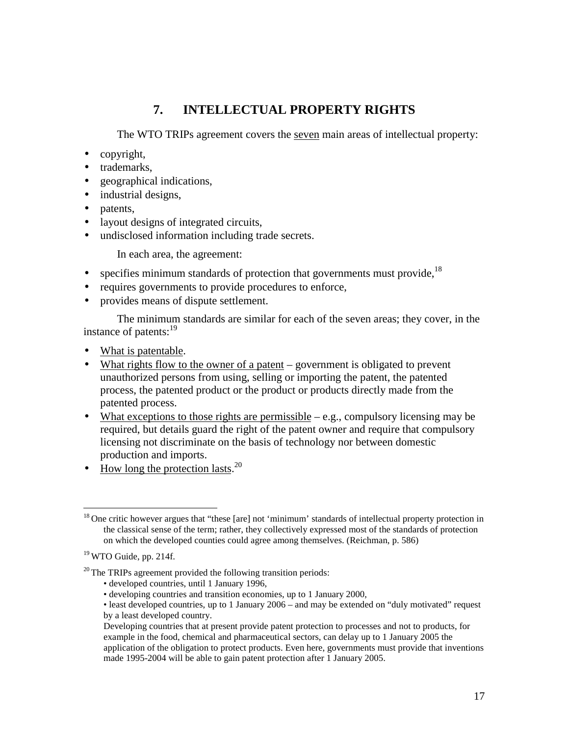# 7. INTELLECTUAL PROPERTY RIGHTS

The WTO TRIPs agreement covers the <u>seven</u> main areas of intellectual property:

- copyright,
- trademarks,
- geographical indications,
- industrial designs,
- patents,
- layout designs of integrated circuits,
- undisclosed information including trade secrets.

In each area, the agreement:

- specifies minimum standards of protection that governments must provide,[18]
- requires governments to provide procedures to enforce,
- provides means of dispute settlement.

The minimum standards are similar for each of the seven areas; they cover, in the instance of patents:[19]

- <u>What is patentable</u>.
- <u>What rights flow to the owner of a patent</u> – government is obligated to prevent unauthorized persons from using, selling or importing the patent, the patented process, the patented product or the product or products directly made from the patented process.
- <u>What exceptions to those rights are permissible</u> – e.g., compulsory licensing may be required, but details guard the right of the patent owner and require that compulsory licensing not discriminate on the basis of technology nor between domestic production and imports.
- <u>How long the protection lasts</u>.[20]

---

[18] One critic however argues that "these [are] not 'minimum' standards of intellectual property protection in the classical sense of the term; rather, they collectively expressed most of the standards of protection on which the developed counties could agree among themselves. (Reichman, p. 586)

[19] WTO Guide, pp. 214f.

[20] The TRIPs agreement provided the following transition periods:

- developed countries, until 1 January 1996,
- developing countries and transition economies, up to 1 January 2000,
- least developed countries, up to 1 January 2006 – and may be extended on "duly motivated" request by a least developed country.

Developing countries that at present provide patent protection to processes and not to products, for example in the food, chemical and pharmaceutical sectors, can delay up to 1 January 2005 the application of the obligation to protect products. Even here, governments must provide that inventions made 1995-2004 will be able to gain patent protection after 1 January 2005.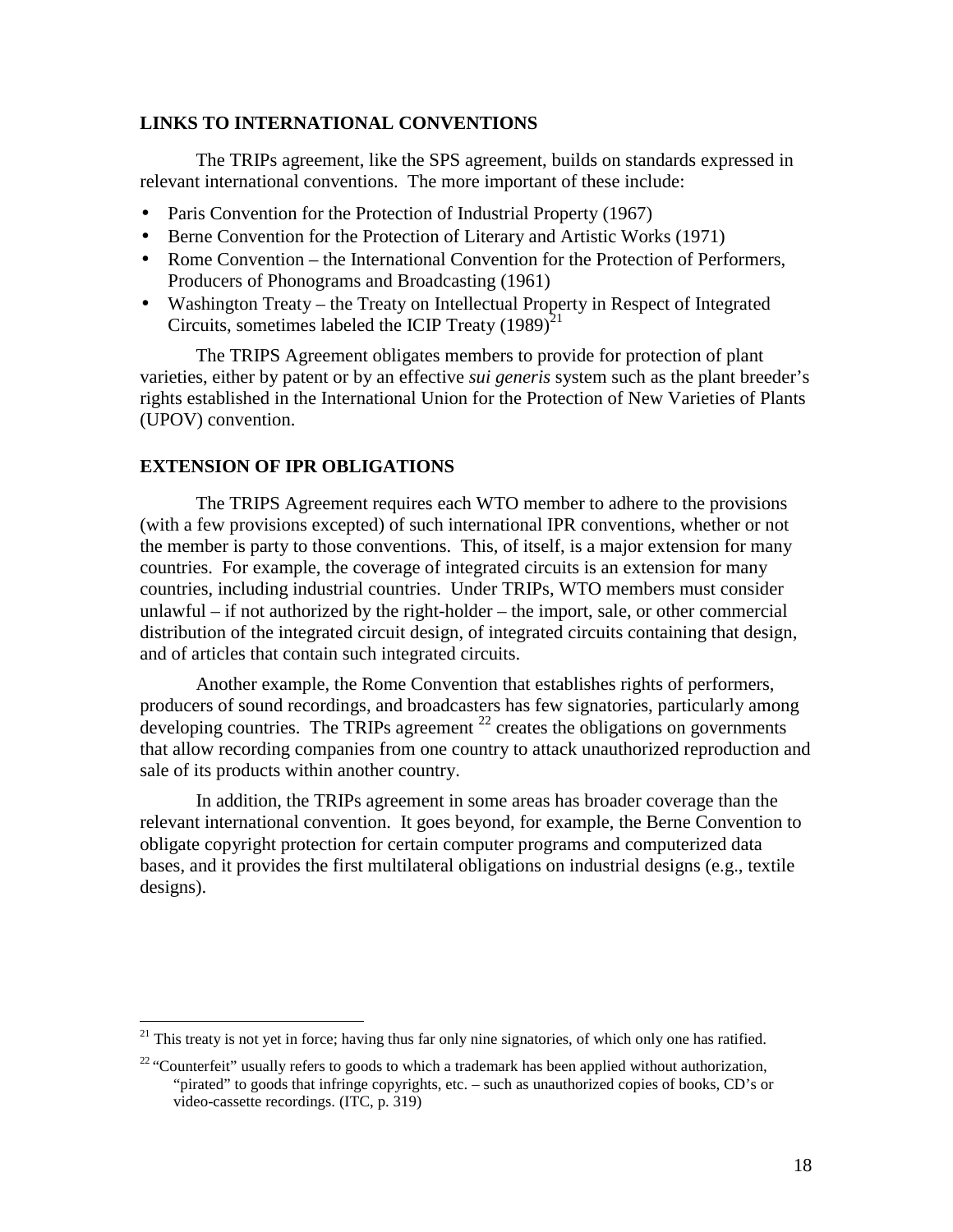## LINKS TO INTERNATIONAL CONVENTIONS

The TRIPs agreement, like the SPS agreement, builds on standards expressed in relevant international conventions. The more important of these include:

- Paris Convention for the Protection of Industrial Property (1967)
- Berne Convention for the Protection of Literary and Artistic Works (1971)
- Rome Convention – the International Convention for the Protection of Performers, Producers of Phonograms and Broadcasting (1961)
- Washington Treaty – the Treaty on Intellectual Property in Respect of Integrated Circuits, sometimes labeled the ICIP Treaty (1989)[21]

The TRIPS Agreement obligates members to provide for protection of plant varieties, either by patent or by an effective *sui generis* system such as the plant breeder's rights established in the International Union for the Protection of New Varieties of Plants (UPOV) convention.

## EXTENSION OF IPR OBLIGATIONS

The TRIPS Agreement requires each WTO member to adhere to the provisions (with a few provisions excepted) of such international IPR conventions, whether or not the member is party to those conventions. This, of itself, is a major extension for many countries. For example, the coverage of integrated circuits is an extension for many countries, including industrial countries. Under TRIPs, WTO members must consider unlawful – if not authorized by the right-holder – the import, sale, or other commercial distribution of the integrated circuit design, of integrated circuits containing that design, and of articles that contain such integrated circuits.

Another example, the Rome Convention that establishes rights of performers, producers of sound recordings, and broadcasters has few signatories, particularly among developing countries. The TRIPs agreement [22] creates the obligations on governments that allow recording companies from one country to attack unauthorized reproduction and sale of its products within another country.

In addition, the TRIPs agreement in some areas has broader coverage than the relevant international convention. It goes beyond, for example, the Berne Convention to obligate copyright protection for certain computer programs and computerized data bases, and it provides the first multilateral obligations on industrial designs (e.g., textile designs).

---

[21] This treaty is not yet in force; having thus far only nine signatories, of which only one has ratified.

[22] "Counterfeit" usually refers to goods to which a trademark has been applied without authorization, "pirated" to goods that infringe copyrights, etc. – such as unauthorized copies of books, CD's or video-cassette recordings. (ITC, p. 319)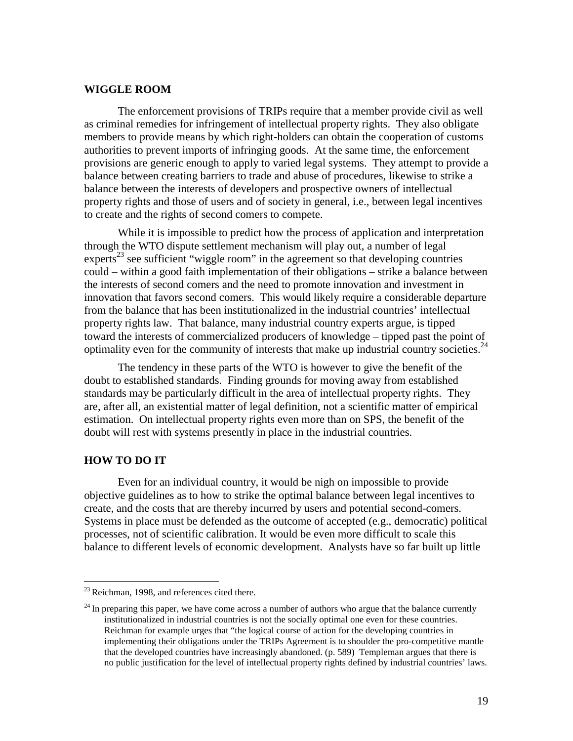## WIGGLE ROOM

The enforcement provisions of TRIPs require that a member provide civil as well as criminal remedies for infringement of intellectual property rights. They also obligate members to provide means by which right-holders can obtain the cooperation of customs authorities to prevent imports of infringing goods. At the same time, the enforcement provisions are generic enough to apply to varied legal systems. They attempt to provide a balance between creating barriers to trade and abuse of procedures, likewise to strike a balance between the interests of developers and prospective owners of intellectual property rights and those of users and of society in general, i.e., between legal incentives to create and the rights of second comers to compete.

While it is impossible to predict how the process of application and interpretation through the WTO dispute settlement mechanism will play out, a number of legal experts[23] see sufficient "wiggle room" in the agreement so that developing countries could – within a good faith implementation of their obligations – strike a balance between the interests of second comers and the need to promote innovation and investment in innovation that favors second comers. This would likely require a considerable departure from the balance that has been institutionalized in the industrial countries' intellectual property rights law. That balance, many industrial country experts argue, is tipped toward the interests of commercialized producers of knowledge – tipped past the point of optimality even for the community of interests that make up industrial country societies.[24]

The tendency in these parts of the WTO is however to give the benefit of the doubt to established standards. Finding grounds for moving away from established standards may be particularly difficult in the area of intellectual property rights. They are, after all, an existential matter of legal definition, not a scientific matter of empirical estimation. On intellectual property rights even more than on SPS, the benefit of the doubt will rest with systems presently in place in the industrial countries.

## HOW TO DO IT

Even for an individual country, it would be nigh on impossible to provide objective guidelines as to how to strike the optimal balance between legal incentives to create, and the costs that are thereby incurred by users and potential second-comers. Systems in place must be defended as the outcome of accepted (e.g., democratic) political processes, not of scientific calibration. It would be even more difficult to scale this balance to different levels of economic development. Analysts have so far built up little

---

[23] Reichman, 1998, and references cited there.

[24] In preparing this paper, we have come across a number of authors who argue that the balance currently institutionalized in industrial countries is not the socially optimal one even for these countries. Reichman for example urges that "the logical course of action for the developing countries in implementing their obligations under the TRIPs Agreement is to shoulder the pro-competitive mantle that the developed countries have increasingly abandoned. (p. 589) Templeman argues that there is no public justification for the level of intellectual property rights defined by industrial countries' laws.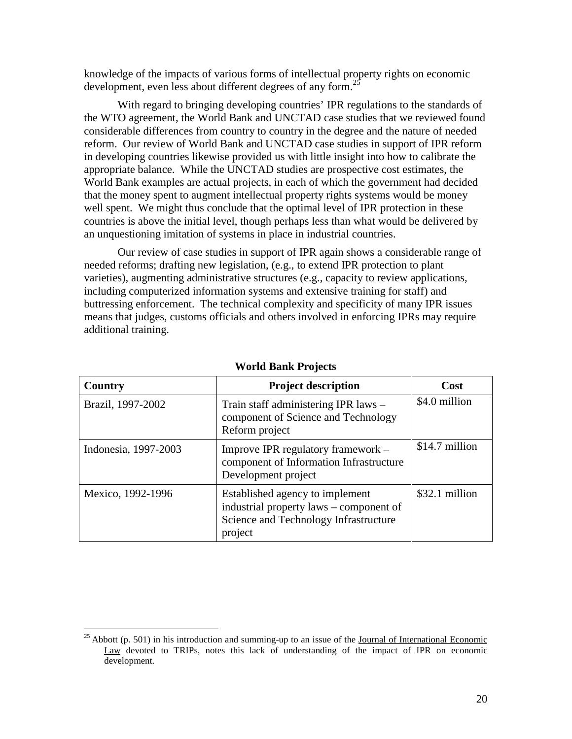knowledge of the impacts of various forms of intellectual property rights on economic development, even less about different degrees of any form.[25]

With regard to bringing developing countries' IPR regulations to the standards of the WTO agreement, the World Bank and UNCTAD case studies that we reviewed found considerable differences from country to country in the degree and the nature of needed reform. Our review of World Bank and UNCTAD case studies in support of IPR reform in developing countries likewise provided us with little insight into how to calibrate the appropriate balance. While the UNCTAD studies are prospective cost estimates, the World Bank examples are actual projects, in each of which the government had decided that the money spent to augment intellectual property rights systems would be money well spent. We might thus conclude that the optimal level of IPR protection in these countries is above the initial level, though perhaps less than what would be delivered by an unquestioning imitation of systems in place in industrial countries.

Our review of case studies in support of IPR again shows a considerable range of needed reforms; drafting new legislation, (e.g., to extend IPR protection to plant varieties), augmenting administrative structures (e.g., capacity to review applications, including computerized information systems and extensive training for staff) and buttressing enforcement. The technical complexity and specificity of many IPR issues means that judges, customs officials and others involved in enforcing IPRs may require additional training.

**World Bank Projects**

| Country | Project description | Cost |
| --- | --- | --- |
| Brazil, 1997-2002 | Train staff administering IPR laws – component of Science and Technology Reform project | \$4.0 million |
| Indonesia, 1997-2003 | Improve IPR regulatory framework – component of Information Infrastructure Development project | \$14.7 million |
| Mexico, 1992-1996 | Established agency to implement industrial property laws – component of Science and Technology Infrastructure project | \$32.1 million |

[25] Abbott (p. 501) in his introduction and summing-up to an issue of the Journal of International Economic Law devoted to TRIPs, notes this lack of understanding of the impact of IPR on economic development.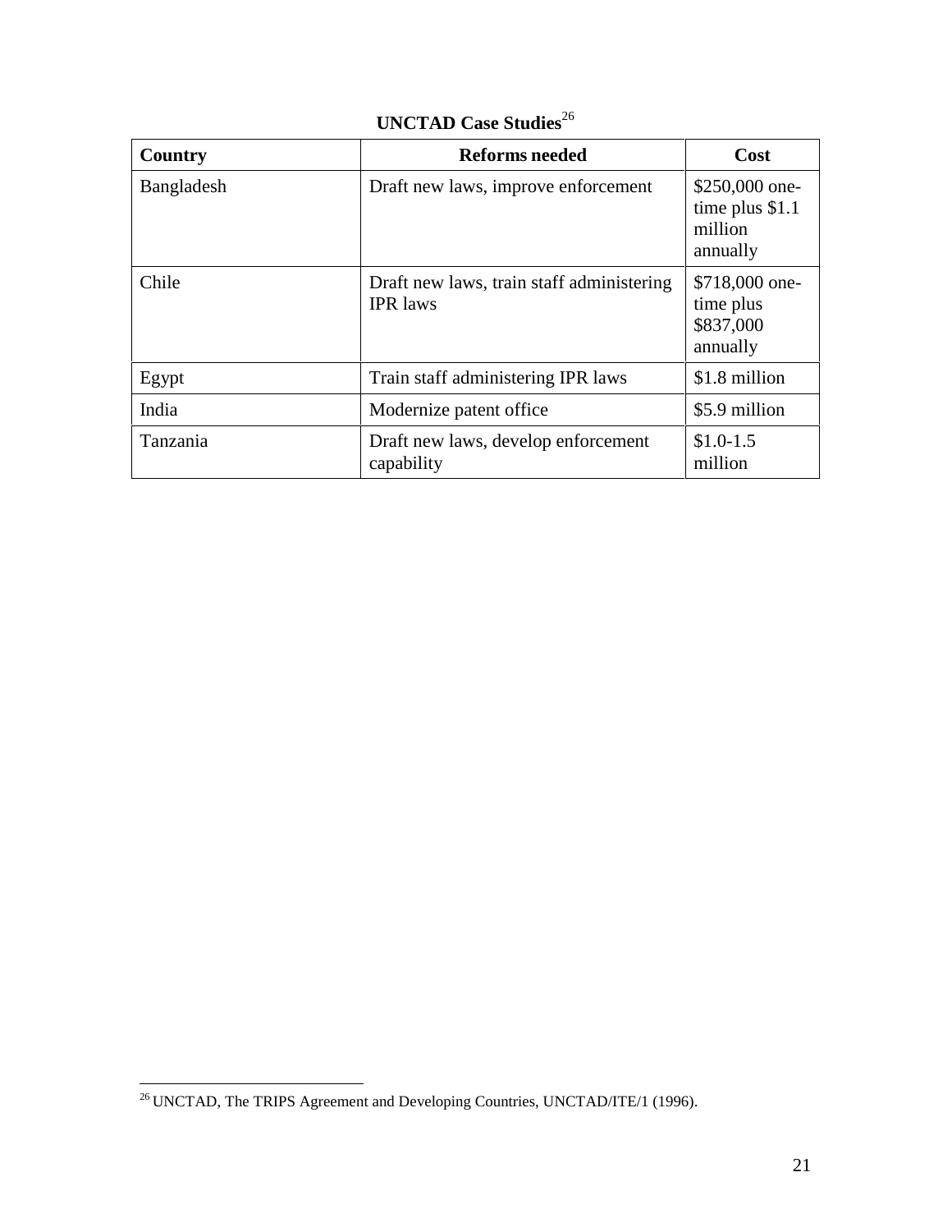**UNCTAD Case Studies**[26]

| Country | Reforms needed | Cost |
| --- | --- | --- |
| Bangladesh | Draft new laws, improve enforcement | $250,000 one-time plus $1.1 million annually |
| Chile | Draft new laws, train staff administering IPR laws | $718,000 one-time plus $837,000 annually |
| Egypt | Train staff administering IPR laws | $1.8 million |
| India | Modernize patent office | $5.9 million |
| Tanzania | Draft new laws, develop enforcement capability | $1.0-1.5 million |

[26] UNCTAD, The TRIPS Agreement and Developing Countries, UNCTAD/ITE/1 (1996).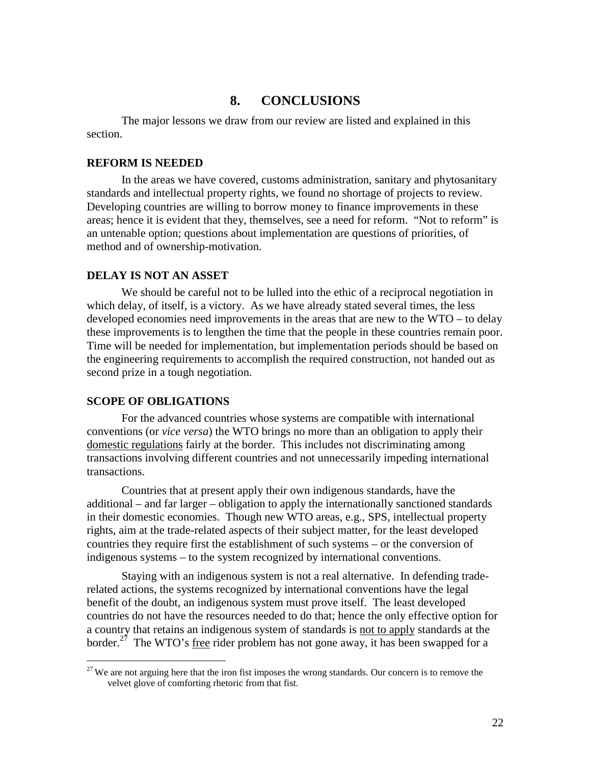# 8. CONCLUSIONS

The major lessons we draw from our review are listed and explained in this section.

### REFORM IS NEEDED

In the areas we have covered, customs administration, sanitary and phytosanitary standards and intellectual property rights, we found no shortage of projects to review. Developing countries are willing to borrow money to finance improvements in these areas; hence it is evident that they, themselves, see a need for reform. "Not to reform" is an untenable option; questions about implementation are questions of priorities, of method and of ownership-motivation.

### DELAY IS NOT AN ASSET

We should be careful not to be lulled into the ethic of a reciprocal negotiation in which delay, of itself, is a victory. As we have already stated several times, the less developed economies need improvements in the areas that are new to the WTO – to delay these improvements is to lengthen the time that the people in these countries remain poor. Time will be needed for implementation, but implementation periods should be based on the engineering requirements to accomplish the required construction, not handed out as second prize in a tough negotiation.

### SCOPE OF OBLIGATIONS

For the advanced countries whose systems are compatible with international conventions (or *vice versa*) the WTO brings no more than an obligation to apply their domestic regulations fairly at the border. This includes not discriminating among transactions involving different countries and not unnecessarily impeding international transactions.

Countries that at present apply their own indigenous standards, have the additional – and far larger – obligation to apply the internationally sanctioned standards in their domestic economies. Though new WTO areas, e.g., SPS, intellectual property rights, aim at the trade-related aspects of their subject matter, for the least developed countries they require first the establishment of such systems – or the conversion of indigenous systems – to the system recognized by international conventions.

Staying with an indigenous system is not a real alternative. In defending trade-related actions, the systems recognized by international conventions have the legal benefit of the doubt, an indigenous system must prove itself. The least developed countries do not have the resources needed to do that; hence the only effective option for a country that retains an indigenous system of standards is not to apply standards at the border.[27] The WTO's free rider problem has not gone away, it has been swapped for a

[27] We are not arguing here that the iron fist imposes the wrong standards. Our concern is to remove the velvet glove of comforting rhetoric from that fist.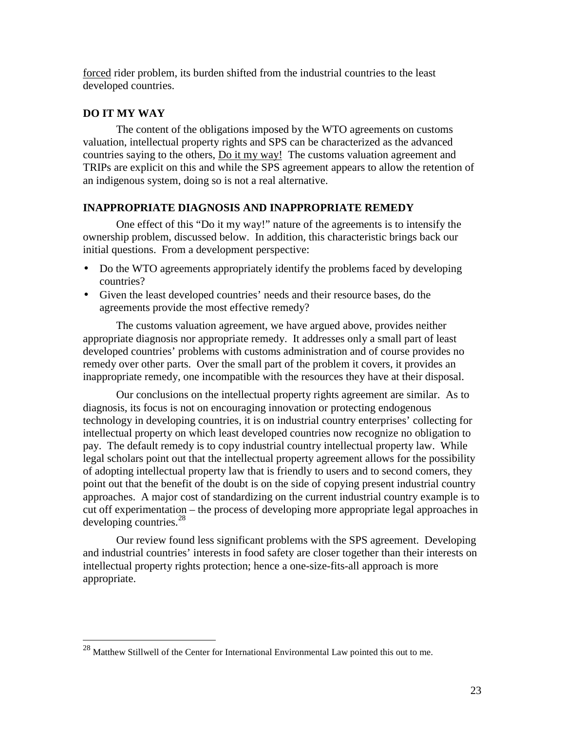forced rider problem, its burden shifted from the industrial countries to the least developed countries.

## DO IT MY WAY

The content of the obligations imposed by the WTO agreements on customs valuation, intellectual property rights and SPS can be characterized as the advanced countries saying to the others, Do it my way! The customs valuation agreement and TRIPs are explicit on this and while the SPS agreement appears to allow the retention of an indigenous system, doing so is not a real alternative.

## INAPPROPRIATE DIAGNOSIS AND INAPPROPRIATE REMEDY

One effect of this "Do it my way!" nature of the agreements is to intensify the ownership problem, discussed below. In addition, this characteristic brings back our initial questions. From a development perspective:

- Do the WTO agreements appropriately identify the problems faced by developing countries?
- Given the least developed countries' needs and their resource bases, do the agreements provide the most effective remedy?

The customs valuation agreement, we have argued above, provides neither appropriate diagnosis nor appropriate remedy. It addresses only a small part of least developed countries' problems with customs administration and of course provides no remedy over other parts. Over the small part of the problem it covers, it provides an inappropriate remedy, one incompatible with the resources they have at their disposal.

Our conclusions on the intellectual property rights agreement are similar. As to diagnosis, its focus is not on encouraging innovation or protecting endogenous technology in developing countries, it is on industrial country enterprises' collecting for intellectual property on which least developed countries now recognize no obligation to pay. The default remedy is to copy industrial country intellectual property law. While legal scholars point out that the intellectual property agreement allows for the possibility of adopting intellectual property law that is friendly to users and to second comers, they point out that the benefit of the doubt is on the side of copying present industrial country approaches. A major cost of standardizing on the current industrial country example is to cut off experimentation – the process of developing more appropriate legal approaches in developing countries.[28]

Our review found less significant problems with the SPS agreement. Developing and industrial countries' interests in food safety are closer together than their interests on intellectual property rights protection; hence a one-size-fits-all approach is more appropriate.

---

[28] Matthew Stillwell of the Center for International Environmental Law pointed this out to me.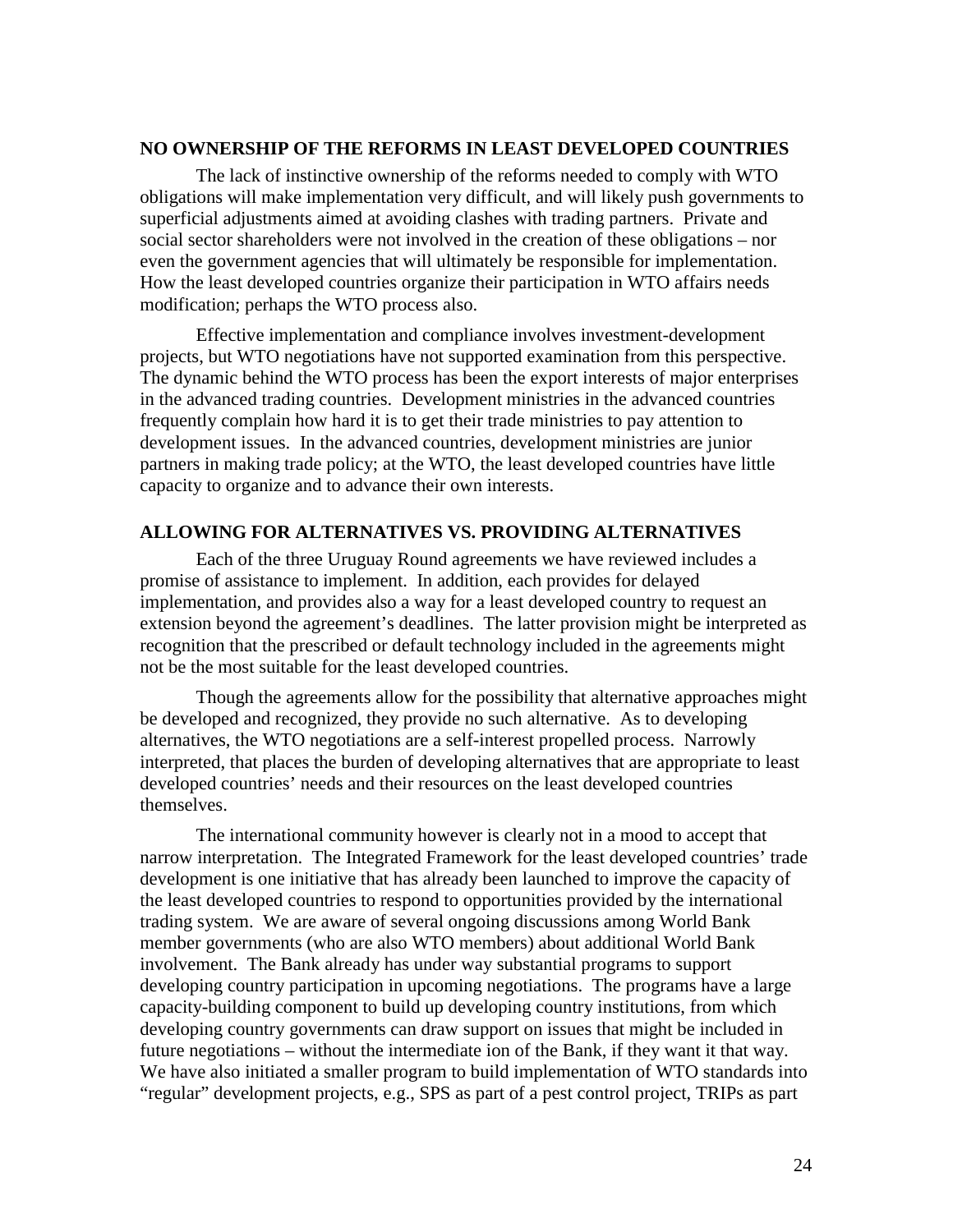## NO OWNERSHIP OF THE REFORMS IN LEAST DEVELOPED COUNTRIES

The lack of instinctive ownership of the reforms needed to comply with WTO obligations will make implementation very difficult, and will likely push governments to superficial adjustments aimed at avoiding clashes with trading partners. Private and social sector shareholders were not involved in the creation of these obligations – nor even the government agencies that will ultimately be responsible for implementation. How the least developed countries organize their participation in WTO affairs needs modification; perhaps the WTO process also.

Effective implementation and compliance involves investment-development projects, but WTO negotiations have not supported examination from this perspective. The dynamic behind the WTO process has been the export interests of major enterprises in the advanced trading countries. Development ministries in the advanced countries frequently complain how hard it is to get their trade ministries to pay attention to development issues. In the advanced countries, development ministries are junior partners in making trade policy; at the WTO, the least developed countries have little capacity to organize and to advance their own interests.

## ALLOWING FOR ALTERNATIVES VS. PROVIDING ALTERNATIVES

Each of the three Uruguay Round agreements we have reviewed includes a promise of assistance to implement. In addition, each provides for delayed implementation, and provides also a way for a least developed country to request an extension beyond the agreement's deadlines. The latter provision might be interpreted as recognition that the prescribed or default technology included in the agreements might not be the most suitable for the least developed countries.

Though the agreements allow for the possibility that alternative approaches might be developed and recognized, they provide no such alternative. As to developing alternatives, the WTO negotiations are a self-interest propelled process. Narrowly interpreted, that places the burden of developing alternatives that are appropriate to least developed countries' needs and their resources on the least developed countries themselves.

The international community however is clearly not in a mood to accept that narrow interpretation. The Integrated Framework for the least developed countries' trade development is one initiative that has already been launched to improve the capacity of the least developed countries to respond to opportunities provided by the international trading system. We are aware of several ongoing discussions among World Bank member governments (who are also WTO members) about additional World Bank involvement. The Bank already has under way substantial programs to support developing country participation in upcoming negotiations. The programs have a large capacity-building component to build up developing country institutions, from which developing country governments can draw support on issues that might be included in future negotiations – without the intermediate ion of the Bank, if they want it that way. We have also initiated a smaller program to build implementation of WTO standards into "regular" development projects, e.g., SPS as part of a pest control project, TRIPs as part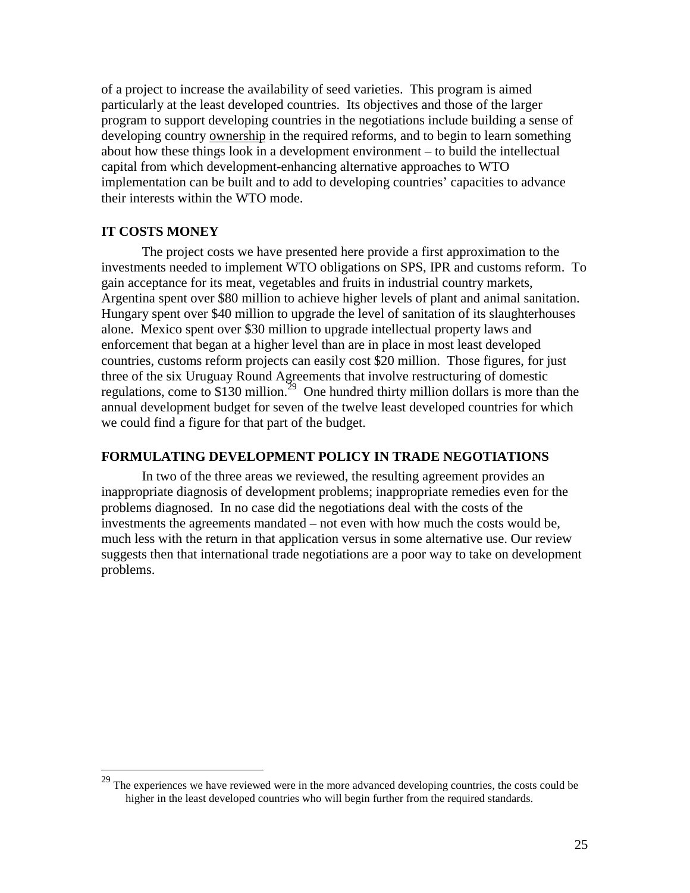of a project to increase the availability of seed varieties. This program is aimed particularly at the least developed countries. Its objectives and those of the larger program to support developing countries in the negotiations include building a sense of developing country <u>ownership</u> in the required reforms, and to begin to learn something about how these things look in a development environment – to build the intellectual capital from which development-enhancing alternative approaches to WTO implementation can be built and to add to developing countries' capacities to advance their interests within the WTO mode.

## IT COSTS MONEY

The project costs we have presented here provide a first approximation to the investments needed to implement WTO obligations on SPS, IPR and customs reform. To gain acceptance for its meat, vegetables and fruits in industrial country markets, Argentina spent over $80 million to achieve higher levels of plant and animal sanitation. Hungary spent over $40 million to upgrade the level of sanitation of its slaughterhouses alone. Mexico spent over $30 million to upgrade intellectual property laws and enforcement that began at a higher level than are in place in most least developed countries, customs reform projects can easily cost $20 million. Those figures, for just three of the six Uruguay Round Agreements that involve restructuring of domestic regulations, come to $130 million.[29] One hundred thirty million dollars is more than the annual development budget for seven of the twelve least developed countries for which we could find a figure for that part of the budget.

## FORMULATING DEVELOPMENT POLICY IN TRADE NEGOTIATIONS

In two of the three areas we reviewed, the resulting agreement provides an inappropriate diagnosis of development problems; inappropriate remedies even for the problems diagnosed. In no case did the negotiations deal with the costs of the investments the agreements mandated – not even with how much the costs would be, much less with the return in that application versus in some alternative use. Our review suggests then that international trade negotiations are a poor way to take on development problems.

[29] The experiences we have reviewed were in the more advanced developing countries, the costs could be higher in the least developed countries who will begin further from the required standards.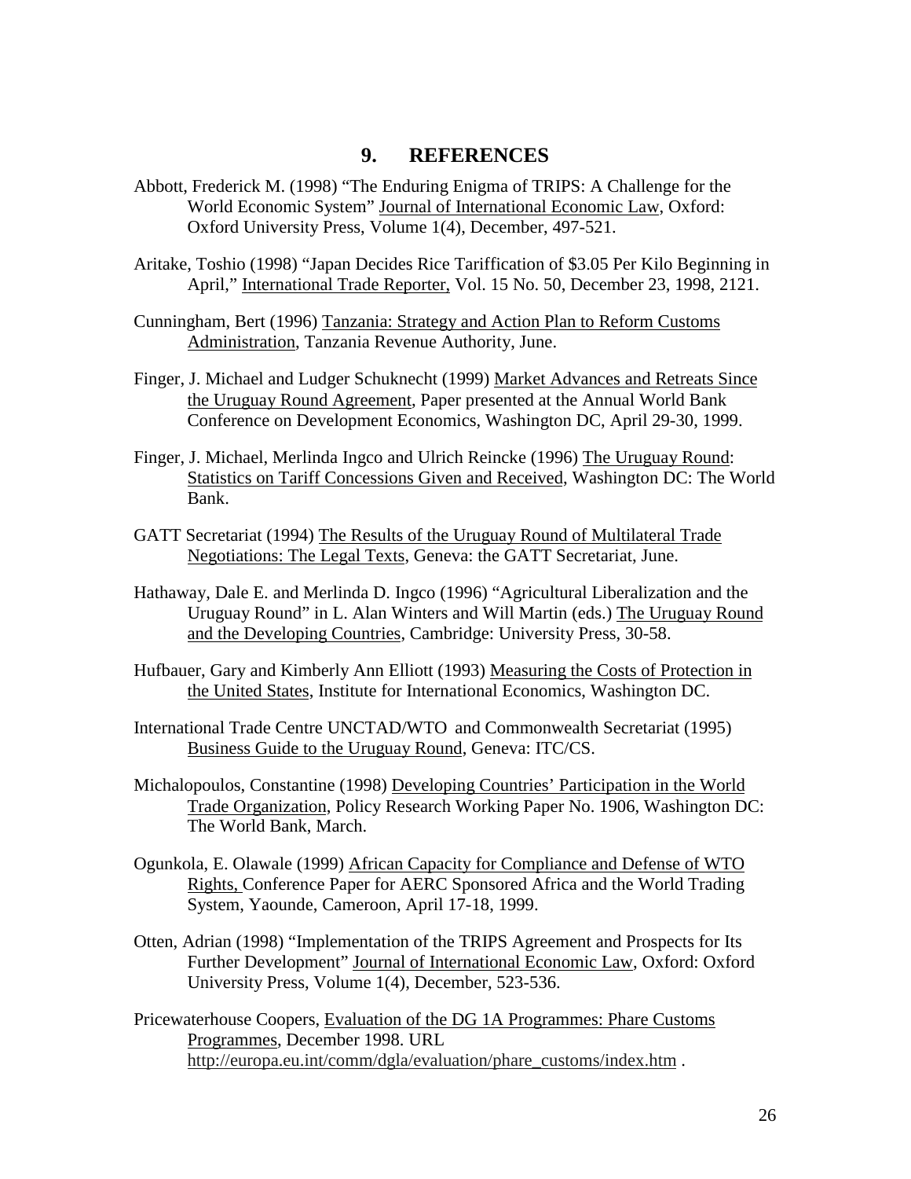# 9. REFERENCES

Abbott, Frederick M. (1998) "The Enduring Enigma of TRIPS: A Challenge for the World Economic System" Journal of International Economic Law, Oxford: Oxford University Press, Volume 1(4), December, 497-521.

Aritake, Toshio (1998) "Japan Decides Rice Tariffication of $3.05 Per Kilo Beginning in April," International Trade Reporter, Vol. 15 No. 50, December 23, 1998, 2121.

Cunningham, Bert (1996) Tanzania: Strategy and Action Plan to Reform Customs Administration, Tanzania Revenue Authority, June.

Finger, J. Michael and Ludger Schuknecht (1999) Market Advances and Retreats Since the Uruguay Round Agreement, Paper presented at the Annual World Bank Conference on Development Economics, Washington DC, April 29-30, 1999.

Finger, J. Michael, Merlinda Ingco and Ulrich Reincke (1996) The Uruguay Round: Statistics on Tariff Concessions Given and Received, Washington DC: The World Bank.

GATT Secretariat (1994) The Results of the Uruguay Round of Multilateral Trade Negotiations: The Legal Texts, Geneva: the GATT Secretariat, June.

Hathaway, Dale E. and Merlinda D. Ingco (1996) "Agricultural Liberalization and the Uruguay Round" in L. Alan Winters and Will Martin (eds.) The Uruguay Round and the Developing Countries, Cambridge: University Press, 30-58.

Hufbauer, Gary and Kimberly Ann Elliott (1993) Measuring the Costs of Protection in the United States, Institute for International Economics, Washington DC.

International Trade Centre UNCTAD/WTO and Commonwealth Secretariat (1995) Business Guide to the Uruguay Round, Geneva: ITC/CS.

Michalopoulos, Constantine (1998) Developing Countries' Participation in the World Trade Organization, Policy Research Working Paper No. 1906, Washington DC: The World Bank, March.

Ogunkola, E. Olawale (1999) African Capacity for Compliance and Defense of WTO Rights, Conference Paper for AERC Sponsored Africa and the World Trading System, Yaounde, Cameroon, April 17-18, 1999.

Otten, Adrian (1998) "Implementation of the TRIPS Agreement and Prospects for Its Further Development" Journal of International Economic Law, Oxford: Oxford University Press, Volume 1(4), December, 523-536.

Pricewaterhouse Coopers, Evaluation of the DG 1A Programmes: Phare Customs Programmes, December 1998. URL http://europa.eu.int/comm/dgla/evaluation/phare_customs/index.htm .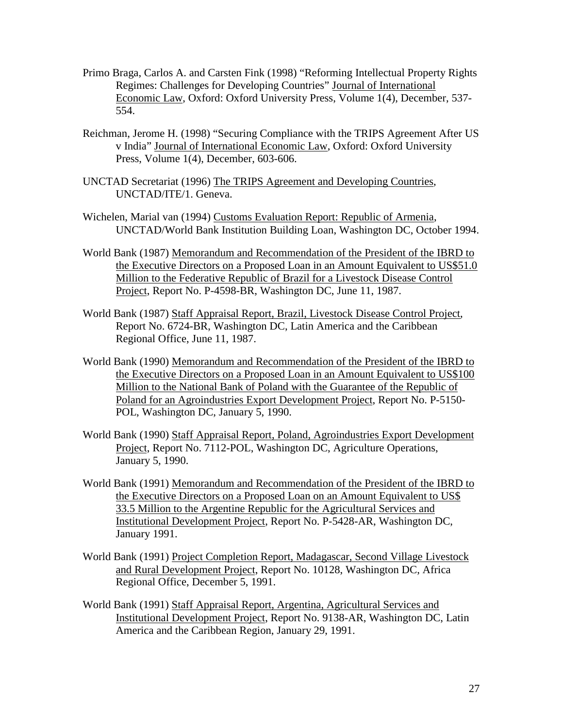Primo Braga, Carlos A. and Carsten Fink (1998) "Reforming Intellectual Property Rights Regimes: Challenges for Developing Countries" Journal of International Economic Law, Oxford: Oxford University Press, Volume 1(4), December, 537-554.

Reichman, Jerome H. (1998) "Securing Compliance with the TRIPS Agreement After US v India" Journal of International Economic Law, Oxford: Oxford University Press, Volume 1(4), December, 603-606.

UNCTAD Secretariat (1996) The TRIPS Agreement and Developing Countries, UNCTAD/ITE/1. Geneva.

Wichelen, Marial van (1994) Customs Evaluation Report: Republic of Armenia, UNCTAD/World Bank Institution Building Loan, Washington DC, October 1994.

World Bank (1987) Memorandum and Recommendation of the President of the IBRD to the Executive Directors on a Proposed Loan in an Amount Equivalent to US$51.0 Million to the Federative Republic of Brazil for a Livestock Disease Control Project, Report No. P-4598-BR, Washington DC, June 11, 1987.

World Bank (1987) Staff Appraisal Report, Brazil, Livestock Disease Control Project, Report No. 6724-BR, Washington DC, Latin America and the Caribbean Regional Office, June 11, 1987.

World Bank (1990) Memorandum and Recommendation of the President of the IBRD to the Executive Directors on a Proposed Loan in an Amount Equivalent to US$100 Million to the National Bank of Poland with the Guarantee of the Republic of Poland for an Agroindustries Export Development Project, Report No. P-5150-POL, Washington DC, January 5, 1990.

World Bank (1990) Staff Appraisal Report, Poland, Agroindustries Export Development Project, Report No. 7112-POL, Washington DC, Agriculture Operations, January 5, 1990.

World Bank (1991) Memorandum and Recommendation of the President of the IBRD to the Executive Directors on a Proposed Loan on an Amount Equivalent to US$ 33.5 Million to the Argentine Republic for the Agricultural Services and Institutional Development Project, Report No. P-5428-AR, Washington DC, January 1991.

World Bank (1991) Project Completion Report, Madagascar, Second Village Livestock and Rural Development Project, Report No. 10128, Washington DC, Africa Regional Office, December 5, 1991.

World Bank (1991) Staff Appraisal Report, Argentina, Agricultural Services and Institutional Development Project, Report No. 9138-AR, Washington DC, Latin America and the Caribbean Region, January 29, 1991.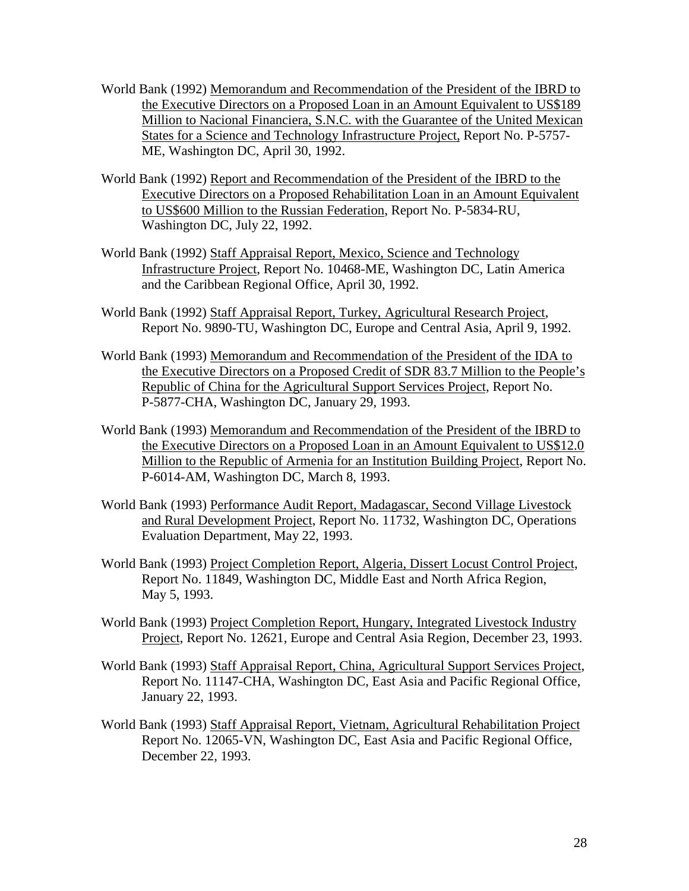World Bank (1992) Memorandum and Recommendation of the President of the IBRD to the Executive Directors on a Proposed Loan in an Amount Equivalent to US$189 Million to Nacional Financiera, S.N.C. with the Guarantee of the United Mexican States for a Science and Technology Infrastructure Project, Report No. P-5757-ME, Washington DC, April 30, 1992.

World Bank (1992) Report and Recommendation of the President of the IBRD to the Executive Directors on a Proposed Rehabilitation Loan in an Amount Equivalent to US$600 Million to the Russian Federation, Report No. P-5834-RU, Washington DC, July 22, 1992.

World Bank (1992) Staff Appraisal Report, Mexico, Science and Technology Infrastructure Project, Report No. 10468-ME, Washington DC, Latin America and the Caribbean Regional Office, April 30, 1992.

World Bank (1992) Staff Appraisal Report, Turkey, Agricultural Research Project, Report No. 9890-TU, Washington DC, Europe and Central Asia, April 9, 1992.

World Bank (1993) Memorandum and Recommendation of the President of the IDA to the Executive Directors on a Proposed Credit of SDR 83.7 Million to the People's Republic of China for the Agricultural Support Services Project, Report No. P-5877-CHA, Washington DC, January 29, 1993.

World Bank (1993) Memorandum and Recommendation of the President of the IBRD to the Executive Directors on a Proposed Loan in an Amount Equivalent to US$12.0 Million to the Republic of Armenia for an Institution Building Project, Report No. P-6014-AM, Washington DC, March 8, 1993.

World Bank (1993) Performance Audit Report, Madagascar, Second Village Livestock and Rural Development Project, Report No. 11732, Washington DC, Operations Evaluation Department, May 22, 1993.

World Bank (1993) Project Completion Report, Algeria, Dissert Locust Control Project, Report No. 11849, Washington DC, Middle East and North Africa Region, May 5, 1993.

World Bank (1993) Project Completion Report, Hungary, Integrated Livestock Industry Project, Report No. 12621, Europe and Central Asia Region, December 23, 1993.

World Bank (1993) Staff Appraisal Report, China, Agricultural Support Services Project, Report No. 11147-CHA, Washington DC, East Asia and Pacific Regional Office, January 22, 1993.

World Bank (1993) Staff Appraisal Report, Vietnam, Agricultural Rehabilitation Project Report No. 12065-VN, Washington DC, East Asia and Pacific Regional Office, December 22, 1993.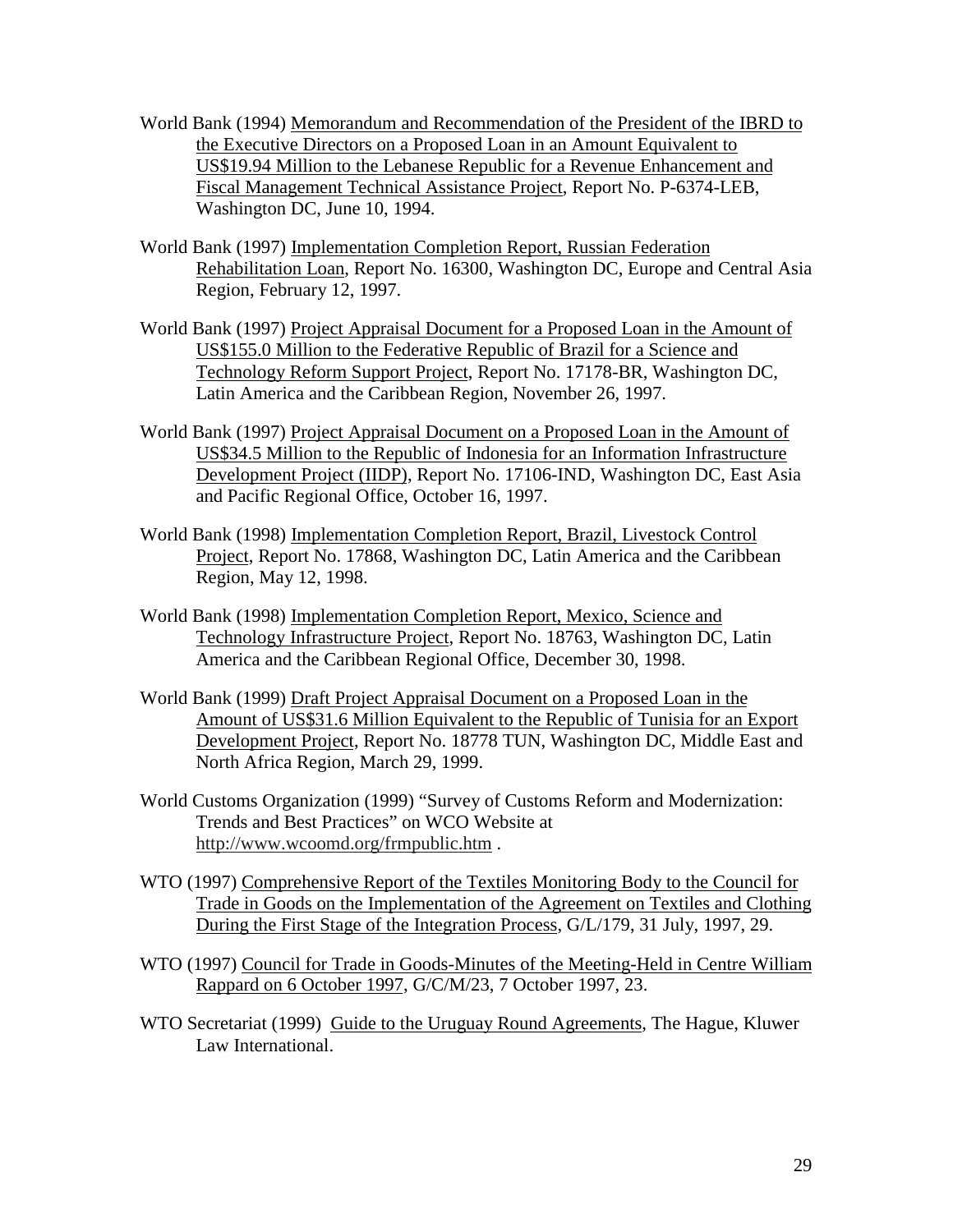World Bank (1994) Memorandum and Recommendation of the President of the IBRD to the Executive Directors on a Proposed Loan in an Amount Equivalent to US$19.94 Million to the Lebanese Republic for a Revenue Enhancement and Fiscal Management Technical Assistance Project, Report No. P-6374-LEB, Washington DC, June 10, 1994.

World Bank (1997) Implementation Completion Report, Russian Federation Rehabilitation Loan, Report No. 16300, Washington DC, Europe and Central Asia Region, February 12, 1997.

World Bank (1997) Project Appraisal Document for a Proposed Loan in the Amount of US$155.0 Million to the Federative Republic of Brazil for a Science and Technology Reform Support Project, Report No. 17178-BR, Washington DC, Latin America and the Caribbean Region, November 26, 1997.

World Bank (1997) Project Appraisal Document on a Proposed Loan in the Amount of US$34.5 Million to the Republic of Indonesia for an Information Infrastructure Development Project (IIDP), Report No. 17106-IND, Washington DC, East Asia and Pacific Regional Office, October 16, 1997.

World Bank (1998) Implementation Completion Report, Brazil, Livestock Control Project, Report No. 17868, Washington DC, Latin America and the Caribbean Region, May 12, 1998.

World Bank (1998) Implementation Completion Report, Mexico, Science and Technology Infrastructure Project, Report No. 18763, Washington DC, Latin America and the Caribbean Regional Office, December 30, 1998.

World Bank (1999) Draft Project Appraisal Document on a Proposed Loan in the Amount of US$31.6 Million Equivalent to the Republic of Tunisia for an Export Development Project, Report No. 18778 TUN, Washington DC, Middle East and North Africa Region, March 29, 1999.

World Customs Organization (1999) "Survey of Customs Reform and Modernization: Trends and Best Practices" on WCO Website at http://www.wcoomd.org/frmpublic.htm .

WTO (1997) Comprehensive Report of the Textiles Monitoring Body to the Council for Trade in Goods on the Implementation of the Agreement on Textiles and Clothing During the First Stage of the Integration Process, G/L/179, 31 July, 1997, 29.

WTO (1997) Council for Trade in Goods-Minutes of the Meeting-Held in Centre William Rappard on 6 October 1997, G/C/M/23, 7 October 1997, 23.

WTO Secretariat (1999) Guide to the Uruguay Round Agreements, The Hague, Kluwer Law International.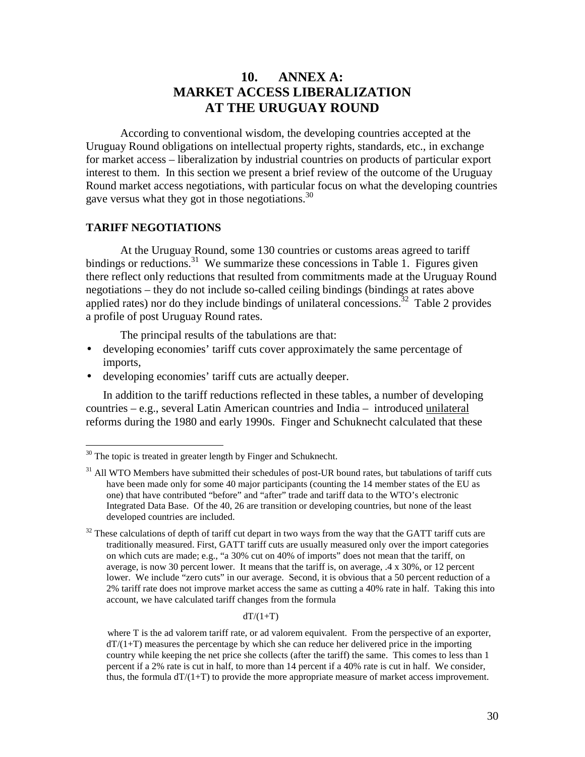# 10. ANNEX A: MARKET ACCESS LIBERALIZATION AT THE URUGUAY ROUND

According to conventional wisdom, the developing countries accepted at the Uruguay Round obligations on intellectual property rights, standards, etc., in exchange for market access – liberalization by industrial countries on products of particular export interest to them. In this section we present a brief review of the outcome of the Uruguay Round market access negotiations, with particular focus on what the developing countries gave versus what they got in those negotiations.[30]

## TARIFF NEGOTIATIONS

At the Uruguay Round, some 130 countries or customs areas agreed to tariff bindings or reductions.[31] We summarize these concessions in Table 1. Figures given there reflect only reductions that resulted from commitments made at the Uruguay Round negotiations – they do not include so-called ceiling bindings (bindings at rates above applied rates) nor do they include bindings of unilateral concessions.[32] Table 2 provides a profile of post Uruguay Round rates.

The principal results of the tabulations are that:

- developing economies' tariff cuts cover approximately the same percentage of imports,
- developing economies' tariff cuts are actually deeper.

In addition to the tariff reductions reflected in these tables, a number of developing countries – e.g., several Latin American countries and India – introduced unilateral reforms during the 1980 and early 1990s. Finger and Schuknecht calculated that these

---

[30] The topic is treated in greater length by Finger and Schuknecht.

[31] All WTO Members have submitted their schedules of post-UR bound rates, but tabulations of tariff cuts have been made only for some 40 major participants (counting the 14 member states of the EU as one) that have contributed "before" and "after" trade and tariff data to the WTO's electronic Integrated Data Base. Of the 40, 26 are transition or developing countries, but none of the least developed countries are included.

[32] These calculations of depth of tariff cut depart in two ways from the way that the GATT tariff cuts are traditionally measured. First, GATT tariff cuts are usually measured only over the import categories on which cuts are made; e.g., "a 30% cut on 40% of imports" does not mean that the tariff, on average, is now 30 percent lower. It means that the tariff is, on average, .4 x 30%, or 12 percent lower. We include "zero cuts" in our average. Second, it is obvious that a 50 percent reduction of a 2% tariff rate does not improve market access the same as cutting a 40% rate in half. Taking this into account, we have calculated tariff changes from the formula

$$dT/(1+T)$$

where T is the ad valorem tariff rate, or ad valorem equivalent. From the perspective of an exporter, $dT/(1+T)$ measures the percentage by which she can reduce her delivered price in the importing country while keeping the net price she collects (after the tariff) the same. This comes to less than 1 percent if a 2% rate is cut in half, to more than 14 percent if a 40% rate is cut in half. We consider, thus, the formula $dT/(1+T)$ to provide the more appropriate measure of market access improvement.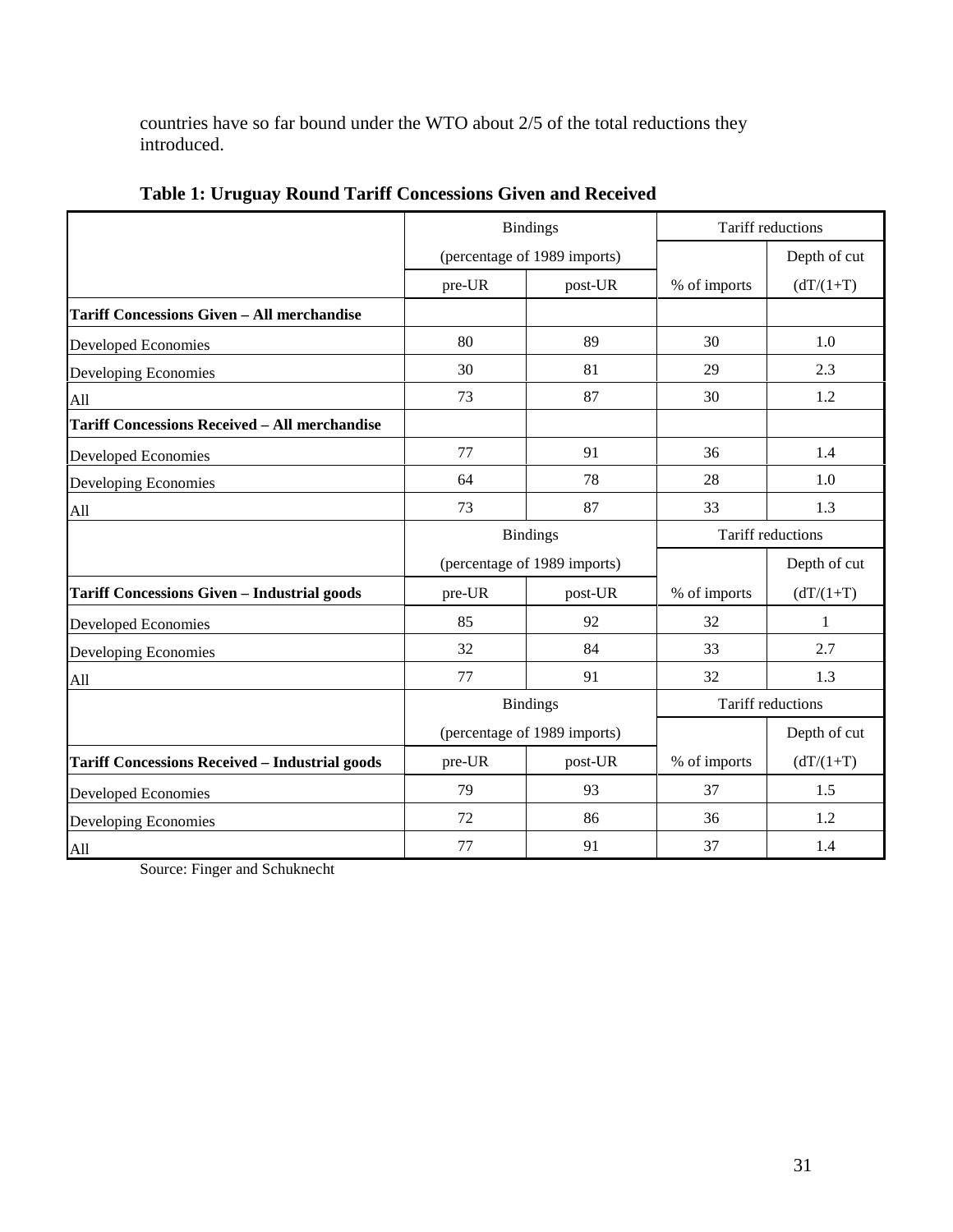countries have so far bound under the WTO about 2/5 of the total reductions they introduced.

**Table 1: Uruguay Round Tariff Concessions Given and Received**

| | Bindings (percentage of 1989 imports) | | Tariff reductions | |
|---|---|---|---|---|
| | pre-UR | post-UR | % of imports | Depth of cut (dT/(1+T)) |
| **Tariff Concessions Given – All merchandise** | | | | |
| Developed Economies | 80 | 89 | 30 | 1.0 |
| Developing Economies | 30 | 81 | 29 | 2.3 |
| All | 73 | 87 | 30 | 1.2 |
| **Tariff Concessions Received – All merchandise** | | | | |
| Developed Economies | 77 | 91 | 36 | 1.4 |
| Developing Economies | 64 | 78 | 28 | 1.0 |
| All | 73 | 87 | 33 | 1.3 |
| | Bindings (percentage of 1989 imports) | | Tariff reductions | |
| **Tariff Concessions Given – Industrial goods** | pre-UR | post-UR | % of imports | Depth of cut (dT/(1+T)) |
| Developed Economies | 85 | 92 | 32 | 1 |
| Developing Economies | 32 | 84 | 33 | 2.7 |
| All | 77 | 91 | 32 | 1.3 |
| | Bindings (percentage of 1989 imports) | | Tariff reductions | |
| **Tariff Concessions Received – Industrial goods** | pre-UR | post-UR | % of imports | Depth of cut (dT/(1+T)) |
| Developed Economies | 79 | 93 | 37 | 1.5 |
| Developing Economies | 72 | 86 | 36 | 1.2 |
| All | 77 | 91 | 37 | 1.4 |

Source: Finger and Schuknecht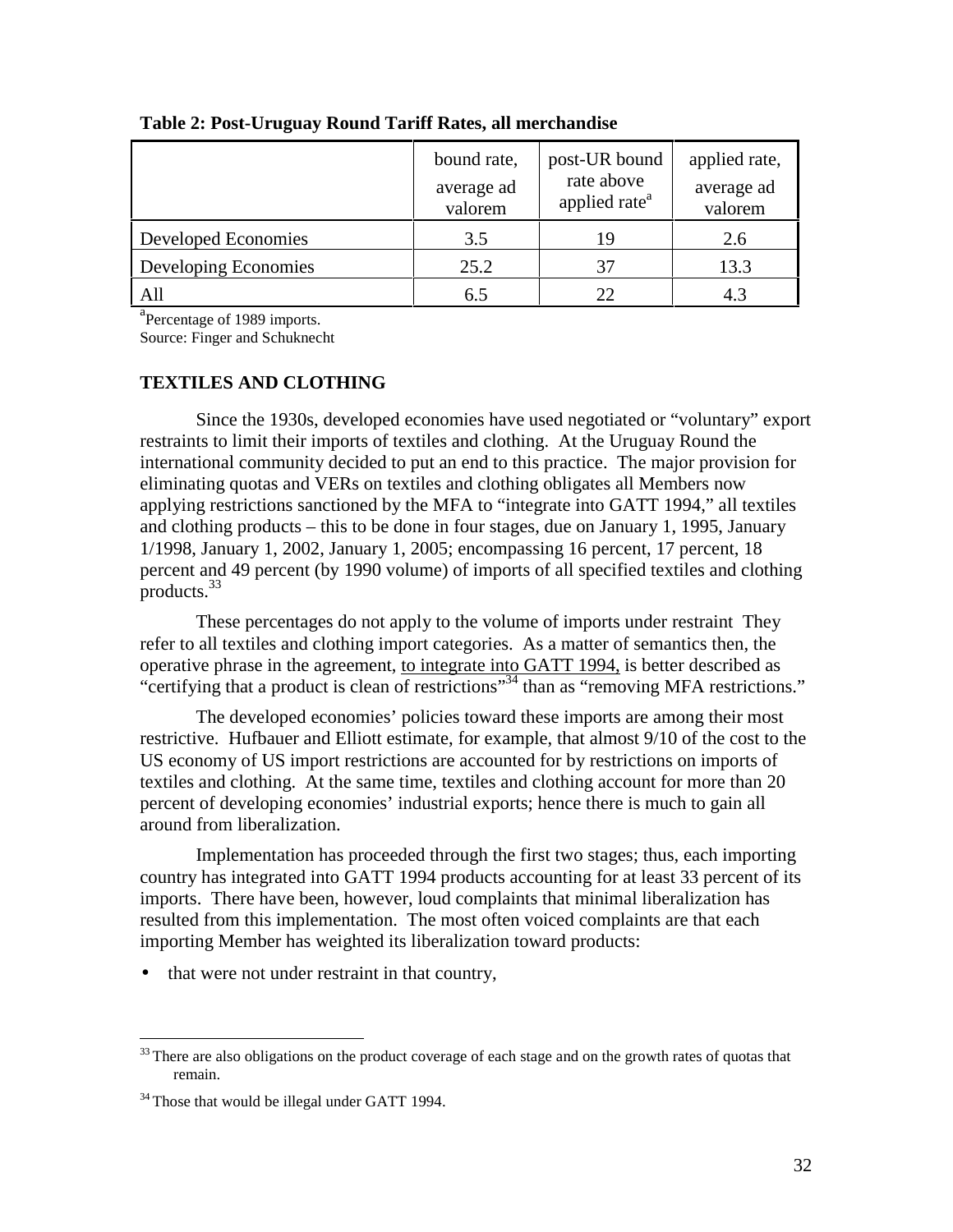**Table 2: Post-Uruguay Round Tariff Rates, all merchandise**

| | bound rate, average ad valorem | post-UR bound rate above applied rate[a] | applied rate, average ad valorem |
|---|---|---|---|
| Developed Economies | 3.5 | 19 | 2.6 |
| Developing Economies | 25.2 | 37 | 13.3 |
| All | 6.5 | 22 | 4.3 |

[a]Percentage of 1989 imports.
Source: Finger and Schuknecht

## TEXTILES AND CLOTHING

Since the 1930s, developed economies have used negotiated or "voluntary" export restraints to limit their imports of textiles and clothing. At the Uruguay Round the international community decided to put an end to this practice. The major provision for eliminating quotas and VERs on textiles and clothing obligates all Members now applying restrictions sanctioned by the MFA to "integrate into GATT 1994," all textiles and clothing products – this to be done in four stages, due on January 1, 1995, January 1/1998, January 1, 2002, January 1, 2005; encompassing 16 percent, 17 percent, 18 percent and 49 percent (by 1990 volume) of imports of all specified textiles and clothing products.[33]

These percentages do not apply to the volume of imports under restraint They refer to all textiles and clothing import categories. As a matter of semantics then, the operative phrase in the agreement, to integrate into GATT 1994, is better described as "certifying that a product is clean of restrictions"[34] than as "removing MFA restrictions."

The developed economies' policies toward these imports are among their most restrictive. Hufbauer and Elliott estimate, for example, that almost 9/10 of the cost to the US economy of US import restrictions are accounted for by restrictions on imports of textiles and clothing. At the same time, textiles and clothing account for more than 20 percent of developing economies' industrial exports; hence there is much to gain all around from liberalization.

Implementation has proceeded through the first two stages; thus, each importing country has integrated into GATT 1994 products accounting for at least 33 percent of its imports. There have been, however, loud complaints that minimal liberalization has resulted from this implementation. The most often voiced complaints are that each importing Member has weighted its liberalization toward products:

- that were not under restraint in that country,

---

[33] There are also obligations on the product coverage of each stage and on the growth rates of quotas that remain.

[34] Those that would be illegal under GATT 1994.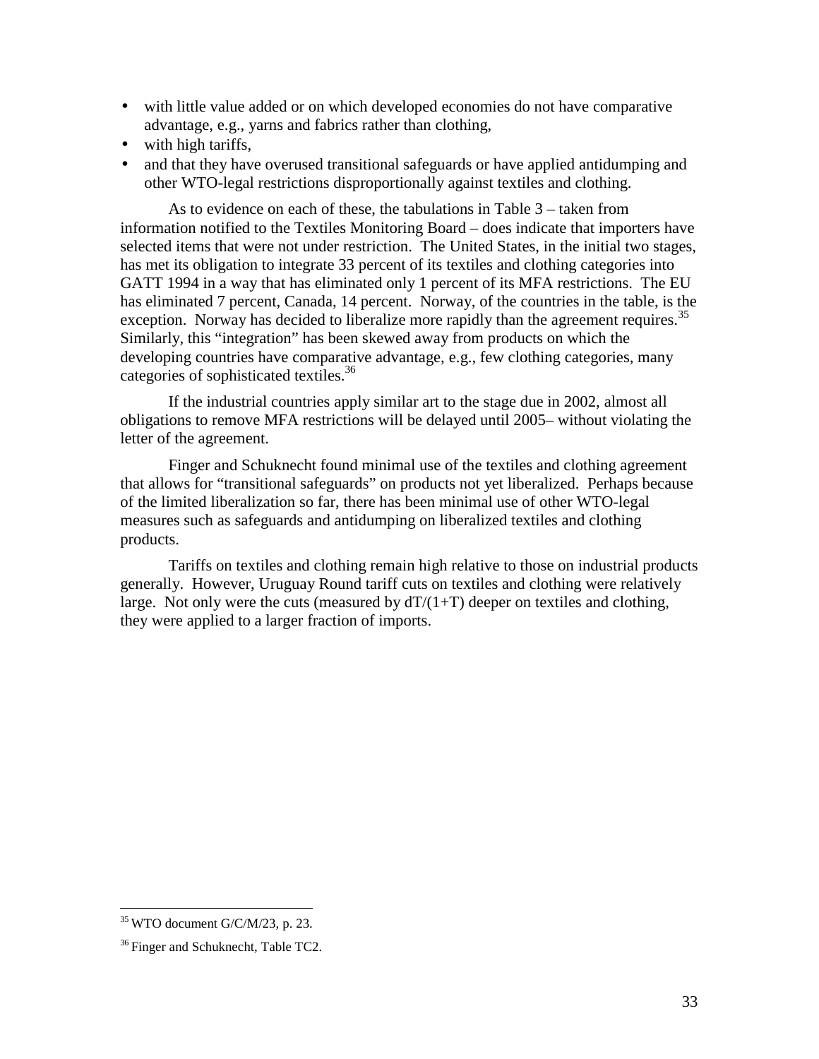- with little value added or on which developed economies do not have comparative advantage, e.g., yarns and fabrics rather than clothing,
- with high tariffs,
- and that they have overused transitional safeguards or have applied antidumping and other WTO-legal restrictions disproportionally against textiles and clothing.

As to evidence on each of these, the tabulations in Table 3 – taken from information notified to the Textiles Monitoring Board – does indicate that importers have selected items that were not under restriction. The United States, in the initial two stages, has met its obligation to integrate 33 percent of its textiles and clothing categories into GATT 1994 in a way that has eliminated only 1 percent of its MFA restrictions. The EU has eliminated 7 percent, Canada, 14 percent. Norway, of the countries in the table, is the exception. Norway has decided to liberalize more rapidly than the agreement requires.[35] Similarly, this "integration" has been skewed away from products on which the developing countries have comparative advantage, e.g., few clothing categories, many categories of sophisticated textiles.[36]

If the industrial countries apply similar art to the stage due in 2002, almost all obligations to remove MFA restrictions will be delayed until 2005– without violating the letter of the agreement.

Finger and Schuknecht found minimal use of the textiles and clothing agreement that allows for "transitional safeguards" on products not yet liberalized. Perhaps because of the limited liberalization so far, there has been minimal use of other WTO-legal measures such as safeguards and antidumping on liberalized textiles and clothing products.

Tariffs on textiles and clothing remain high relative to those on industrial products generally. However, Uruguay Round tariff cuts on textiles and clothing were relatively large. Not only were the cuts (measured by $dT/(1+T)$ deeper on textiles and clothing, they were applied to a larger fraction of imports.

---

[35] WTO document G/C/M/23, p. 23.

[36] Finger and Schuknecht, Table TC2.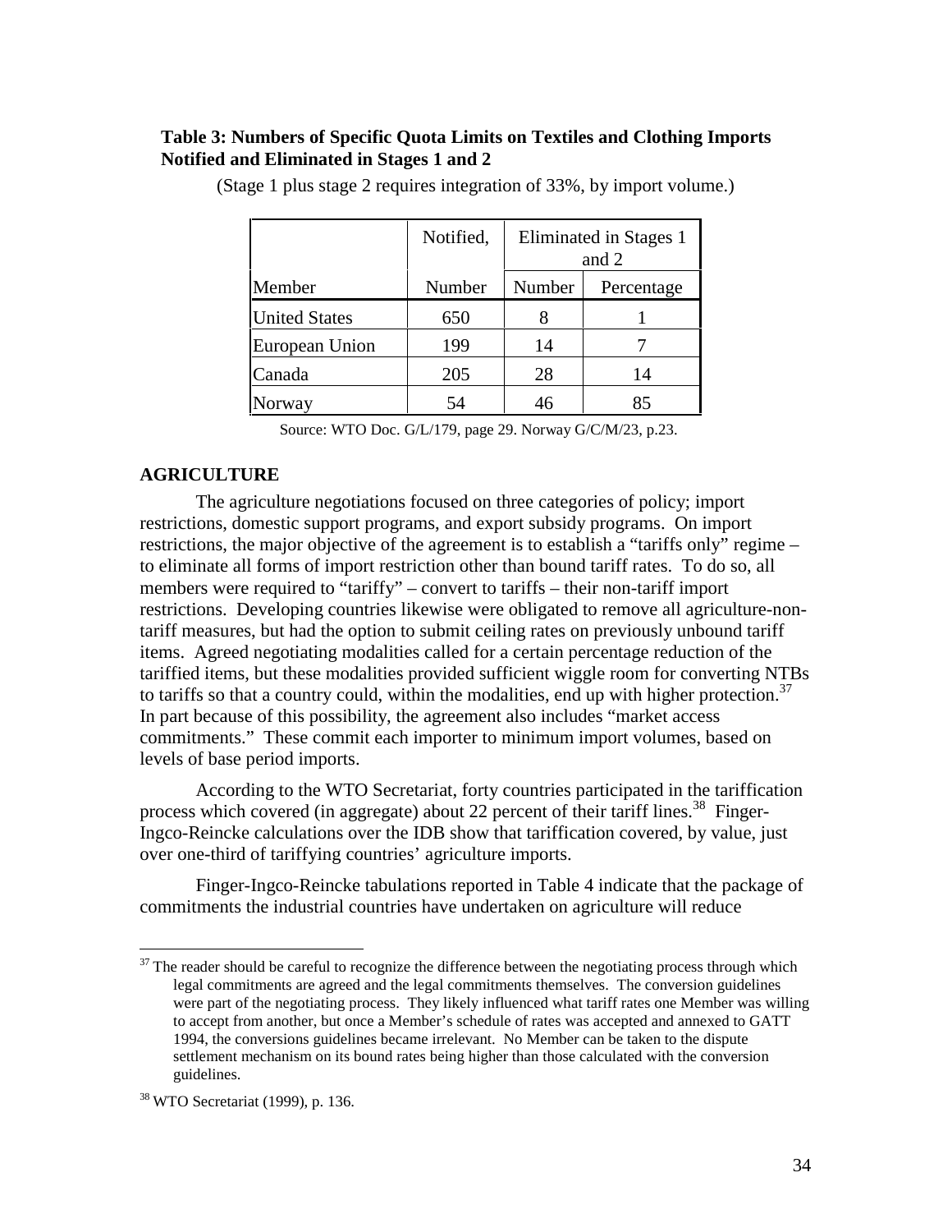**Table 3: Numbers of Specific Quota Limits on Textiles and Clothing Imports Notified and Eliminated in Stages 1 and 2**

(Stage 1 plus stage 2 requires integration of 33%, by import volume.)

| | Notified, | Eliminated in Stages 1 and 2 | |
|---|---|---|---|
| Member | Number | Number | Percentage |
| United States | 650 | 8 | 1 |
| European Union | 199 | 14 | 7 |
| Canada | 205 | 28 | 14 |
| Norway | 54 | 46 | 85 |

Source: WTO Doc. G/L/179, page 29. Norway G/C/M/23, p.23.

**AGRICULTURE**

The agriculture negotiations focused on three categories of policy; import restrictions, domestic support programs, and export subsidy programs. On import restrictions, the major objective of the agreement is to establish a "tariffs only" regime – to eliminate all forms of import restriction other than bound tariff rates. To do so, all members were required to "tariffy" – convert to tariffs – their non-tariff import restrictions. Developing countries likewise were obligated to remove all agriculture-non-tariff measures, but had the option to submit ceiling rates on previously unbound tariff items. Agreed negotiating modalities called for a certain percentage reduction of the tariffied items, but these modalities provided sufficient wiggle room for converting NTBs to tariffs so that a country could, within the modalities, end up with higher protection.[37] In part because of this possibility, the agreement also includes "market access commitments." These commit each importer to minimum import volumes, based on levels of base period imports.

According to the WTO Secretariat, forty countries participated in the tariffication process which covered (in aggregate) about 22 percent of their tariff lines.[38] Finger-Ingco-Reincke calculations over the IDB show that tariffication covered, by value, just over one-third of tariffying countries' agriculture imports.

Finger-Ingco-Reincke tabulations reported in Table 4 indicate that the package of commitments the industrial countries have undertaken on agriculture will reduce

[37] The reader should be careful to recognize the difference between the negotiating process through which legal commitments are agreed and the legal commitments themselves. The conversion guidelines were part of the negotiating process. They likely influenced what tariff rates one Member was willing to accept from another, but once a Member's schedule of rates was accepted and annexed to GATT 1994, the conversions guidelines became irrelevant. No Member can be taken to the dispute settlement mechanism on its bound rates being higher than those calculated with the conversion guidelines.

[38] WTO Secretariat (1999), p. 136.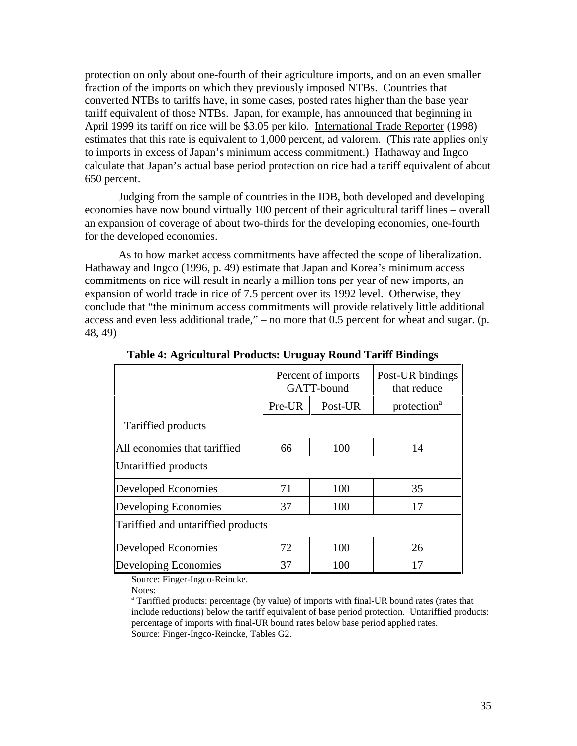protection on only about one-fourth of their agriculture imports, and on an even smaller fraction of the imports on which they previously imposed NTBs. Countries that converted NTBs to tariffs have, in some cases, posted rates higher than the base year tariff equivalent of those NTBs. Japan, for example, has announced that beginning in April 1999 its tariff on rice will be \$3.05 per kilo. International Trade Reporter (1998) estimates that this rate is equivalent to 1,000 percent, ad valorem. (This rate applies only to imports in excess of Japan's minimum access commitment.) Hathaway and Ingco calculate that Japan's actual base period protection on rice had a tariff equivalent of about 650 percent.

Judging from the sample of countries in the IDB, both developed and developing economies have now bound virtually 100 percent of their agricultural tariff lines – overall an expansion of coverage of about two-thirds for the developing economies, one-fourth for the developed economies.

As to how market access commitments have affected the scope of liberalization. Hathaway and Ingco (1996, p. 49) estimate that Japan and Korea's minimum access commitments on rice will result in nearly a million tons per year of new imports, an expansion of world trade in rice of 7.5 percent over its 1992 level. Otherwise, they conclude that "the minimum access commitments will provide relatively little additional access and even less additional trade," – no more that 0.5 percent for wheat and sugar. (p. 48, 49)

**Table 4: Agricultural Products: Uruguay Round Tariff Bindings**

| | Percent of imports GATT-bound | | Post-UR bindings that reduce protection[a] |
|---|---|---|---|
| | Pre-UR | Post-UR | |
| Tariffied products | | | |
| All economies that tariffied | 66 | 100 | 14 |
| Untariffied products | | | |
| Developed Economies | 71 | 100 | 35 |
| Developing Economies | 37 | 100 | 17 |
| Tariffied and untariffied products | | | |
| Developed Economies | 72 | 100 | 26 |
| Developing Economies | 37 | 100 | 17 |

Source: Finger-Ingco-Reincke.

Notes:

[a] Tariffied products: percentage (by value) of imports with final-UR bound rates (rates that include reductions) below the tariff equivalent of base period protection. Untariffied products: percentage of imports with final-UR bound rates below base period applied rates.

Source: Finger-Ingco-Reincke, Tables G2.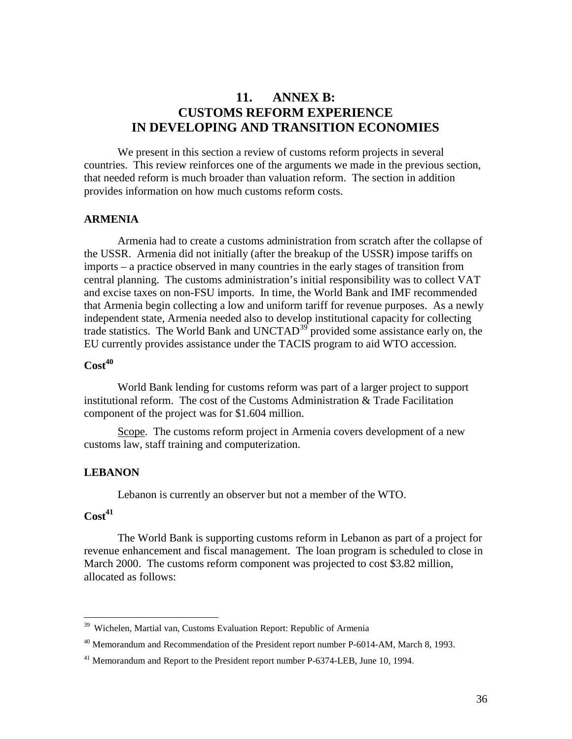# 11. ANNEX B: CUSTOMS REFORM EXPERIENCE IN DEVELOPING AND TRANSITION ECONOMIES

We present in this section a review of customs reform projects in several countries. This review reinforces one of the arguments we made in the previous section, that needed reform is much broader than valuation reform. The section in addition provides information on how much customs reform costs.

## ARMENIA

Armenia had to create a customs administration from scratch after the collapse of the USSR. Armenia did not initially (after the breakup of the USSR) impose tariffs on imports – a practice observed in many countries in the early stages of transition from central planning. The customs administration's initial responsibility was to collect VAT and excise taxes on non-FSU imports. In time, the World Bank and IMF recommended that Armenia begin collecting a low and uniform tariff for revenue purposes. As a newly independent state, Armenia needed also to develop institutional capacity for collecting trade statistics. The World Bank and UNCTAD[39] provided some assistance early on, the EU currently provides assistance under the TACIS program to aid WTO accession.

### Cost[40]

World Bank lending for customs reform was part of a larger project to support institutional reform. The cost of the Customs Administration & Trade Facilitation component of the project was for $1.604 million.

Scope. The customs reform project in Armenia covers development of a new customs law, staff training and computerization.

## LEBANON

Lebanon is currently an observer but not a member of the WTO.

### Cost[41]

The World Bank is supporting customs reform in Lebanon as part of a project for revenue enhancement and fiscal management. The loan program is scheduled to close in March 2000. The customs reform component was projected to cost $3.82 million, allocated as follows:

---

[39] Wichelen, Martial van, Customs Evaluation Report: Republic of Armenia

[40] Memorandum and Recommendation of the President report number P-6014-AM, March 8, 1993.

[41] Memorandum and Report to the President report number P-6374-LEB, June 10, 1994.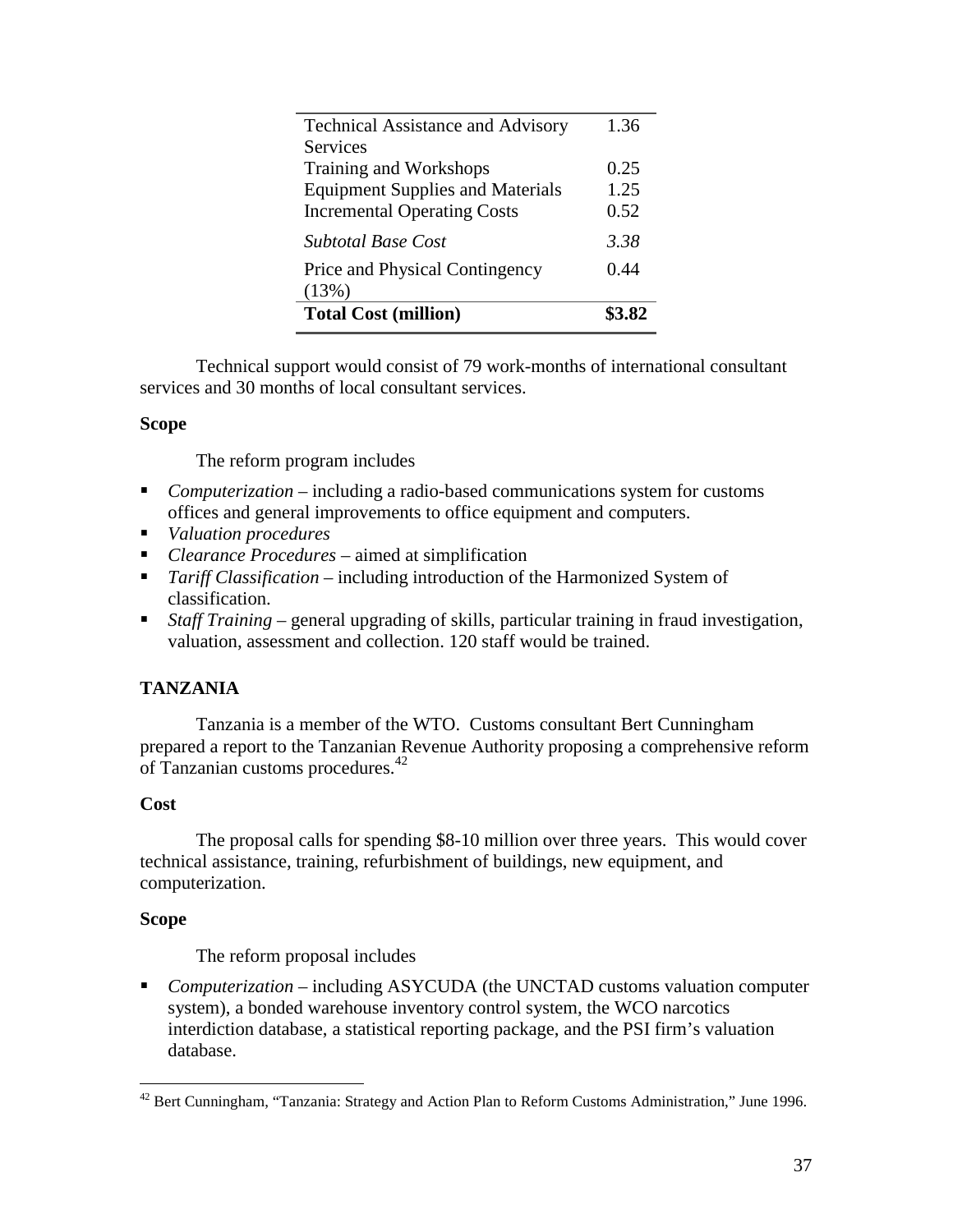| | |
|---|---|
| Technical Assistance and Advisory Services | 1.36 |
| Training and Workshops | 0.25 |
| Equipment Supplies and Materials | 1.25 |
| Incremental Operating Costs | 0.52 |
| *Subtotal Base Cost* | *3.38* |
| Price and Physical Contingency (13%) | 0.44 |
| **Total Cost (million)** | **$3.82** |

Technical support would consist of 79 work-months of international consultant services and 30 months of local consultant services.

**Scope**

The reform program includes

- *Computerization* – including a radio-based communications system for customs offices and general improvements to office equipment and computers.
- *Valuation procedures*
- *Clearance Procedures* – aimed at simplification
- *Tariff Classification* – including introduction of the Harmonized System of classification.
- *Staff Training* – general upgrading of skills, particular training in fraud investigation, valuation, assessment and collection. 120 staff would be trained.

## TANZANIA

Tanzania is a member of the WTO. Customs consultant Bert Cunningham prepared a report to the Tanzanian Revenue Authority proposing a comprehensive reform of Tanzanian customs procedures.[42]

**Cost**

The proposal calls for spending $8-10 million over three years. This would cover technical assistance, training, refurbishment of buildings, new equipment, and computerization.

**Scope**

The reform proposal includes

- *Computerization* – including ASYCUDA (the UNCTAD customs valuation computer system), a bonded warehouse inventory control system, the WCO narcotics interdiction database, a statistical reporting package, and the PSI firm's valuation database.

[42] Bert Cunningham, "Tanzania: Strategy and Action Plan to Reform Customs Administration," June 1996.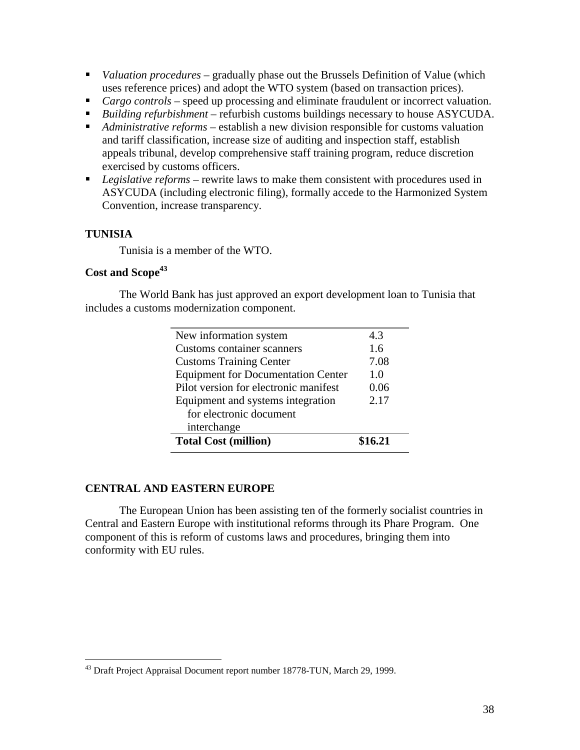- *Valuation procedures* – gradually phase out the Brussels Definition of Value (which uses reference prices) and adopt the WTO system (based on transaction prices).
- *Cargo controls* – speed up processing and eliminate fraudulent or incorrect valuation.
- *Building refurbishment* – refurbish customs buildings necessary to house ASYCUDA.
- *Administrative reforms* – establish a new division responsible for customs valuation and tariff classification, increase size of auditing and inspection staff, establish appeals tribunal, develop comprehensive staff training program, reduce discretion exercised by customs officers.
- *Legislative reforms* – rewrite laws to make them consistent with procedures used in ASYCUDA (including electronic filing), formally accede to the Harmonized System Convention, increase transparency.

## TUNISIA

Tunisia is a member of the WTO.

### Cost and Scope[43]

The World Bank has just approved an export development loan to Tunisia that includes a customs modernization component.

| | |
|---|---|
| New information system | 4.3 |
| Customs container scanners | 1.6 |
| Customs Training Center | 7.08 |
| Equipment for Documentation Center | 1.0 |
| Pilot version for electronic manifest | 0.06 |
| Equipment and systems integration for electronic document interchange | 2.17 |
| **Total Cost (million)** | **$16.21** |

## CENTRAL AND EASTERN EUROPE

The European Union has been assisting ten of the formerly socialist countries in Central and Eastern Europe with institutional reforms through its Phare Program. One component of this is reform of customs laws and procedures, bringing them into conformity with EU rules.

[43] Draft Project Appraisal Document report number 18778-TUN, March 29, 1999.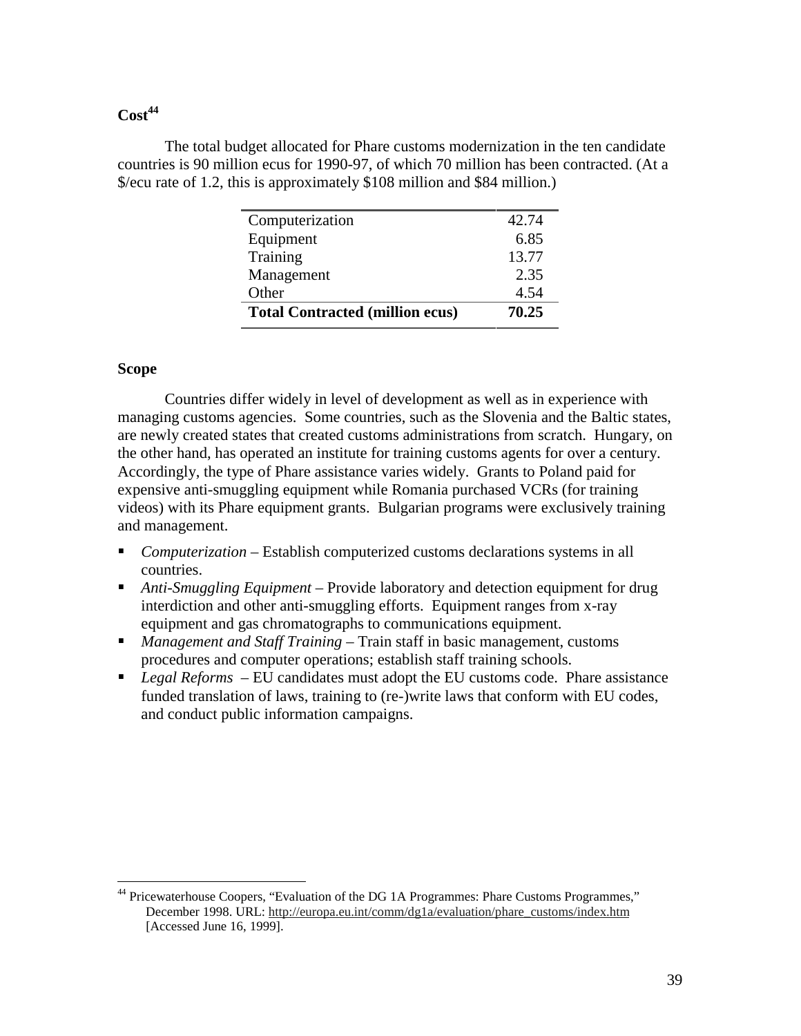**Cost**[44]

The total budget allocated for Phare customs modernization in the ten candidate countries is 90 million ecus for 1990-97, of which 70 million has been contracted. (At a $/ecu rate of 1.2, this is approximately $108 million and $84 million.)

| | |
|---|---|
| Computerization | 42.74 |
| Equipment | 6.85 |
| Training | 13.77 |
| Management | 2.35 |
| Other | 4.54 |
| **Total Contracted (million ecus)** | **70.25** |

**Scope**

Countries differ widely in level of development as well as in experience with managing customs agencies. Some countries, such as the Slovenia and the Baltic states, are newly created states that created customs administrations from scratch. Hungary, on the other hand, has operated an institute for training customs agents for over a century. Accordingly, the type of Phare assistance varies widely. Grants to Poland paid for expensive anti-smuggling equipment while Romania purchased VCRs (for training videos) with its Phare equipment grants. Bulgarian programs were exclusively training and management.

- *Computerization* – Establish computerized customs declarations systems in all countries.
- *Anti-Smuggling Equipment* – Provide laboratory and detection equipment for drug interdiction and other anti-smuggling efforts. Equipment ranges from x-ray equipment and gas chromatographs to communications equipment.
- *Management and Staff Training* – Train staff in basic management, customs procedures and computer operations; establish staff training schools.
- *Legal Reforms* – EU candidates must adopt the EU customs code. Phare assistance funded translation of laws, training to (re-)write laws that conform with EU codes, and conduct public information campaigns.

[44] Pricewaterhouse Coopers, "Evaluation of the DG 1A Programmes: Phare Customs Programmes," December 1998. URL: http://europa.eu.int/comm/dg1a/evaluation/phare_customs/index.htm [Accessed June 16, 1999].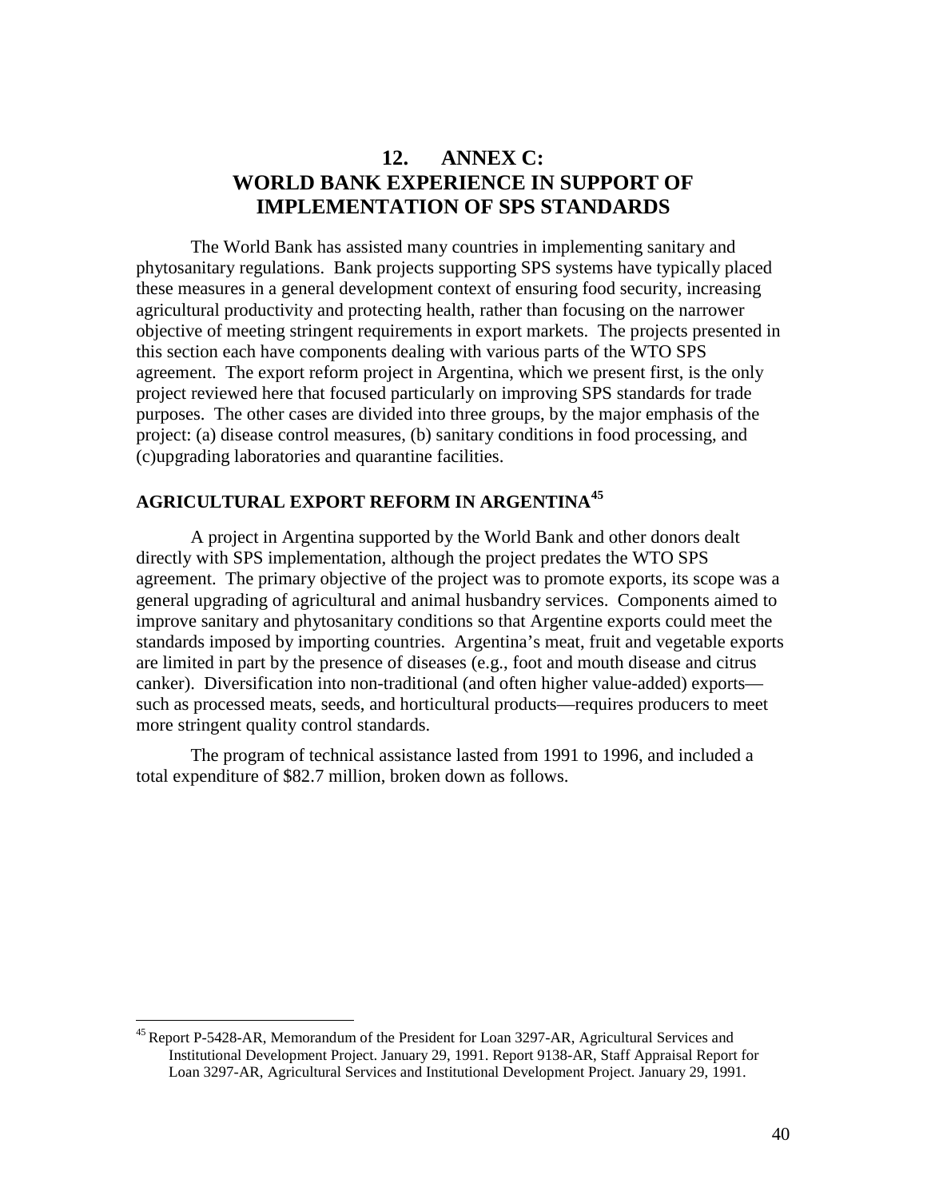# 12. ANNEX C: WORLD BANK EXPERIENCE IN SUPPORT OF IMPLEMENTATION OF SPS STANDARDS

The World Bank has assisted many countries in implementing sanitary and phytosanitary regulations. Bank projects supporting SPS systems have typically placed these measures in a general development context of ensuring food security, increasing agricultural productivity and protecting health, rather than focusing on the narrower objective of meeting stringent requirements in export markets. The projects presented in this section each have components dealing with various parts of the WTO SPS agreement. The export reform project in Argentina, which we present first, is the only project reviewed here that focused particularly on improving SPS standards for trade purposes. The other cases are divided into three groups, by the major emphasis of the project: (a) disease control measures, (b) sanitary conditions in food processing, and (c)upgrading laboratories and quarantine facilities.

## AGRICULTURAL EXPORT REFORM IN ARGENTINA[45]

A project in Argentina supported by the World Bank and other donors dealt directly with SPS implementation, although the project predates the WTO SPS agreement. The primary objective of the project was to promote exports, its scope was a general upgrading of agricultural and animal husbandry services. Components aimed to improve sanitary and phytosanitary conditions so that Argentine exports could meet the standards imposed by importing countries. Argentina's meat, fruit and vegetable exports are limited in part by the presence of diseases (e.g., foot and mouth disease and citrus canker). Diversification into non-traditional (and often higher value-added) exports—such as processed meats, seeds, and horticultural products—requires producers to meet more stringent quality control standards.

The program of technical assistance lasted from 1991 to 1996, and included a total expenditure of \$82.7 million, broken down as follows.

[45] Report P-5428-AR, Memorandum of the President for Loan 3297-AR, Agricultural Services and Institutional Development Project. January 29, 1991. Report 9138-AR, Staff Appraisal Report for Loan 3297-AR, Agricultural Services and Institutional Development Project. January 29, 1991.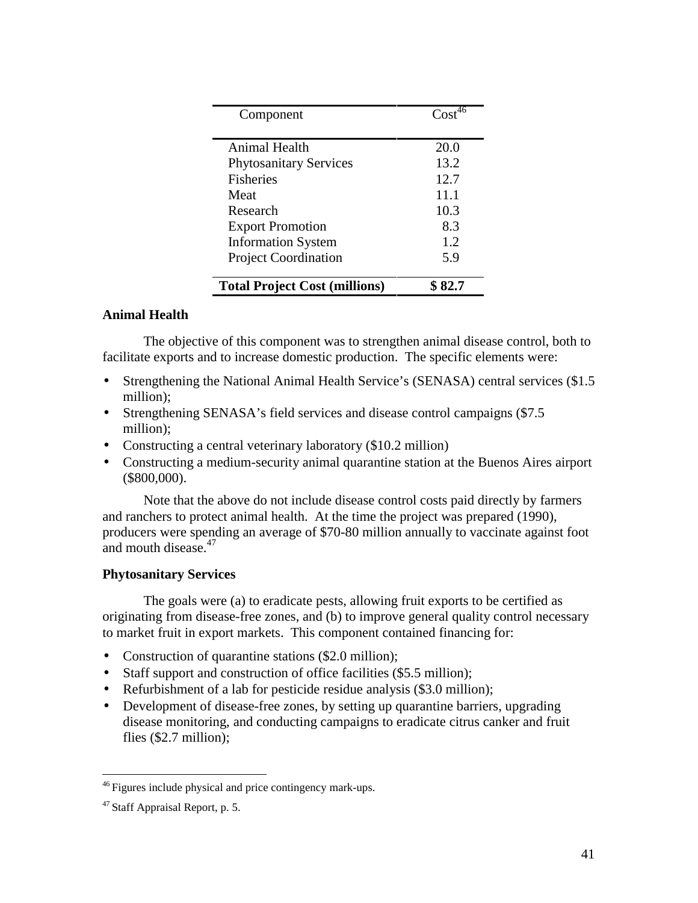| Component | Cost[46] |
|---|---|
| Animal Health | 20.0 |
| Phytosanitary Services | 13.2 |
| Fisheries | 12.7 |
| Meat | 11.1 |
| Research | 10.3 |
| Export Promotion | 8.3 |
| Information System | 1.2 |
| Project Coordination | 5.9 |
| **Total Project Cost (millions)** | **$ 82.7** |

**Animal Health**

The objective of this component was to strengthen animal disease control, both to facilitate exports and to increase domestic production. The specific elements were:

- Strengthening the National Animal Health Service's (SENASA) central services ($1.5 million);
- Strengthening SENASA's field services and disease control campaigns ($7.5 million);
- Constructing a central veterinary laboratory ($10.2 million)
- Constructing a medium-security animal quarantine station at the Buenos Aires airport ($800,000).

Note that the above do not include disease control costs paid directly by farmers and ranchers to protect animal health. At the time the project was prepared (1990), producers were spending an average of $70-80 million annually to vaccinate against foot and mouth disease.[47]

**Phytosanitary Services**

The goals were (a) to eradicate pests, allowing fruit exports to be certified as originating from disease-free zones, and (b) to improve general quality control necessary to market fruit in export markets. This component contained financing for:

- Construction of quarantine stations ($2.0 million);
- Staff support and construction of office facilities ($5.5 million);
- Refurbishment of a lab for pesticide residue analysis ($3.0 million);
- Development of disease-free zones, by setting up quarantine barriers, upgrading disease monitoring, and conducting campaigns to eradicate citrus canker and fruit flies ($2.7 million);

[46] Figures include physical and price contingency mark-ups.

[47] Staff Appraisal Report, p. 5.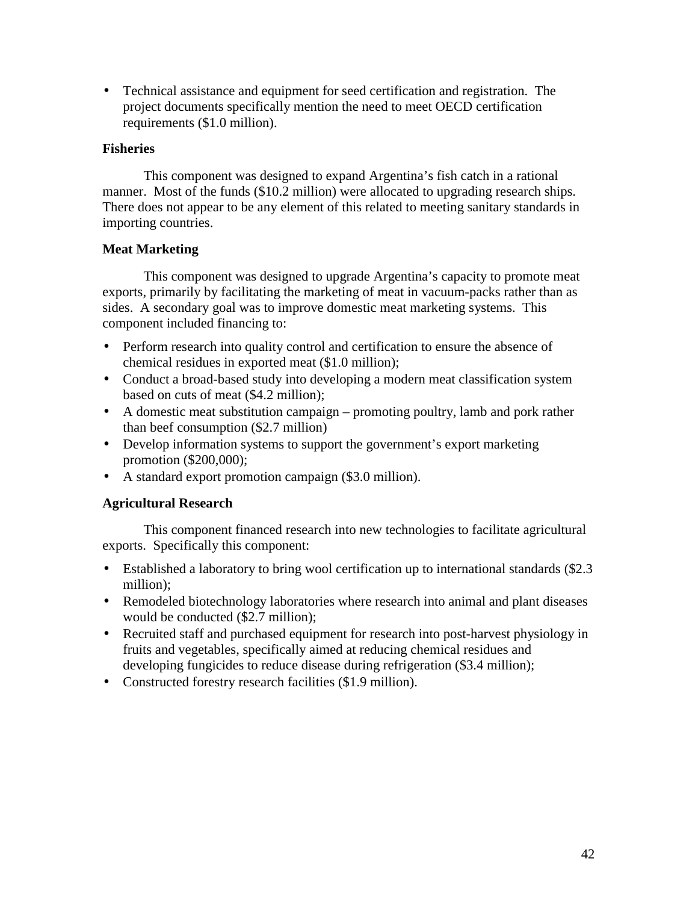- Technical assistance and equipment for seed certification and registration. The project documents specifically mention the need to meet OECD certification requirements ($1.0 million).

### Fisheries

This component was designed to expand Argentina's fish catch in a rational manner. Most of the funds ($10.2 million) were allocated to upgrading research ships. There does not appear to be any element of this related to meeting sanitary standards in importing countries.

### Meat Marketing

This component was designed to upgrade Argentina's capacity to promote meat exports, primarily by facilitating the marketing of meat in vacuum-packs rather than as sides. A secondary goal was to improve domestic meat marketing systems. This component included financing to:

- Perform research into quality control and certification to ensure the absence of chemical residues in exported meat ($1.0 million);
- Conduct a broad-based study into developing a modern meat classification system based on cuts of meat ($4.2 million);
- A domestic meat substitution campaign – promoting poultry, lamb and pork rather than beef consumption ($2.7 million)
- Develop information systems to support the government's export marketing promotion ($200,000);
- A standard export promotion campaign ($3.0 million).

### Agricultural Research

This component financed research into new technologies to facilitate agricultural exports. Specifically this component:

- Established a laboratory to bring wool certification up to international standards ($2.3 million);
- Remodeled biotechnology laboratories where research into animal and plant diseases would be conducted ($2.7 million);
- Recruited staff and purchased equipment for research into post-harvest physiology in fruits and vegetables, specifically aimed at reducing chemical residues and developing fungicides to reduce disease during refrigeration ($3.4 million);
- Constructed forestry research facilities ($1.9 million).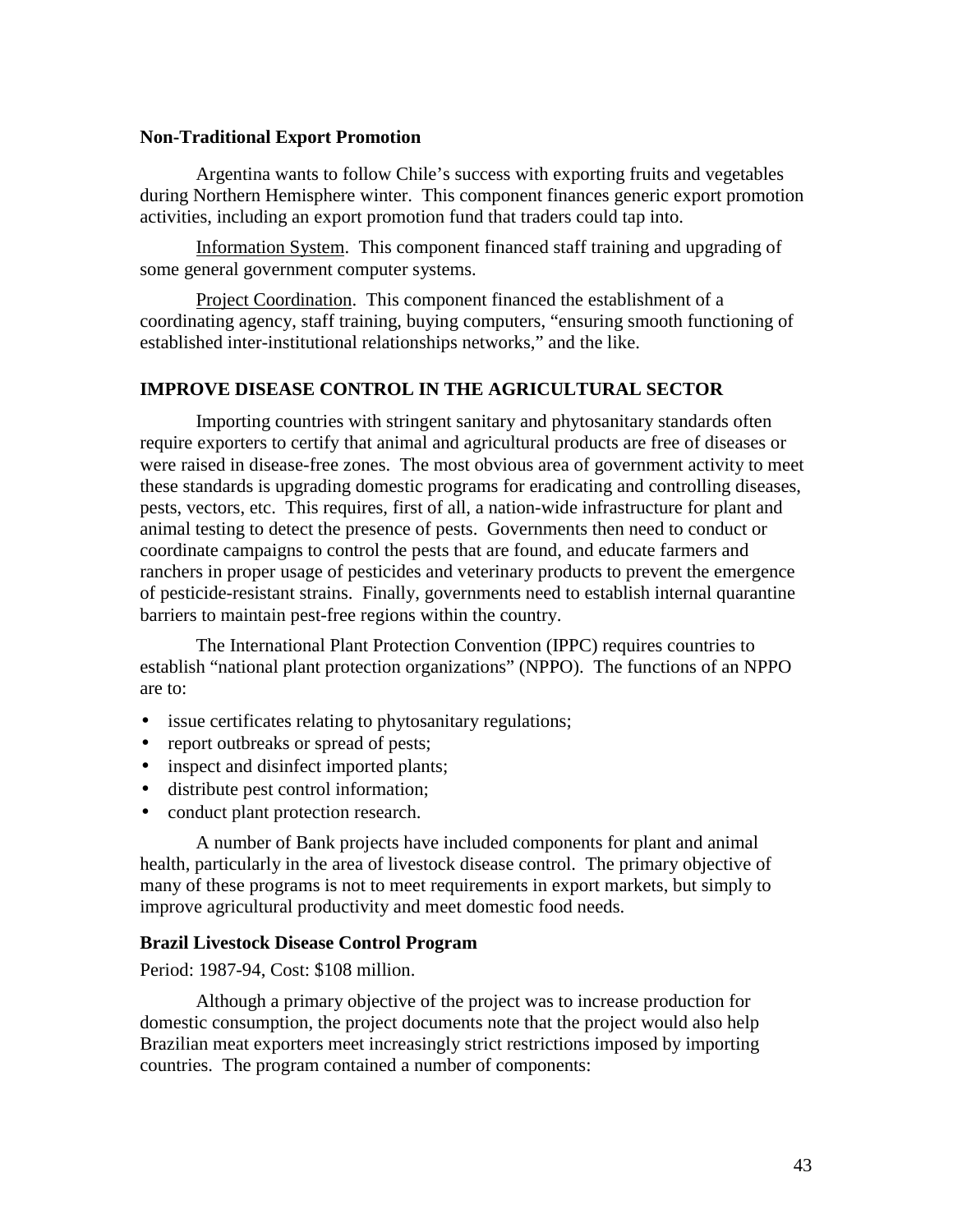### Non-Traditional Export Promotion

Argentina wants to follow Chile's success with exporting fruits and vegetables during Northern Hemisphere winter. This component finances generic export promotion activities, including an export promotion fund that traders could tap into.

Information System. This component financed staff training and upgrading of some general government computer systems.

Project Coordination. This component financed the establishment of a coordinating agency, staff training, buying computers, "ensuring smooth functioning of established inter-institutional relationships networks," and the like.

## IMPROVE DISEASE CONTROL IN THE AGRICULTURAL SECTOR

Importing countries with stringent sanitary and phytosanitary standards often require exporters to certify that animal and agricultural products are free of diseases or were raised in disease-free zones. The most obvious area of government activity to meet these standards is upgrading domestic programs for eradicating and controlling diseases, pests, vectors, etc. This requires, first of all, a nation-wide infrastructure for plant and animal testing to detect the presence of pests. Governments then need to conduct or coordinate campaigns to control the pests that are found, and educate farmers and ranchers in proper usage of pesticides and veterinary products to prevent the emergence of pesticide-resistant strains. Finally, governments need to establish internal quarantine barriers to maintain pest-free regions within the country.

The International Plant Protection Convention (IPPC) requires countries to establish "national plant protection organizations" (NPPO). The functions of an NPPO are to:

- issue certificates relating to phytosanitary regulations;
- report outbreaks or spread of pests;
- inspect and disinfect imported plants;
- distribute pest control information;
- conduct plant protection research.

A number of Bank projects have included components for plant and animal health, particularly in the area of livestock disease control. The primary objective of many of these programs is not to meet requirements in export markets, but simply to improve agricultural productivity and meet domestic food needs.

### Brazil Livestock Disease Control Program

Period: 1987-94, Cost: $108 million.

Although a primary objective of the project was to increase production for domestic consumption, the project documents note that the project would also help Brazilian meat exporters meet increasingly strict restrictions imposed by importing countries. The program contained a number of components: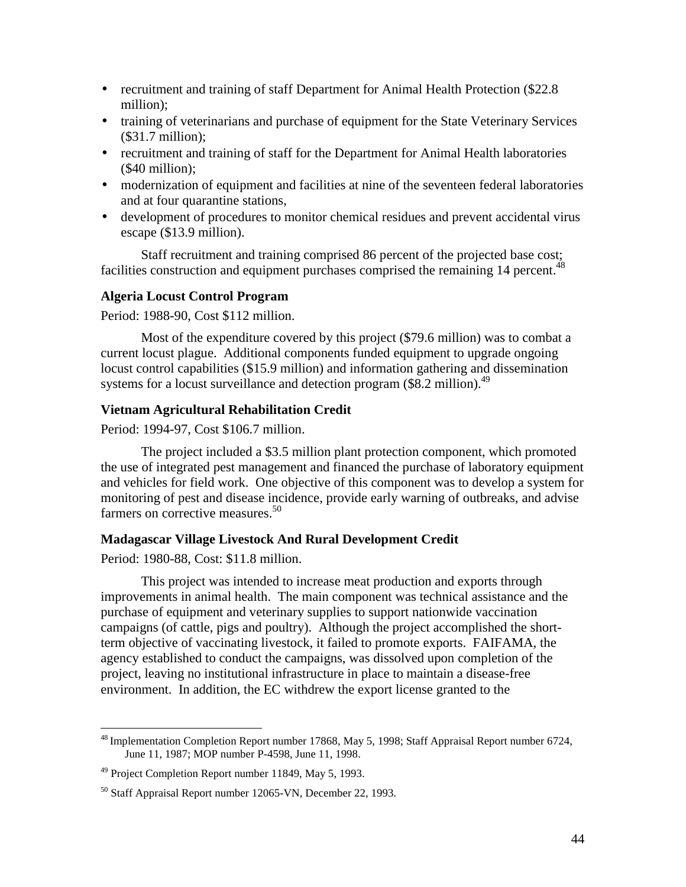- recruitment and training of staff Department for Animal Health Protection ($22.8 million);
- training of veterinarians and purchase of equipment for the State Veterinary Services ($31.7 million);
- recruitment and training of staff for the Department for Animal Health laboratories ($40 million);
- modernization of equipment and facilities at nine of the seventeen federal laboratories and at four quarantine stations,
- development of procedures to monitor chemical residues and prevent accidental virus escape ($13.9 million).

Staff recruitment and training comprised 86 percent of the projected base cost; facilities construction and equipment purchases comprised the remaining 14 percent.[48]

**Algeria Locust Control Program**

Period: 1988-90, Cost $112 million.

Most of the expenditure covered by this project ($79.6 million) was to combat a current locust plague. Additional components funded equipment to upgrade ongoing locust control capabilities ($15.9 million) and information gathering and dissemination systems for a locust surveillance and detection program ($8.2 million).[49]

**Vietnam Agricultural Rehabilitation Credit**

Period: 1994-97, Cost $106.7 million.

The project included a $3.5 million plant protection component, which promoted the use of integrated pest management and financed the purchase of laboratory equipment and vehicles for field work. One objective of this component was to develop a system for monitoring of pest and disease incidence, provide early warning of outbreaks, and advise farmers on corrective measures.[50]

**Madagascar Village Livestock And Rural Development Credit**

Period: 1980-88, Cost: $11.8 million.

This project was intended to increase meat production and exports through improvements in animal health. The main component was technical assistance and the purchase of equipment and veterinary supplies to support nationwide vaccination campaigns (of cattle, pigs and poultry). Although the project accomplished the short-term objective of vaccinating livestock, it failed to promote exports. FAIFAMA, the agency established to conduct the campaigns, was dissolved upon completion of the project, leaving no institutional infrastructure in place to maintain a disease-free environment. In addition, the EC withdrew the export license granted to the

---

[48] Implementation Completion Report number 17868, May 5, 1998; Staff Appraisal Report number 6724, June 11, 1987; MOP number P-4598, June 11, 1998.

[49] Project Completion Report number 11849, May 5, 1993.

[50] Staff Appraisal Report number 12065-VN, December 22, 1993.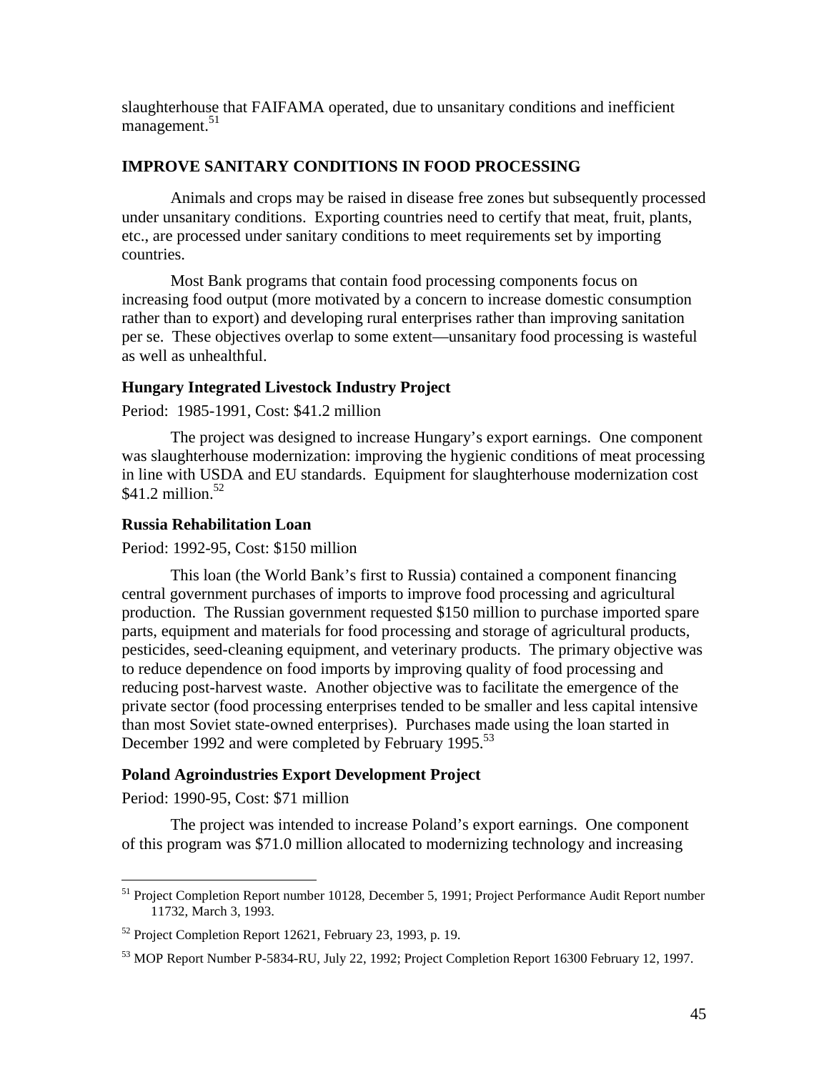slaughterhouse that FAIFAMA operated, due to unsanitary conditions and inefficient management.[51]

## IMPROVE SANITARY CONDITIONS IN FOOD PROCESSING

Animals and crops may be raised in disease free zones but subsequently processed under unsanitary conditions. Exporting countries need to certify that meat, fruit, plants, etc., are processed under sanitary conditions to meet requirements set by importing countries.

Most Bank programs that contain food processing components focus on increasing food output (more motivated by a concern to increase domestic consumption rather than to export) and developing rural enterprises rather than improving sanitation per se. These objectives overlap to some extent—unsanitary food processing is wasteful as well as unhealthful.

### Hungary Integrated Livestock Industry Project

Period: 1985-1991, Cost: $41.2 million

The project was designed to increase Hungary's export earnings. One component was slaughterhouse modernization: improving the hygienic conditions of meat processing in line with USDA and EU standards. Equipment for slaughterhouse modernization cost $41.2 million.[52]

### Russia Rehabilitation Loan

Period: 1992-95, Cost: $150 million

This loan (the World Bank's first to Russia) contained a component financing central government purchases of imports to improve food processing and agricultural production. The Russian government requested $150 million to purchase imported spare parts, equipment and materials for food processing and storage of agricultural products, pesticides, seed-cleaning equipment, and veterinary products. The primary objective was to reduce dependence on food imports by improving quality of food processing and reducing post-harvest waste. Another objective was to facilitate the emergence of the private sector (food processing enterprises tended to be smaller and less capital intensive than most Soviet state-owned enterprises). Purchases made using the loan started in December 1992 and were completed by February 1995.[53]

### Poland Agroindustries Export Development Project

Period: 1990-95, Cost: $71 million

The project was intended to increase Poland's export earnings. One component of this program was $71.0 million allocated to modernizing technology and increasing

---

[51] Project Completion Report number 10128, December 5, 1991; Project Performance Audit Report number 11732, March 3, 1993.

[52] Project Completion Report 12621, February 23, 1993, p. 19.

[53] MOP Report Number P-5834-RU, July 22, 1992; Project Completion Report 16300 February 12, 1997.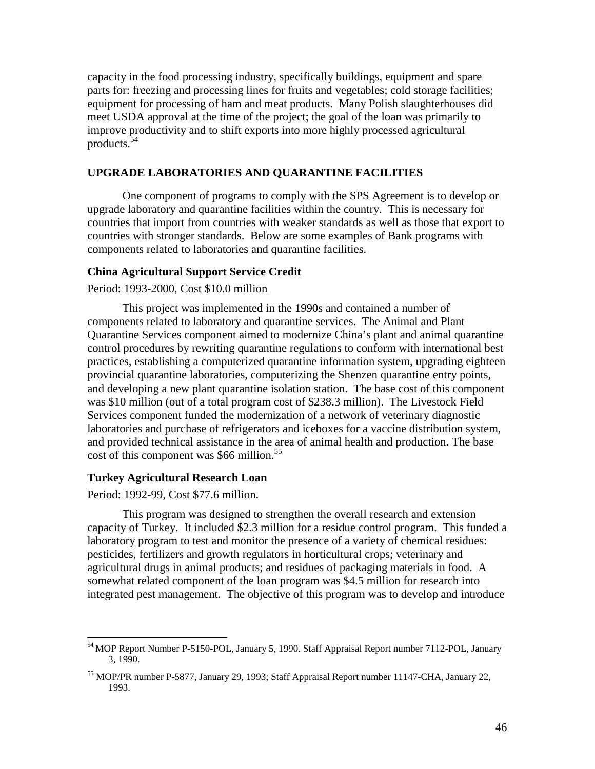capacity in the food processing industry, specifically buildings, equipment and spare parts for: freezing and processing lines for fruits and vegetables; cold storage facilities; equipment for processing of ham and meat products. Many Polish slaughterhouses did meet USDA approval at the time of the project; the goal of the loan was primarily to improve productivity and to shift exports into more highly processed agricultural products.[54]

## UPGRADE LABORATORIES AND QUARANTINE FACILITIES

One component of programs to comply with the SPS Agreement is to develop or upgrade laboratory and quarantine facilities within the country. This is necessary for countries that import from countries with weaker standards as well as those that export to countries with stronger standards. Below are some examples of Bank programs with components related to laboratories and quarantine facilities.

### China Agricultural Support Service Credit

Period: 1993-2000, Cost $10.0 million

This project was implemented in the 1990s and contained a number of components related to laboratory and quarantine services. The Animal and Plant Quarantine Services component aimed to modernize China's plant and animal quarantine control procedures by rewriting quarantine regulations to conform with international best practices, establishing a computerized quarantine information system, upgrading eighteen provincial quarantine laboratories, computerizing the Shenzen quarantine entry points, and developing a new plant quarantine isolation station. The base cost of this component was $10 million (out of a total program cost of $238.3 million). The Livestock Field Services component funded the modernization of a network of veterinary diagnostic laboratories and purchase of refrigerators and iceboxes for a vaccine distribution system, and provided technical assistance in the area of animal health and production. The base cost of this component was $66 million.[55]

### Turkey Agricultural Research Loan

Period: 1992-99, Cost $77.6 million.

This program was designed to strengthen the overall research and extension capacity of Turkey. It included $2.3 million for a residue control program. This funded a laboratory program to test and monitor the presence of a variety of chemical residues: pesticides, fertilizers and growth regulators in horticultural crops; veterinary and agricultural drugs in animal products; and residues of packaging materials in food. A somewhat related component of the loan program was $4.5 million for research into integrated pest management. The objective of this program was to develop and introduce

---

[54] MOP Report Number P-5150-POL, January 5, 1990. Staff Appraisal Report number 7112-POL, January 3, 1990.

[55] MOP/PR number P-5877, January 29, 1993; Staff Appraisal Report number 11147-CHA, January 22, 1993.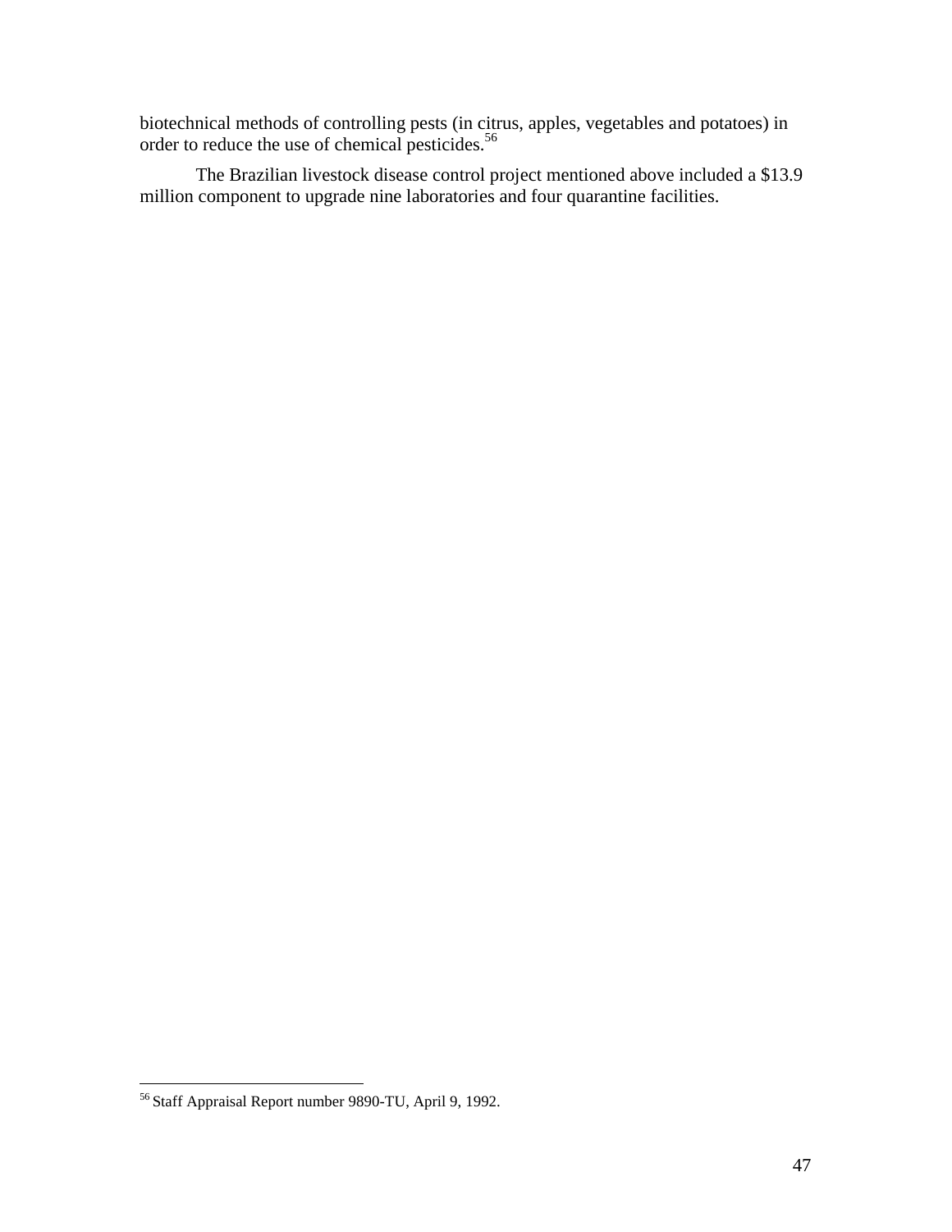biotechnical methods of controlling pests (in citrus, apples, vegetables and potatoes) in order to reduce the use of chemical pesticides.[56]

The Brazilian livestock disease control project mentioned above included a $13.9 million component to upgrade nine laboratories and four quarantine facilities.

---

[56] Staff Appraisal Report number 9890-TU, April 9, 1992.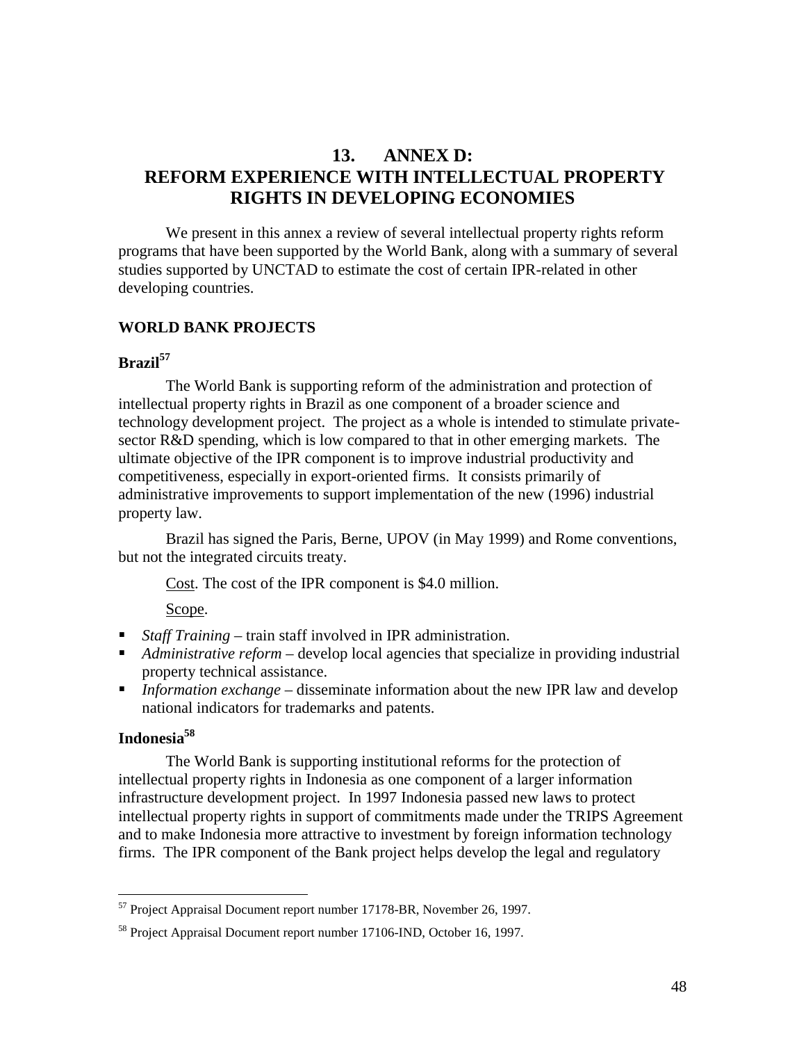# 13. ANNEX D: REFORM EXPERIENCE WITH INTELLECTUAL PROPERTY RIGHTS IN DEVELOPING ECONOMIES

We present in this annex a review of several intellectual property rights reform programs that have been supported by the World Bank, along with a summary of several studies supported by UNCTAD to estimate the cost of certain IPR-related in other developing countries.

## WORLD BANK PROJECTS

### Brazil[57]

The World Bank is supporting reform of the administration and protection of intellectual property rights in Brazil as one component of a broader science and technology development project. The project as a whole is intended to stimulate private-sector R&D spending, which is low compared to that in other emerging markets. The ultimate objective of the IPR component is to improve industrial productivity and competitiveness, especially in export-oriented firms. It consists primarily of administrative improvements to support implementation of the new (1996) industrial property law.

Brazil has signed the Paris, Berne, UPOV (in May 1999) and Rome conventions, but not the integrated circuits treaty.

Cost. The cost of the IPR component is $4.0 million.

Scope.

- *Staff Training* – train staff involved in IPR administration.
- *Administrative reform* – develop local agencies that specialize in providing industrial property technical assistance.
- *Information exchange* – disseminate information about the new IPR law and develop national indicators for trademarks and patents.

### Indonesia[58]

The World Bank is supporting institutional reforms for the protection of intellectual property rights in Indonesia as one component of a larger information infrastructure development project. In 1997 Indonesia passed new laws to protect intellectual property rights in support of commitments made under the TRIPS Agreement and to make Indonesia more attractive to investment by foreign information technology firms. The IPR component of the Bank project helps develop the legal and regulatory

---

[57] Project Appraisal Document report number 17178-BR, November 26, 1997.

[58] Project Appraisal Document report number 17106-IND, October 16, 1997.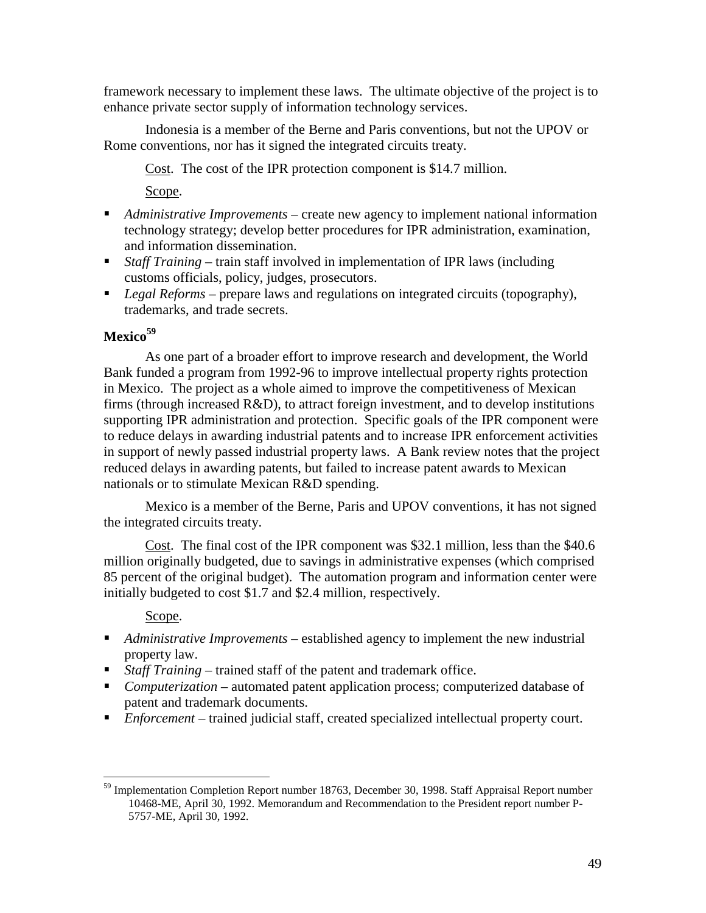framework necessary to implement these laws. The ultimate objective of the project is to enhance private sector supply of information technology services.

Indonesia is a member of the Berne and Paris conventions, but not the UPOV or Rome conventions, nor has it signed the integrated circuits treaty.

Cost. The cost of the IPR protection component is $14.7 million.

Scope.

- *Administrative Improvements* – create new agency to implement national information technology strategy; develop better procedures for IPR administration, examination, and information dissemination.
- *Staff Training* – train staff involved in implementation of IPR laws (including customs officials, policy, judges, prosecutors.
- *Legal Reforms* – prepare laws and regulations on integrated circuits (topography), trademarks, and trade secrets.

**Mexico**[59]

As one part of a broader effort to improve research and development, the World Bank funded a program from 1992-96 to improve intellectual property rights protection in Mexico. The project as a whole aimed to improve the competitiveness of Mexican firms (through increased R&D), to attract foreign investment, and to develop institutions supporting IPR administration and protection. Specific goals of the IPR component were to reduce delays in awarding industrial patents and to increase IPR enforcement activities in support of newly passed industrial property laws. A Bank review notes that the project reduced delays in awarding patents, but failed to increase patent awards to Mexican nationals or to stimulate Mexican R&D spending.

Mexico is a member of the Berne, Paris and UPOV conventions, it has not signed the integrated circuits treaty.

Cost. The final cost of the IPR component was $32.1 million, less than the $40.6 million originally budgeted, due to savings in administrative expenses (which comprised 85 percent of the original budget). The automation program and information center were initially budgeted to cost $1.7 and $2.4 million, respectively.

Scope.

- *Administrative Improvements* – established agency to implement the new industrial property law.
- *Staff Training* – trained staff of the patent and trademark office.
- *Computerization* – automated patent application process; computerized database of patent and trademark documents.
- *Enforcement* – trained judicial staff, created specialized intellectual property court.

[59] Implementation Completion Report number 18763, December 30, 1998. Staff Appraisal Report number 10468-ME, April 30, 1992. Memorandum and Recommendation to the President report number P-5757-ME, April 30, 1992.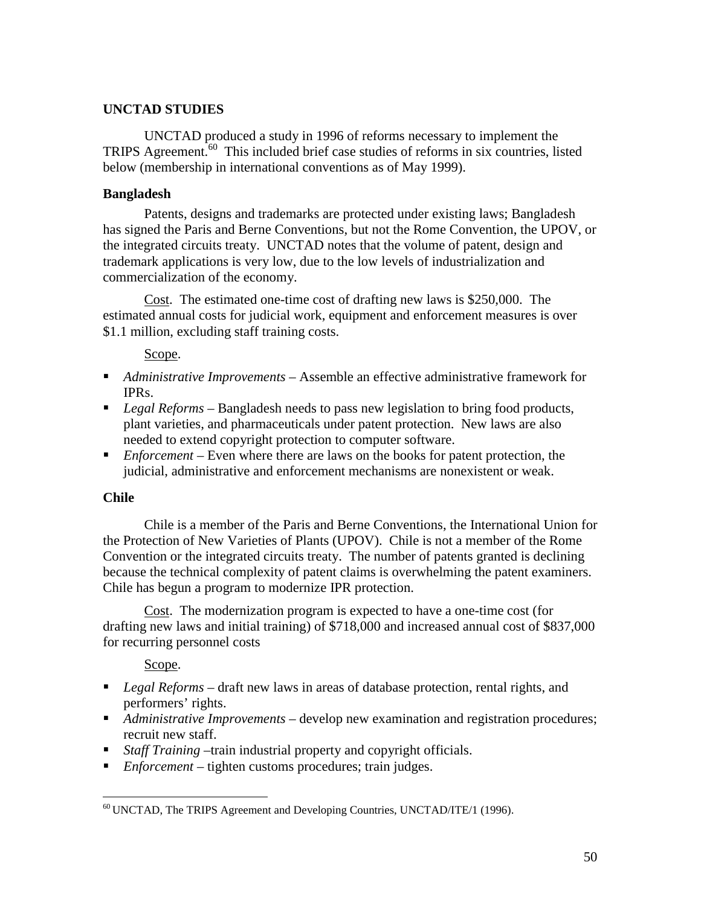## UNCTAD STUDIES

UNCTAD produced a study in 1996 of reforms necessary to implement the TRIPS Agreement.[60] This included brief case studies of reforms in six countries, listed below (membership in international conventions as of May 1999).

### Bangladesh

Patents, designs and trademarks are protected under existing laws; Bangladesh has signed the Paris and Berne Conventions, but not the Rome Convention, the UPOV, or the integrated circuits treaty. UNCTAD notes that the volume of patent, design and trademark applications is very low, due to the low levels of industrialization and commercialization of the economy.

Cost. The estimated one-time cost of drafting new laws is $250,000. The estimated annual costs for judicial work, equipment and enforcement measures is over $1.1 million, excluding staff training costs.

Scope.

- *Administrative Improvements* – Assemble an effective administrative framework for IPRs.
- *Legal Reforms* – Bangladesh needs to pass new legislation to bring food products, plant varieties, and pharmaceuticals under patent protection. New laws are also needed to extend copyright protection to computer software.
- *Enforcement* – Even where there are laws on the books for patent protection, the judicial, administrative and enforcement mechanisms are nonexistent or weak.

### Chile

Chile is a member of the Paris and Berne Conventions, the International Union for the Protection of New Varieties of Plants (UPOV). Chile is not a member of the Rome Convention or the integrated circuits treaty. The number of patents granted is declining because the technical complexity of patent claims is overwhelming the patent examiners. Chile has begun a program to modernize IPR protection.

Cost. The modernization program is expected to have a one-time cost (for drafting new laws and initial training) of $718,000 and increased annual cost of $837,000 for recurring personnel costs

Scope.

- *Legal Reforms* – draft new laws in areas of database protection, rental rights, and performers' rights.
- *Administrative Improvements* – develop new examination and registration procedures; recruit new staff.
- *Staff Training* –train industrial property and copyright officials.
- *Enforcement* – tighten customs procedures; train judges.

[60] UNCTAD, The TRIPS Agreement and Developing Countries, UNCTAD/ITE/1 (1996).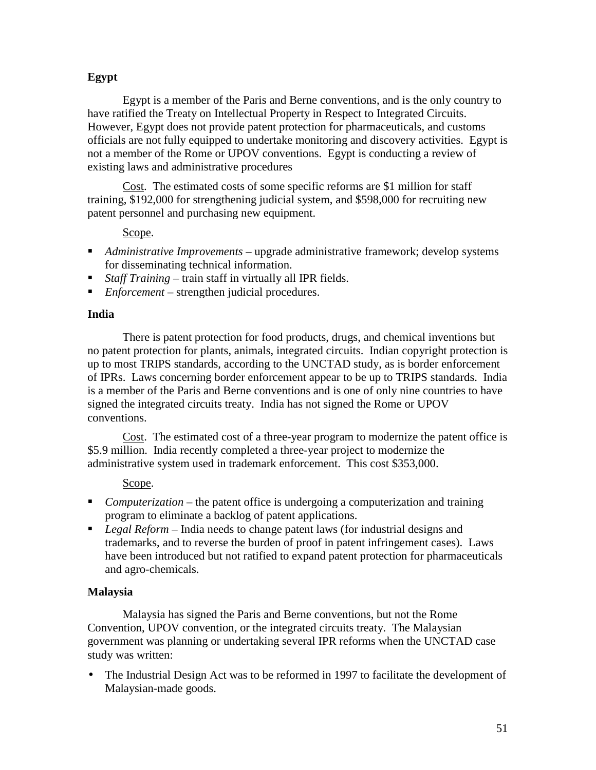### Egypt

Egypt is a member of the Paris and Berne conventions, and is the only country to have ratified the Treaty on Intellectual Property in Respect to Integrated Circuits. However, Egypt does not provide patent protection for pharmaceuticals, and customs officials are not fully equipped to undertake monitoring and discovery activities. Egypt is not a member of the Rome or UPOV conventions. Egypt is conducting a review of existing laws and administrative procedures

Cost. The estimated costs of some specific reforms are $1 million for staff training, $192,000 for strengthening judicial system, and $598,000 for recruiting new patent personnel and purchasing new equipment.

Scope.

- *Administrative Improvements* – upgrade administrative framework; develop systems for disseminating technical information.
- *Staff Training* – train staff in virtually all IPR fields.
- *Enforcement* – strengthen judicial procedures.

### India

There is patent protection for food products, drugs, and chemical inventions but no patent protection for plants, animals, integrated circuits. Indian copyright protection is up to most TRIPS standards, according to the UNCTAD study, as is border enforcement of IPRs. Laws concerning border enforcement appear to be up to TRIPS standards. India is a member of the Paris and Berne conventions and is one of only nine countries to have signed the integrated circuits treaty. India has not signed the Rome or UPOV conventions.

Cost. The estimated cost of a three-year program to modernize the patent office is $5.9 million. India recently completed a three-year project to modernize the administrative system used in trademark enforcement. This cost $353,000.

Scope.

- *Computerization* – the patent office is undergoing a computerization and training program to eliminate a backlog of patent applications.
- *Legal Reform* – India needs to change patent laws (for industrial designs and trademarks, and to reverse the burden of proof in patent infringement cases). Laws have been introduced but not ratified to expand patent protection for pharmaceuticals and agro-chemicals.

### Malaysia

Malaysia has signed the Paris and Berne conventions, but not the Rome Convention, UPOV convention, or the integrated circuits treaty. The Malaysian government was planning or undertaking several IPR reforms when the UNCTAD case study was written:

- The Industrial Design Act was to be reformed in 1997 to facilitate the development of Malaysian-made goods.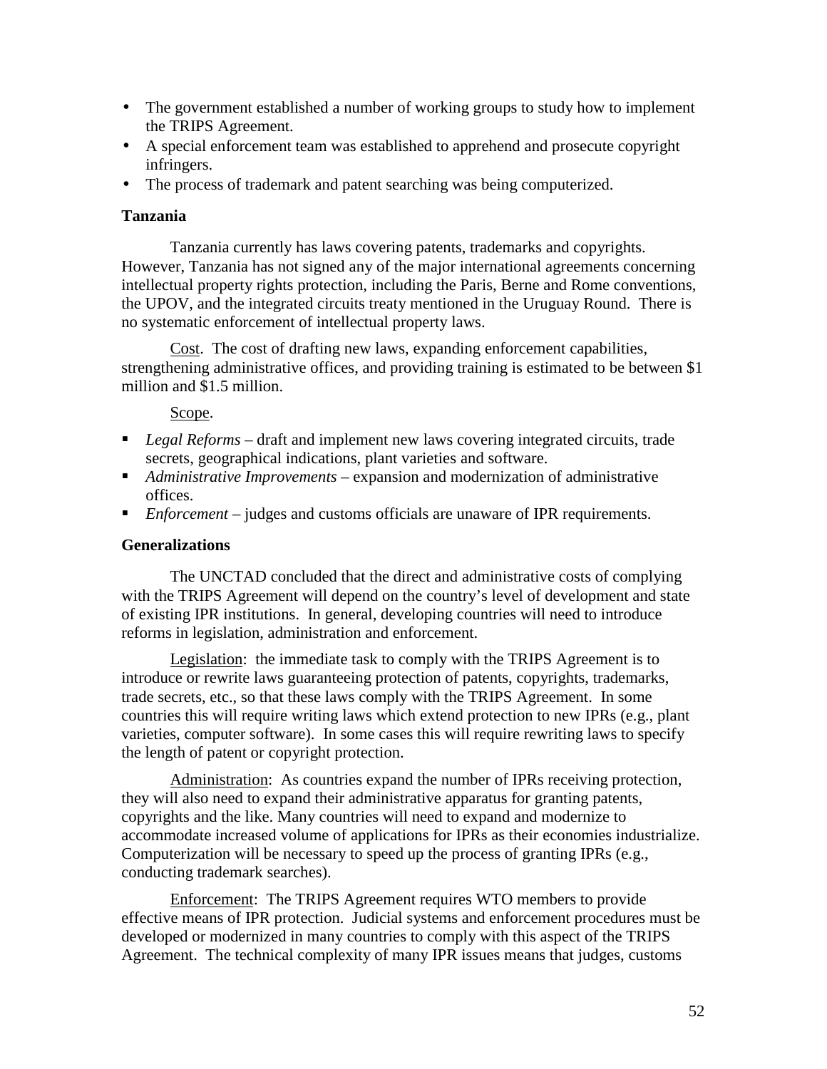- The government established a number of working groups to study how to implement the TRIPS Agreement.
- A special enforcement team was established to apprehend and prosecute copyright infringers.
- The process of trademark and patent searching was being computerized.

### Tanzania

Tanzania currently has laws covering patents, trademarks and copyrights. However, Tanzania has not signed any of the major international agreements concerning intellectual property rights protection, including the Paris, Berne and Rome conventions, the UPOV, and the integrated circuits treaty mentioned in the Uruguay Round. There is no systematic enforcement of intellectual property laws.

Cost. The cost of drafting new laws, expanding enforcement capabilities, strengthening administrative offices, and providing training is estimated to be between $1 million and $1.5 million.

Scope.

- *Legal Reforms* – draft and implement new laws covering integrated circuits, trade secrets, geographical indications, plant varieties and software.
- *Administrative Improvements* – expansion and modernization of administrative offices.
- *Enforcement* – judges and customs officials are unaware of IPR requirements.

### Generalizations

The UNCTAD concluded that the direct and administrative costs of complying with the TRIPS Agreement will depend on the country's level of development and state of existing IPR institutions. In general, developing countries will need to introduce reforms in legislation, administration and enforcement.

Legislation: the immediate task to comply with the TRIPS Agreement is to introduce or rewrite laws guaranteeing protection of patents, copyrights, trademarks, trade secrets, etc., so that these laws comply with the TRIPS Agreement. In some countries this will require writing laws which extend protection to new IPRs (e.g., plant varieties, computer software). In some cases this will require rewriting laws to specify the length of patent or copyright protection.

Administration: As countries expand the number of IPRs receiving protection, they will also need to expand their administrative apparatus for granting patents, copyrights and the like. Many countries will need to expand and modernize to accommodate increased volume of applications for IPRs as their economies industrialize. Computerization will be necessary to speed up the process of granting IPRs (e.g., conducting trademark searches).

Enforcement: The TRIPS Agreement requires WTO members to provide effective means of IPR protection. Judicial systems and enforcement procedures must be developed or modernized in many countries to comply with this aspect of the TRIPS Agreement. The technical complexity of many IPR issues means that judges, customs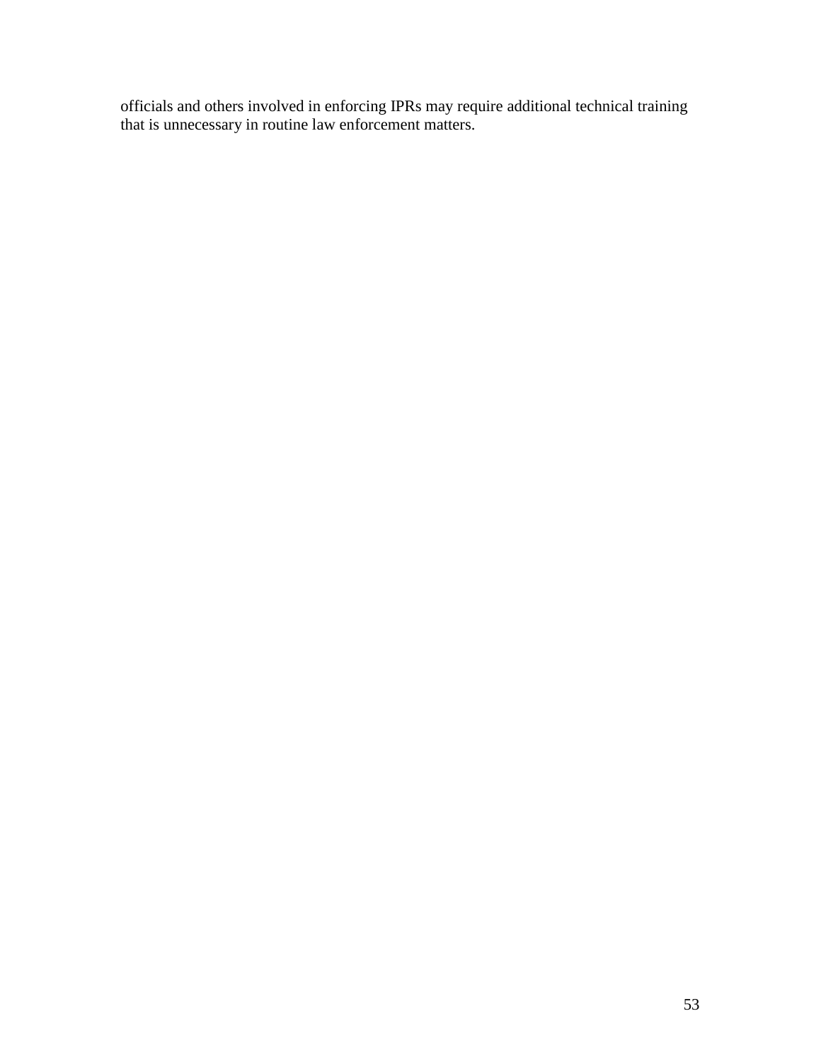officials and others involved in enforcing IPRs may require additional technical training that is unnecessary in routine law enforcement matters.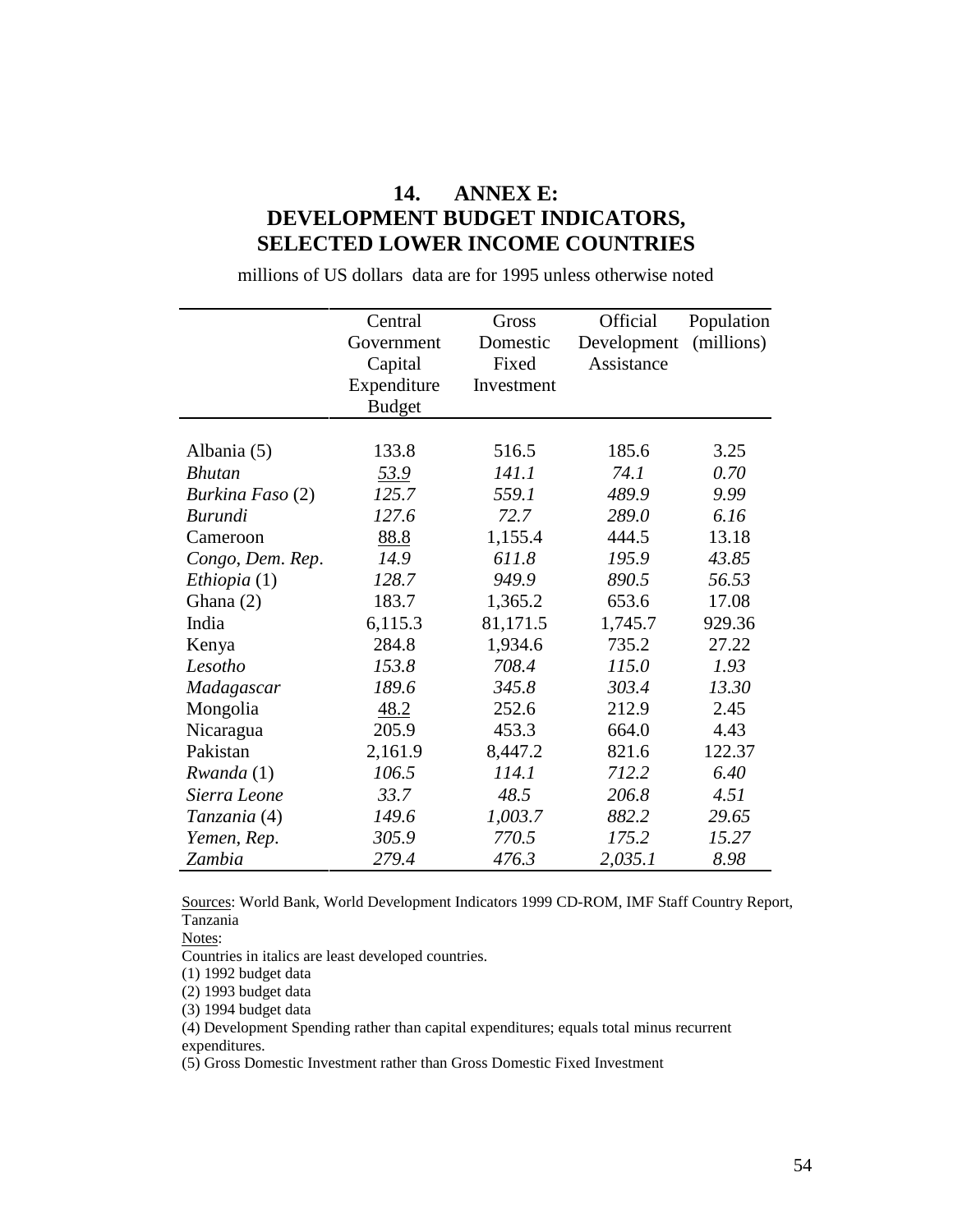# 14. ANNEX E: DEVELOPMENT BUDGET INDICATORS, SELECTED LOWER INCOME COUNTRIES

millions of US dollars data are for 1995 unless otherwise noted

| | Central Government Capital Expenditure Budget | Gross Domestic Fixed Investment | Official Development Assistance | Population (millions) |
|---|---|---|---|---|
| Albania (5) | 133.8 | 516.5 | 185.6 | 3.25 |
| *Bhutan* | *53.9* | *141.1* | *74.1* | *0.70* |
| *Burkina Faso* (2) | *125.7* | *559.1* | *489.9* | *9.99* |
| *Burundi* | *127.6* | *72.7* | *289.0* | *6.16* |
| Cameroon | 88.8 | 1,155.4 | 444.5 | 13.18 |
| *Congo, Dem. Rep.* | *14.9* | *611.8* | *195.9* | *43.85* |
| *Ethiopia* (1) | *128.7* | *949.9* | *890.5* | *56.53* |
| Ghana (2) | 183.7 | 1,365.2 | 653.6 | 17.08 |
| India | 6,115.3 | 81,171.5 | 1,745.7 | 929.36 |
| Kenya | 284.8 | 1,934.6 | 735.2 | 27.22 |
| *Lesotho* | *153.8* | *708.4* | *115.0* | *1.93* |
| *Madagascar* | *189.6* | *345.8* | *303.4* | *13.30* |
| Mongolia | 48.2 | 252.6 | 212.9 | 2.45 |
| Nicaragua | 205.9 | 453.3 | 664.0 | 4.43 |
| Pakistan | 2,161.9 | 8,447.2 | 821.6 | 122.37 |
| *Rwanda* (1) | *106.5* | *114.1* | *712.2* | *6.40* |
| *Sierra Leone* | *33.7* | *48.5* | *206.8* | *4.51* |
| *Tanzania* (4) | *149.6* | *1,003.7* | *882.2* | *29.65* |
| *Yemen, Rep.* | *305.9* | *770.5* | *175.2* | *15.27* |
| *Zambia* | *279.4* | *476.3* | *2,035.1* | *8.98* |

Sources: World Bank, World Development Indicators 1999 CD-ROM, IMF Staff Country Report, Tanzania

Notes:

Countries in italics are least developed countries.

(1) 1992 budget data

(2) 1993 budget data

(3) 1994 budget data

(4) Development Spending rather than capital expenditures; equals total minus recurrent expenditures.

(5) Gross Domestic Investment rather than Gross Domestic Fixed Investment